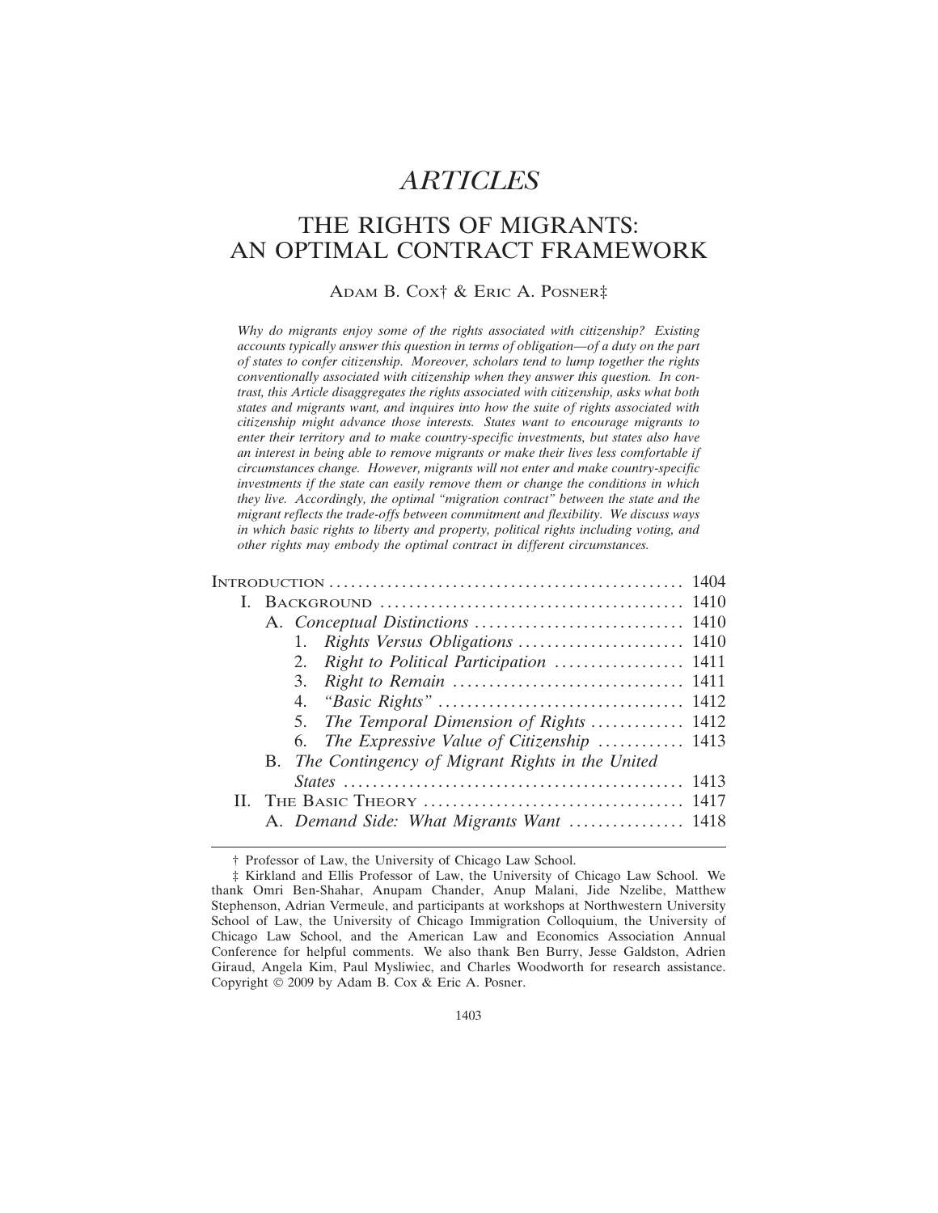# *ARTICLES*

# THE RIGHTS OF MIGRANTS: AN OPTIMAL CONTRACT FRAMEWORK

ADAM B. COX† & ERIC A. POSNER‡

*Why do migrants enjoy some of the rights associated with citizenship? Existing accounts typically answer this question in terms of obligation—of a duty on the part of states to confer citizenship. Moreover, scholars tend to lump together the rights conventionally associated with citizenship when they answer this question. In contrast, this Article disaggregates the rights associated with citizenship, asks what both states and migrants want, and inquires into how the suite of rights associated with citizenship might advance those interests. States want to encourage migrants to enter their territory and to make country-specific investments, but states also have an interest in being able to remove migrants or make their lives less comfortable if circumstances change. However, migrants will not enter and make country-specific investments if the state can easily remove them or change the conditions in which they live. Accordingly, the optimal "migration contract" between the state and the migrant reflects the trade-offs between commitment and flexibility. We discuss ways in which basic rights to liberty and property, political rights including voting, and other rights may embody the optimal contract in different circumstances.*

| | |
|---|---|
| INTRODUCTION | 1404 |
| I. BACKGROUND | 1410 |
| A. *Conceptual Distinctions* | 1410 |
| 1. *Rights Versus Obligations* | 1410 |
| 2. *Right to Political Participation* | 1411 |
| 3. *Right to Remain* | 1411 |
| 4. *"Basic Rights"* | 1412 |
| 5. *The Temporal Dimension of Rights* | 1412 |
| 6. *The Expressive Value of Citizenship* | 1413 |
| B. *The Contingency of Migrant Rights in the United States* | 1413 |
| II. THE BASIC THEORY | 1417 |
| A. *Demand Side: What Migrants Want* | 1418 |

† Professor of Law, the University of Chicago Law School.

‡ Kirkland and Ellis Professor of Law, the University of Chicago Law School. We thank Omri Ben-Shahar, Anupam Chander, Anup Malani, Jide Nzelibe, Matthew Stephenson, Adrian Vermeule, and participants at workshops at Northwestern University School of Law, the University of Chicago Immigration Colloquium, the University of Chicago Law School, and the American Law and Economics Association Annual Conference for helpful comments. We also thank Ben Burry, Jesse Galdston, Adrien Giraud, Angela Kim, Paul Mysliwiec, and Charles Woodworth for research assistance. Copyright © 2009 by Adam B. Cox & Eric A. Posner.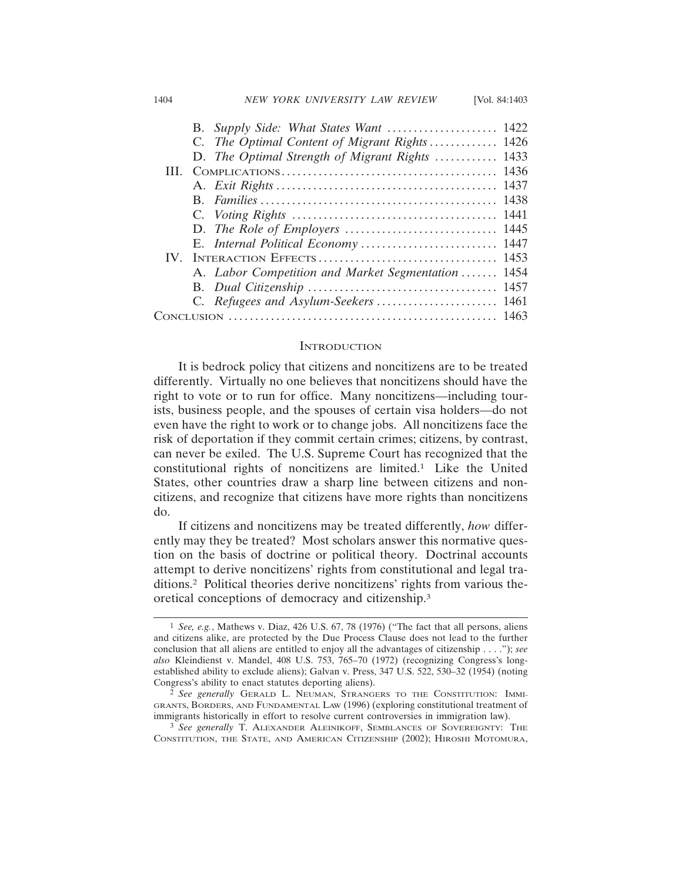- B. *Supply Side: What States Want* ..................... 1422
- C. *The Optimal Content of Migrant Rights* ............. 1426
- D. *The Optimal Strength of Migrant Rights* ............ 1433

III. Complications ......................................... 1436
- A. *Exit Rights* .......................................... 1437
- B. *Families* ............................................. 1438
- C. *Voting Rights* ....................................... 1441
- D. *The Role of Employers* ............................. 1445
- E. *Internal Political Economy* .......................... 1447

IV. Interaction Effects ................................. 1453
- A. *Labor Competition and Market Segmentation* ....... 1454
- B. *Dual Citizenship* .................................... 1457
- C. *Refugees and Asylum-Seekers* ....................... 1461

Conclusion .................................................. 1463

## Introduction

It is bedrock policy that citizens and noncitizens are to be treated differently. Virtually no one believes that noncitizens should have the right to vote or to run for office. Many noncitizens—including tourists, business people, and the spouses of certain visa holders—do not even have the right to work or to change jobs. All noncitizens face the risk of deportation if they commit certain crimes; citizens, by contrast, can never be exiled. The U.S. Supreme Court has recognized that the constitutional rights of noncitizens are limited.[1] Like the United States, other countries draw a sharp line between citizens and noncitizens, and recognize that citizens have more rights than noncitizens do.

If citizens and noncitizens may be treated differently, *how* differently may they be treated? Most scholars answer this normative question on the basis of doctrine or political theory. Doctrinal accounts attempt to derive noncitizens' rights from constitutional and legal traditions.[2] Political theories derive noncitizens' rights from various theoretical conceptions of democracy and citizenship.[3]

---

[1] *See, e.g.*, Mathews v. Diaz, 426 U.S. 67, 78 (1976) ("The fact that all persons, aliens and citizens alike, are protected by the Due Process Clause does not lead to the further conclusion that all aliens are entitled to enjoy all the advantages of citizenship . . . ."); *see also* Kleindienst v. Mandel, 408 U.S. 753, 765–70 (1972) (recognizing Congress's long-established ability to exclude aliens); Galvan v. Press, 347 U.S. 522, 530–32 (1954) (noting Congress's ability to enact statutes deporting aliens).

[2] *See generally* Gerald L. Neuman, Strangers to the Constitution: Immigrants, Borders, and Fundamental Law (1996) (exploring constitutional treatment of immigrants historically in effort to resolve current controversies in immigration law).

[3] *See generally* T. Alexander Aleinikoff, Semblances of Sovereignty: The Constitution, the State, and American Citizenship (2002); Hiroshi Motomura,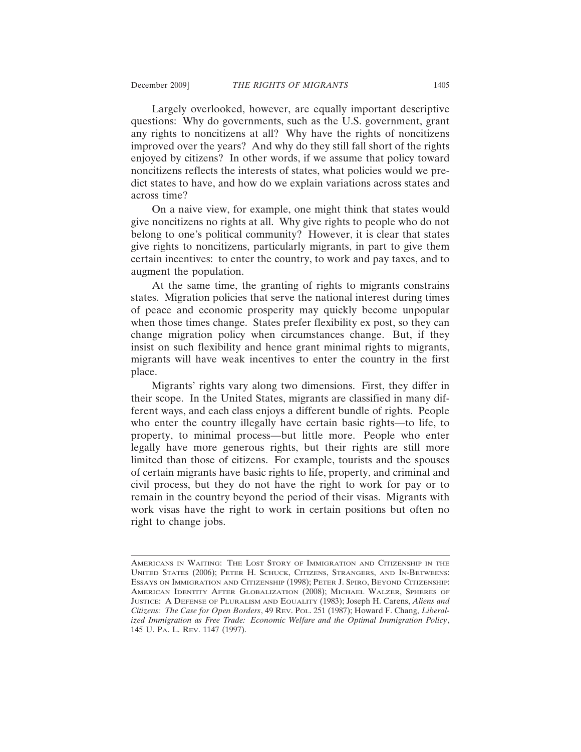Largely overlooked, however, are equally important descriptive questions: Why do governments, such as the U.S. government, grant any rights to noncitizens at all? Why have the rights of noncitizens improved over the years? And why do they still fall short of the rights enjoyed by citizens? In other words, if we assume that policy toward noncitizens reflects the interests of states, what policies would we predict states to have, and how do we explain variations across states and across time?

On a naive view, for example, one might think that states would give noncitizens no rights at all. Why give rights to people who do not belong to one's political community? However, it is clear that states give rights to noncitizens, particularly migrants, in part to give them certain incentives: to enter the country, to work and pay taxes, and to augment the population.

At the same time, the granting of rights to migrants constrains states. Migration policies that serve the national interest during times of peace and economic prosperity may quickly become unpopular when those times change. States prefer flexibility ex post, so they can change migration policy when circumstances change. But, if they insist on such flexibility and hence grant minimal rights to migrants, migrants will have weak incentives to enter the country in the first place.

Migrants' rights vary along two dimensions. First, they differ in their scope. In the United States, migrants are classified in many different ways, and each class enjoys a different bundle of rights. People who enter the country illegally have certain basic rights—to life, to property, to minimal process—but little more. People who enter legally have more generous rights, but their rights are still more limited than those of citizens. For example, tourists and the spouses of certain migrants have basic rights to life, property, and criminal and civil process, but they do not have the right to work for pay or to remain in the country beyond the period of their visas. Migrants with work visas have the right to work in certain positions but often no right to change jobs.

---

AMERICANS IN WAITING: THE LOST STORY OF IMMIGRATION AND CITIZENSHIP IN THE UNITED STATES (2006); PETER H. SCHUCK, CITIZENS, STRANGERS, AND IN-BETWEENS: ESSAYS ON IMMIGRATION AND CITIZENSHIP (1998); PETER J. SPIRO, BEYOND CITIZENSHIP: AMERICAN IDENTITY AFTER GLOBALIZATION (2008); MICHAEL WALZER, SPHERES OF JUSTICE: A DEFENSE OF PLURALISM AND EQUALITY (1983); Joseph H. Carens, *Aliens and Citizens: The Case for Open Borders*, 49 REV. POL. 251 (1987); Howard F. Chang, *Liberalized Immigration as Free Trade: Economic Welfare and the Optimal Immigration Policy*, 145 U. PA. L. REV. 1147 (1997).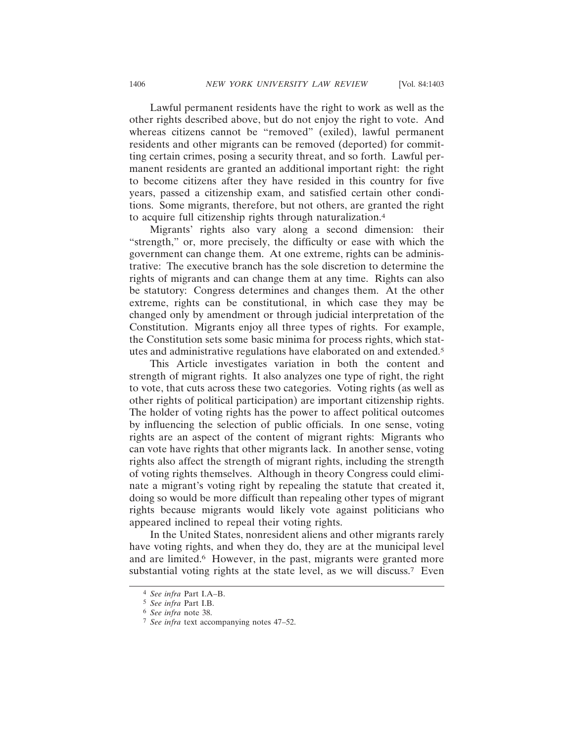Lawful permanent residents have the right to work as well as the other rights described above, but do not enjoy the right to vote. And whereas citizens cannot be "removed" (exiled), lawful permanent residents and other migrants can be removed (deported) for committing certain crimes, posing a security threat, and so forth. Lawful permanent residents are granted an additional important right: the right to become citizens after they have resided in this country for five years, passed a citizenship exam, and satisfied certain other conditions. Some migrants, therefore, but not others, are granted the right to acquire full citizenship rights through naturalization.[4]

Migrants' rights also vary along a second dimension: their "strength," or, more precisely, the difficulty or ease with which the government can change them. At one extreme, rights can be administrative: The executive branch has the sole discretion to determine the rights of migrants and can change them at any time. Rights can also be statutory: Congress determines and changes them. At the other extreme, rights can be constitutional, in which case they may be changed only by amendment or through judicial interpretation of the Constitution. Migrants enjoy all three types of rights. For example, the Constitution sets some basic minima for process rights, which statutes and administrative regulations have elaborated on and extended.[5]

This Article investigates variation in both the content and strength of migrant rights. It also analyzes one type of right, the right to vote, that cuts across these two categories. Voting rights (as well as other rights of political participation) are important citizenship rights. The holder of voting rights has the power to affect political outcomes by influencing the selection of public officials. In one sense, voting rights are an aspect of the content of migrant rights: Migrants who can vote have rights that other migrants lack. In another sense, voting rights also affect the strength of migrant rights, including the strength of voting rights themselves. Although in theory Congress could eliminate a migrant's voting right by repealing the statute that created it, doing so would be more difficult than repealing other types of migrant rights because migrants would likely vote against politicians who appeared inclined to repeal their voting rights.

In the United States, nonresident aliens and other migrants rarely have voting rights, and when they do, they are at the municipal level and are limited.[6] However, in the past, migrants were granted more substantial voting rights at the state level, as we will discuss.[7] Even

---

4 *See infra* Part I.A–B.

5 *See infra* Part I.B.

6 *See infra* note 38.

7 *See infra* text accompanying notes 47–52.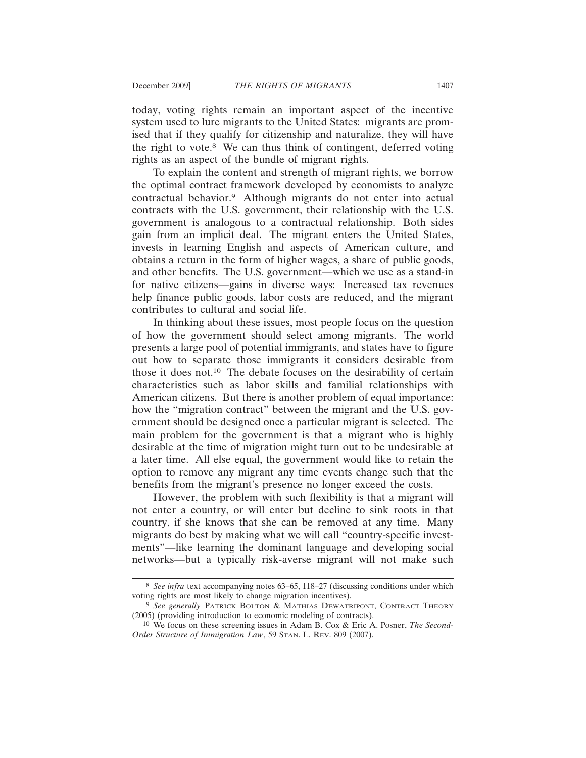today, voting rights remain an important aspect of the incentive system used to lure migrants to the United States: migrants are promised that if they qualify for citizenship and naturalize, they will have the right to vote.[8] We can thus think of contingent, deferred voting rights as an aspect of the bundle of migrant rights.

To explain the content and strength of migrant rights, we borrow the optimal contract framework developed by economists to analyze contractual behavior.[9] Although migrants do not enter into actual contracts with the U.S. government, their relationship with the U.S. government is analogous to a contractual relationship. Both sides gain from an implicit deal. The migrant enters the United States, invests in learning English and aspects of American culture, and obtains a return in the form of higher wages, a share of public goods, and other benefits. The U.S. government—which we use as a stand-in for native citizens—gains in diverse ways: Increased tax revenues help finance public goods, labor costs are reduced, and the migrant contributes to cultural and social life.

In thinking about these issues, most people focus on the question of how the government should select among migrants. The world presents a large pool of potential immigrants, and states have to figure out how to separate those immigrants it considers desirable from those it does not.[10] The debate focuses on the desirability of certain characteristics such as labor skills and familial relationships with American citizens. But there is another problem of equal importance: how the "migration contract" between the migrant and the U.S. government should be designed once a particular migrant is selected. The main problem for the government is that a migrant who is highly desirable at the time of migration might turn out to be undesirable at a later time. All else equal, the government would like to retain the option to remove any migrant any time events change such that the benefits from the migrant's presence no longer exceed the costs.

However, the problem with such flexibility is that a migrant will not enter a country, or will enter but decline to sink roots in that country, if she knows that she can be removed at any time. Many migrants do best by making what we will call "country-specific investments"—like learning the dominant language and developing social networks—but a typically risk-averse migrant will not make such

---

[8] *See infra* text accompanying notes 63–65, 118–27 (discussing conditions under which voting rights are most likely to change migration incentives).

[9] *See generally* Patrick Bolton & Mathias Dewatripont, Contract Theory (2005) (providing introduction to economic modeling of contracts).

[10] We focus on these screening issues in Adam B. Cox & Eric A. Posner, *The Second-Order Structure of Immigration Law*, 59 Stan. L. Rev. 809 (2007).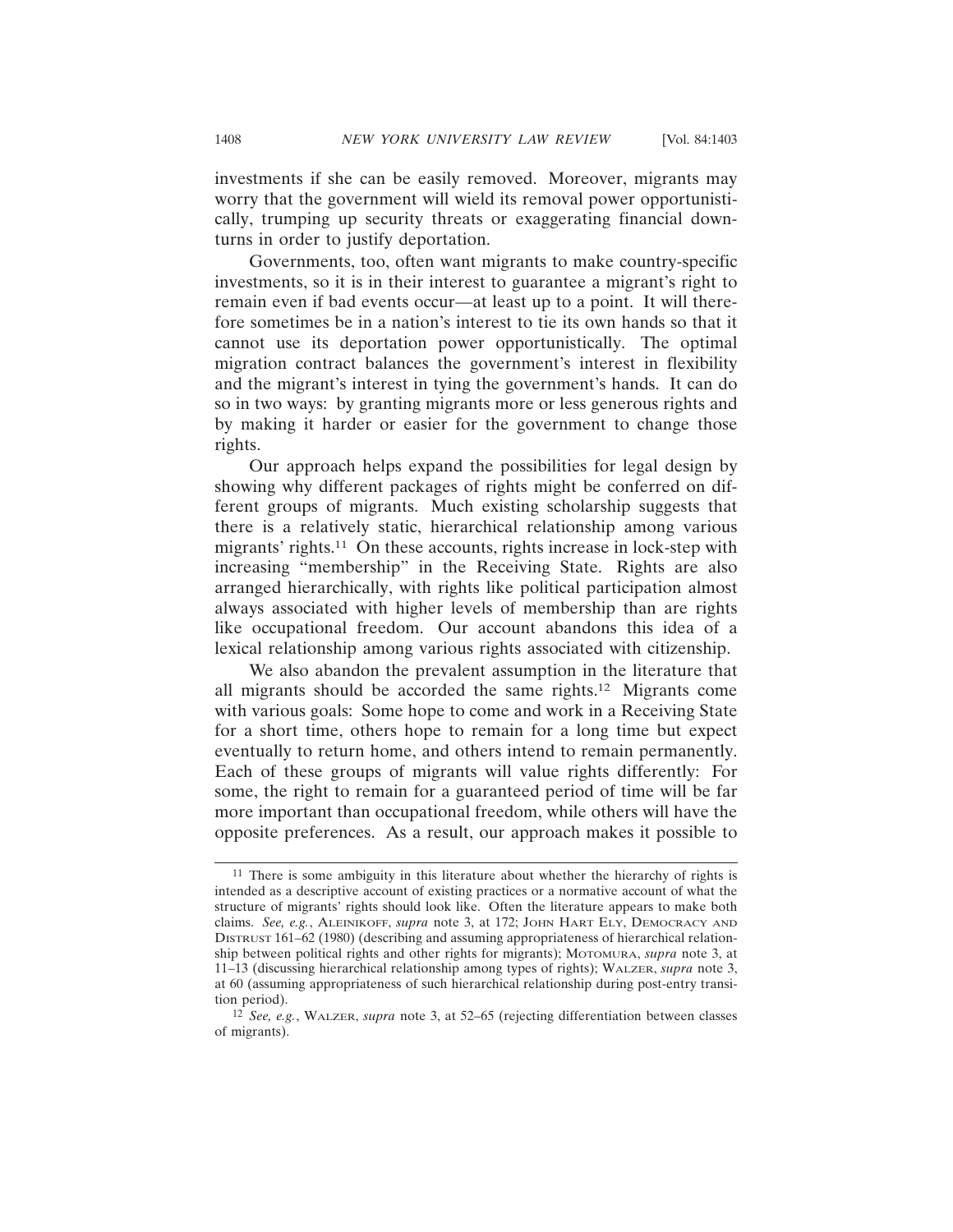investments if she can be easily removed. Moreover, migrants may worry that the government will wield its removal power opportunistically, trumping up security threats or exaggerating financial downturns in order to justify deportation.

Governments, too, often want migrants to make country-specific investments, so it is in their interest to guarantee a migrant's right to remain even if bad events occur—at least up to a point. It will therefore sometimes be in a nation's interest to tie its own hands so that it cannot use its deportation power opportunistically. The optimal migration contract balances the government's interest in flexibility and the migrant's interest in tying the government's hands. It can do so in two ways: by granting migrants more or less generous rights and by making it harder or easier for the government to change those rights.

Our approach helps expand the possibilities for legal design by showing why different packages of rights might be conferred on different groups of migrants. Much existing scholarship suggests that there is a relatively static, hierarchical relationship among various migrants' rights.[11] On these accounts, rights increase in lock-step with increasing "membership" in the Receiving State. Rights are also arranged hierarchically, with rights like political participation almost always associated with higher levels of membership than are rights like occupational freedom. Our account abandons this idea of a lexical relationship among various rights associated with citizenship.

We also abandon the prevalent assumption in the literature that all migrants should be accorded the same rights.[12] Migrants come with various goals: Some hope to come and work in a Receiving State for a short time, others hope to remain for a long time but expect eventually to return home, and others intend to remain permanently. Each of these groups of migrants will value rights differently: For some, the right to remain for a guaranteed period of time will be far more important than occupational freedom, while others will have the opposite preferences. As a result, our approach makes it possible to

---

[11] There is some ambiguity in this literature about whether the hierarchy of rights is intended as a descriptive account of existing practices or a normative account of what the structure of migrants' rights should look like. Often the literature appears to make both claims. *See, e.g.*, ALEINIKOFF, *supra* note 3, at 172; JOHN HART ELY, DEMOCRACY AND DISTRUST 161–62 (1980) (describing and assuming appropriateness of hierarchical relationship between political rights and other rights for migrants); MOTOMURA, *supra* note 3, at 11–13 (discussing hierarchical relationship among types of rights); WALZER, *supra* note 3, at 60 (assuming appropriateness of such hierarchical relationship during post-entry transition period).

[12] *See, e.g.*, WALZER, *supra* note 3, at 52–65 (rejecting differentiation between classes of migrants).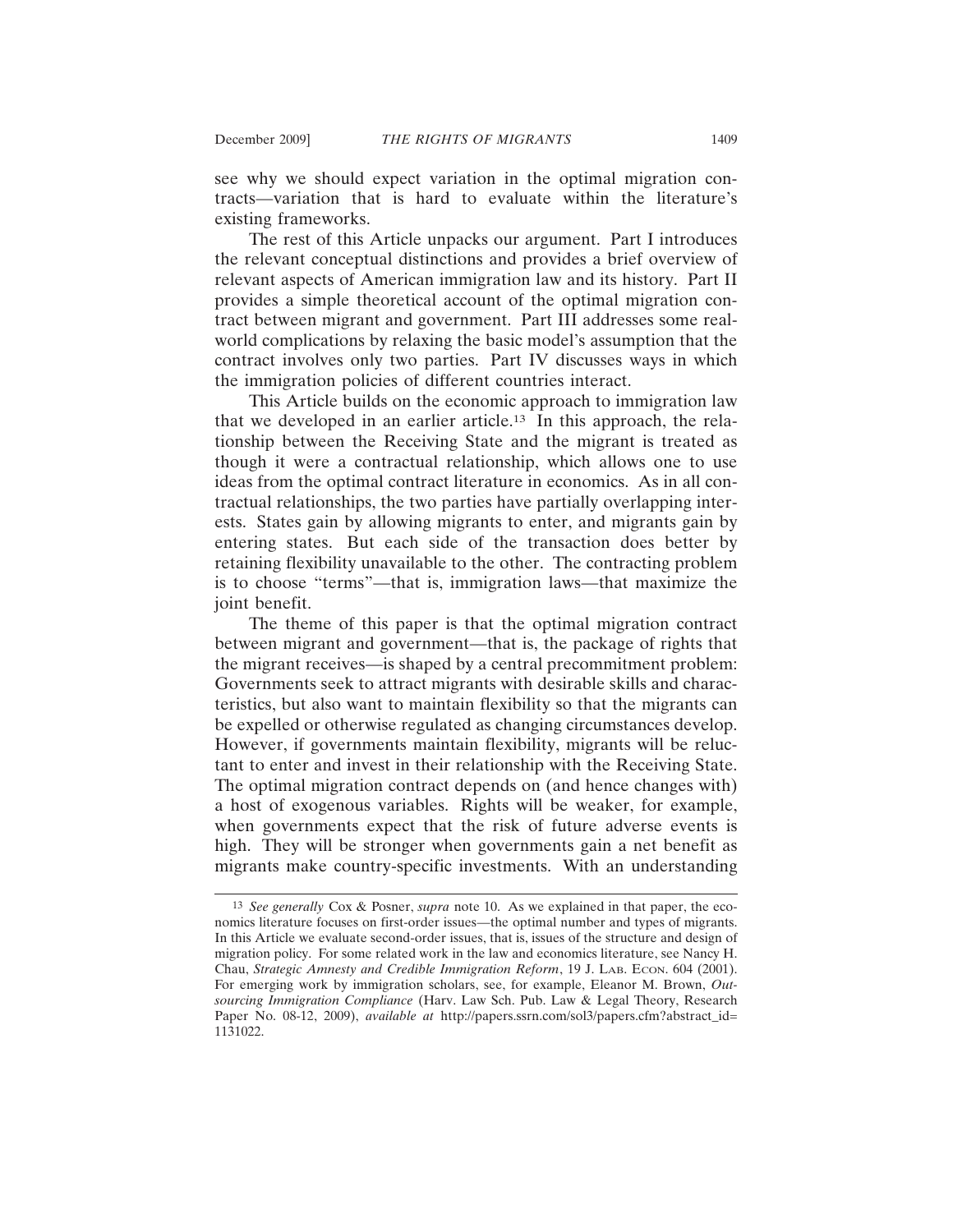see why we should expect variation in the optimal migration contracts—variation that is hard to evaluate within the literature's existing frameworks.

The rest of this Article unpacks our argument. Part I introduces the relevant conceptual distinctions and provides a brief overview of relevant aspects of American immigration law and its history. Part II provides a simple theoretical account of the optimal migration contract between migrant and government. Part III addresses some real-world complications by relaxing the basic model's assumption that the contract involves only two parties. Part IV discusses ways in which the immigration policies of different countries interact.

This Article builds on the economic approach to immigration law that we developed in an earlier article.[13] In this approach, the relationship between the Receiving State and the migrant is treated as though it were a contractual relationship, which allows one to use ideas from the optimal contract literature in economics. As in all contractual relationships, the two parties have partially overlapping interests. States gain by allowing migrants to enter, and migrants gain by entering states. But each side of the transaction does better by retaining flexibility unavailable to the other. The contracting problem is to choose "terms"—that is, immigration laws—that maximize the joint benefit.

The theme of this paper is that the optimal migration contract between migrant and government—that is, the package of rights that the migrant receives—is shaped by a central precommitment problem: Governments seek to attract migrants with desirable skills and characteristics, but also want to maintain flexibility so that the migrants can be expelled or otherwise regulated as changing circumstances develop. However, if governments maintain flexibility, migrants will be reluctant to enter and invest in their relationship with the Receiving State. The optimal migration contract depends on (and hence changes with) a host of exogenous variables. Rights will be weaker, for example, when governments expect that the risk of future adverse events is high. They will be stronger when governments gain a net benefit as migrants make country-specific investments. With an understanding

---

[13] *See generally* Cox & Posner, *supra* note 10. As we explained in that paper, the economics literature focuses on first-order issues—the optimal number and types of migrants. In this Article we evaluate second-order issues, that is, issues of the structure and design of migration policy. For some related work in the law and economics literature, see Nancy H. Chau, *Strategic Amnesty and Credible Immigration Reform*, 19 J. LAB. ECON. 604 (2001). For emerging work by immigration scholars, see, for example, Eleanor M. Brown, *Outsourcing Immigration Compliance* (Harv. Law Sch. Pub. Law & Legal Theory, Research Paper No. 08-12, 2009), *available at* http://papers.ssrn.com/sol3/papers.cfm?abstract_id=1131022.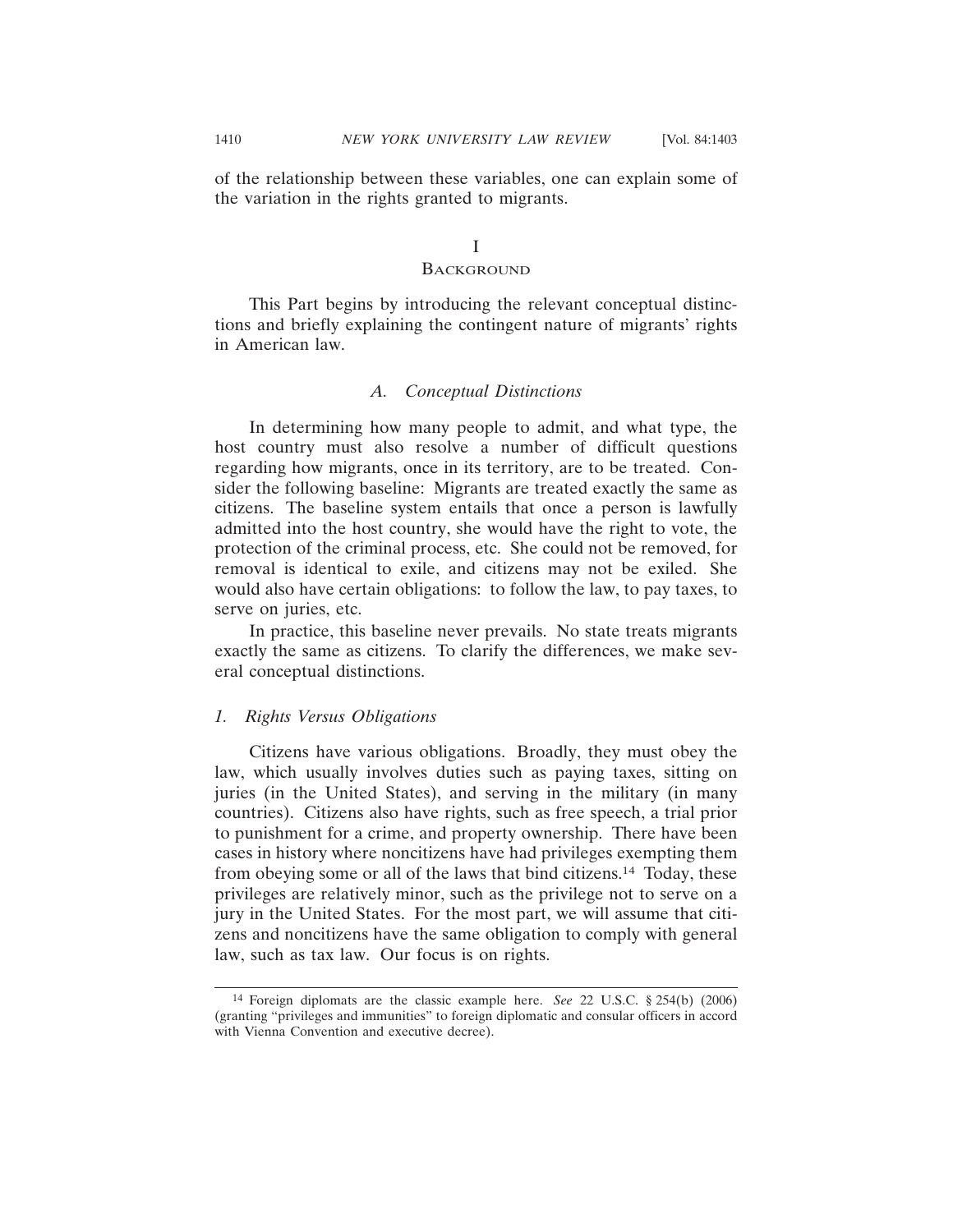of the relationship between these variables, one can explain some of the variation in the rights granted to migrants.

# I
# BACKGROUND

This Part begins by introducing the relevant conceptual distinctions and briefly explaining the contingent nature of migrants' rights in American law.

## A. *Conceptual Distinctions*

In determining how many people to admit, and what type, the host country must also resolve a number of difficult questions regarding how migrants, once in its territory, are to be treated. Consider the following baseline: Migrants are treated exactly the same as citizens. The baseline system entails that once a person is lawfully admitted into the host country, she would have the right to vote, the protection of the criminal process, etc. She could not be removed, for removal is identical to exile, and citizens may not be exiled. She would also have certain obligations: to follow the law, to pay taxes, to serve on juries, etc.

In practice, this baseline never prevails. No state treats migrants exactly the same as citizens. To clarify the differences, we make several conceptual distinctions.

### 1. *Rights Versus Obligations*

Citizens have various obligations. Broadly, they must obey the law, which usually involves duties such as paying taxes, sitting on juries (in the United States), and serving in the military (in many countries). Citizens also have rights, such as free speech, a trial prior to punishment for a crime, and property ownership. There have been cases in history where noncitizens have had privileges exempting them from obeying some or all of the laws that bind citizens.[14] Today, these privileges are relatively minor, such as the privilege not to serve on a jury in the United States. For the most part, we will assume that citizens and noncitizens have the same obligation to comply with general law, such as tax law. Our focus is on rights.

---

[14] Foreign diplomats are the classic example here. *See* 22 U.S.C. § 254(b) (2006) (granting "privileges and immunities" to foreign diplomatic and consular officers in accord with Vienna Convention and executive decree).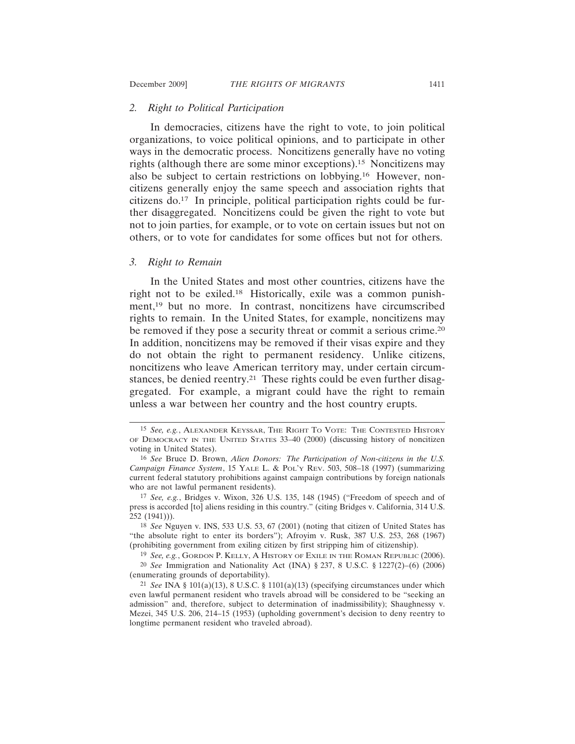### *2. Right to Political Participation*

In democracies, citizens have the right to vote, to join political organizations, to voice political opinions, and to participate in other ways in the democratic process. Noncitizens generally have no voting rights (although there are some minor exceptions).[15] Noncitizens may also be subject to certain restrictions on lobbying.[16] However, noncitizens generally enjoy the same speech and association rights that citizens do.[17] In principle, political participation rights could be further disaggregated. Noncitizens could be given the right to vote but not to join parties, for example, or to vote on certain issues but not on others, or to vote for candidates for some offices but not for others.

### *3. Right to Remain*

In the United States and most other countries, citizens have the right not to be exiled.[18] Historically, exile was a common punishment,[19] but no more. In contrast, noncitizens have circumscribed rights to remain. In the United States, for example, noncitizens may be removed if they pose a security threat or commit a serious crime.[20] In addition, noncitizens may be removed if their visas expire and they do not obtain the right to permanent residency. Unlike citizens, noncitizens who leave American territory may, under certain circumstances, be denied reentry.[21] These rights could be even further disaggregated. For example, a migrant could have the right to remain unless a war between her country and the host country erupts.

---

[15] *See, e.g.*, ALEXANDER KEYSSAR, THE RIGHT TO VOTE: THE CONTESTED HISTORY OF DEMOCRACY IN THE UNITED STATES 33–40 (2000) (discussing history of noncitizen voting in United States).

[16] *See* Bruce D. Brown, *Alien Donors: The Participation of Non-citizens in the U.S. Campaign Finance System*, 15 YALE L. & POL'Y REV. 503, 508–18 (1997) (summarizing current federal statutory prohibitions against campaign contributions by foreign nationals who are not lawful permanent residents).

[17] *See, e.g.*, Bridges v. Wixon, 326 U.S. 135, 148 (1945) ("Freedom of speech and of press is accorded [to] aliens residing in this country." (citing Bridges v. California, 314 U.S. 252 (1941))).

[18] *See* Nguyen v. INS, 533 U.S. 53, 67 (2001) (noting that citizen of United States has "the absolute right to enter its borders"); Afroyim v. Rusk, 387 U.S. 253, 268 (1967) (prohibiting government from exiling citizen by first stripping him of citizenship).

[19] *See, e.g.*, GORDON P. KELLY, A HISTORY OF EXILE IN THE ROMAN REPUBLIC (2006).

[20] *See* Immigration and Nationality Act (INA) § 237, 8 U.S.C. § 1227(2)–(6) (2006) (enumerating grounds of deportability).

[21] *See* INA § 101(a)(13), 8 U.S.C. § 1101(a)(13) (specifying circumstances under which even lawful permanent resident who travels abroad will be considered to be "seeking an admission" and, therefore, subject to determination of inadmissibility); Shaughnessy v. Mezei, 345 U.S. 206, 214–15 (1953) (upholding government's decision to deny reentry to longtime permanent resident who traveled abroad).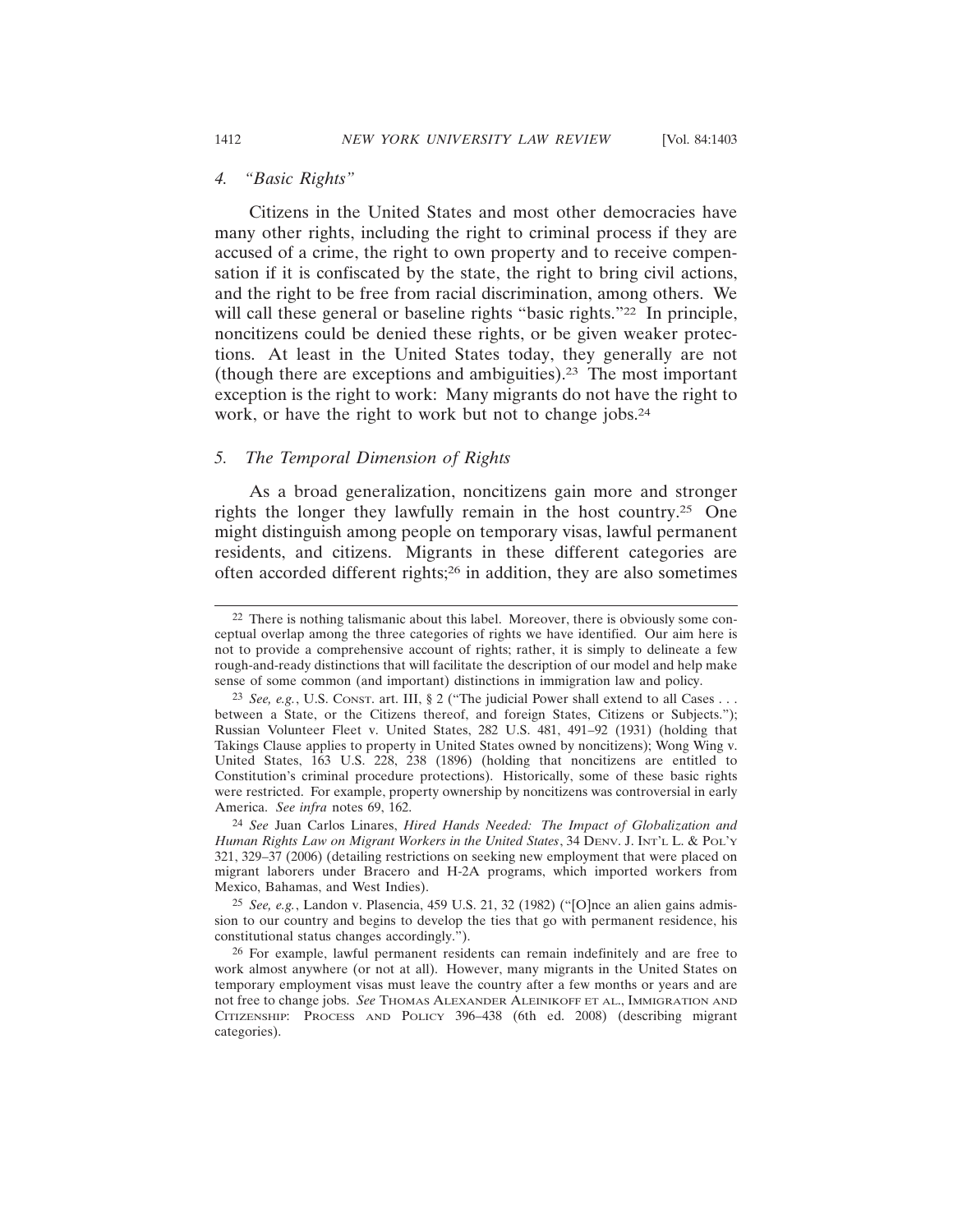### 4. *"Basic Rights"*

Citizens in the United States and most other democracies have many other rights, including the right to criminal process if they are accused of a crime, the right to own property and to receive compensation if it is confiscated by the state, the right to bring civil actions, and the right to be free from racial discrimination, among others. We will call these general or baseline rights "basic rights."[22] In principle, noncitizens could be denied these rights, or be given weaker protections. At least in the United States today, they generally are not (though there are exceptions and ambiguities).[23] The most important exception is the right to work: Many migrants do not have the right to work, or have the right to work but not to change jobs.[24]

### 5. *The Temporal Dimension of Rights*

As a broad generalization, noncitizens gain more and stronger rights the longer they lawfully remain in the host country.[25] One might distinguish among people on temporary visas, lawful permanent residents, and citizens. Migrants in these different categories are often accorded different rights;[26] in addition, they are also sometimes

---

[22] There is nothing talismanic about this label. Moreover, there is obviously some conceptual overlap among the three categories of rights we have identified. Our aim here is not to provide a comprehensive account of rights; rather, it is simply to delineate a few rough-and-ready distinctions that will facilitate the description of our model and help make sense of some common (and important) distinctions in immigration law and policy.

[23] *See, e.g.*, U.S. CONST. art. III, § 2 ("The judicial Power shall extend to all Cases . . . between a State, or the Citizens thereof, and foreign States, Citizens or Subjects."); Russian Volunteer Fleet v. United States, 282 U.S. 481, 491–92 (1931) (holding that Takings Clause applies to property in United States owned by noncitizens); Wong Wing v. United States, 163 U.S. 228, 238 (1896) (holding that noncitizens are entitled to Constitution's criminal procedure protections). Historically, some of these basic rights were restricted. For example, property ownership by noncitizens was controversial in early America. *See infra* notes 69, 162.

[24] *See* Juan Carlos Linares, *Hired Hands Needed: The Impact of Globalization and Human Rights Law on Migrant Workers in the United States*, 34 DENV. J. INT'L L. & POL'Y 321, 329–37 (2006) (detailing restrictions on seeking new employment that were placed on migrant laborers under Bracero and H-2A programs, which imported workers from Mexico, Bahamas, and West Indies).

[25] *See, e.g.*, Landon v. Plasencia, 459 U.S. 21, 32 (1982) ("[O]nce an alien gains admission to our country and begins to develop the ties that go with permanent residence, his constitutional status changes accordingly.").

[26] For example, lawful permanent residents can remain indefinitely and are free to work almost anywhere (or not at all). However, many migrants in the United States on temporary employment visas must leave the country after a few months or years and are not free to change jobs. *See* THOMAS ALEXANDER ALEINIKOFF ET AL., IMMIGRATION AND CITIZENSHIP: PROCESS AND POLICY 396–438 (6th ed. 2008) (describing migrant categories).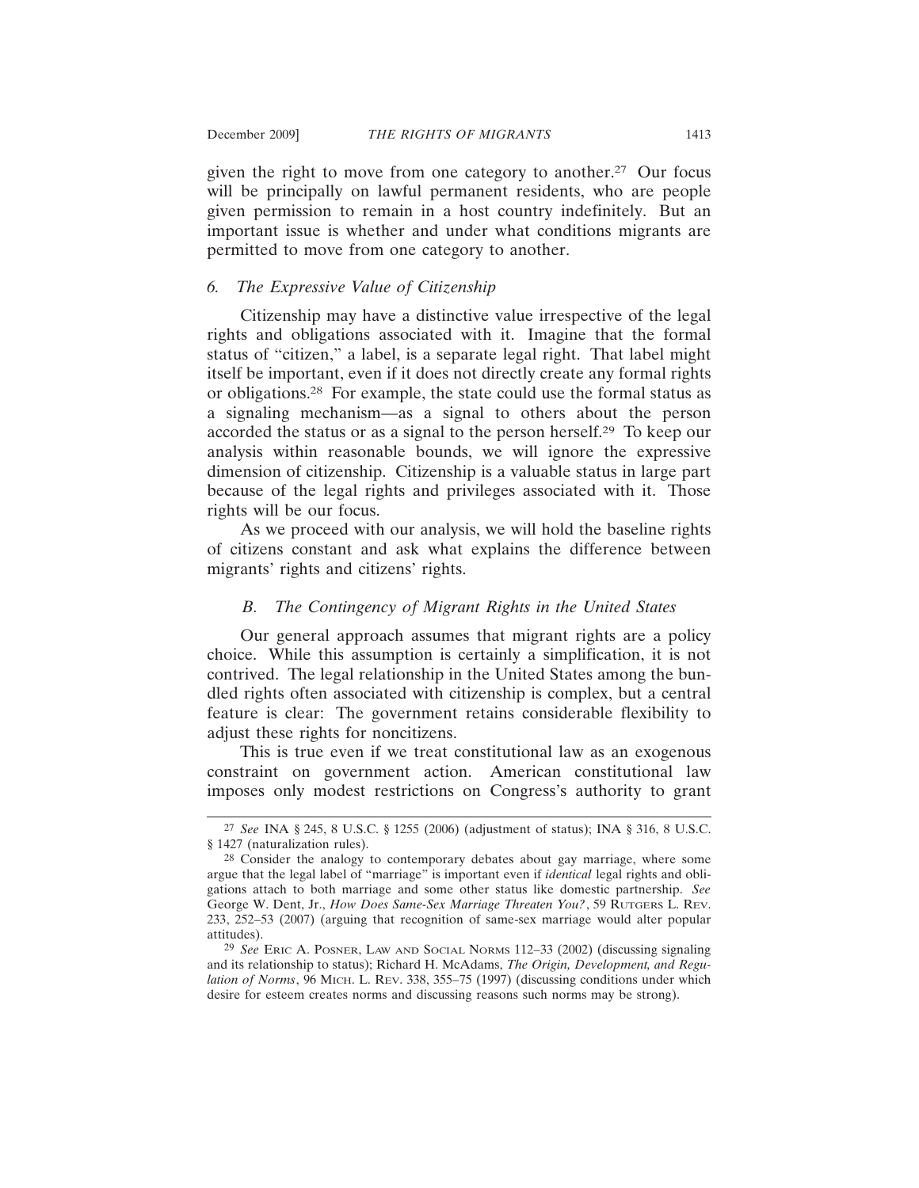given the right to move from one category to another.[27] Our focus will be principally on lawful permanent residents, who are people given permission to remain in a host country indefinitely. But an important issue is whether and under what conditions migrants are permitted to move from one category to another.

#### 6. *The Expressive Value of Citizenship*

Citizenship may have a distinctive value irrespective of the legal rights and obligations associated with it. Imagine that the formal status of "citizen," a label, is a separate legal right. That label might itself be important, even if it does not directly create any formal rights or obligations.[28] For example, the state could use the formal status as a signaling mechanism—as a signal to others about the person accorded the status or as a signal to the person herself.[29] To keep our analysis within reasonable bounds, we will ignore the expressive dimension of citizenship. Citizenship is a valuable status in large part because of the legal rights and privileges associated with it. Those rights will be our focus.

As we proceed with our analysis, we will hold the baseline rights of citizens constant and ask what explains the difference between migrants' rights and citizens' rights.

### *B. The Contingency of Migrant Rights in the United States*

Our general approach assumes that migrant rights are a policy choice. While this assumption is certainly a simplification, it is not contrived. The legal relationship in the United States among the bundled rights often associated with citizenship is complex, but a central feature is clear: The government retains considerable flexibility to adjust these rights for noncitizens.

This is true even if we treat constitutional law as an exogenous constraint on government action. American constitutional law imposes only modest restrictions on Congress's authority to grant

---

[27] *See* INA § 245, 8 U.S.C. § 1255 (2006) (adjustment of status); INA § 316, 8 U.S.C. § 1427 (naturalization rules).

[28] Consider the analogy to contemporary debates about gay marriage, where some argue that the legal label of "marriage" is important even if *identical* legal rights and obligations attach to both marriage and some other status like domestic partnership. *See* George W. Dent, Jr., *How Does Same-Sex Marriage Threaten You?*, 59 Rutgers L. Rev. 233, 252–53 (2007) (arguing that recognition of same-sex marriage would alter popular attitudes).

[29] *See* Eric A. Posner, Law and Social Norms 112–33 (2002) (discussing signaling and its relationship to status); Richard H. McAdams, *The Origin, Development, and Regulation of Norms*, 96 Mich. L. Rev. 338, 355–75 (1997) (discussing conditions under which desire for esteem creates norms and discussing reasons such norms may be strong).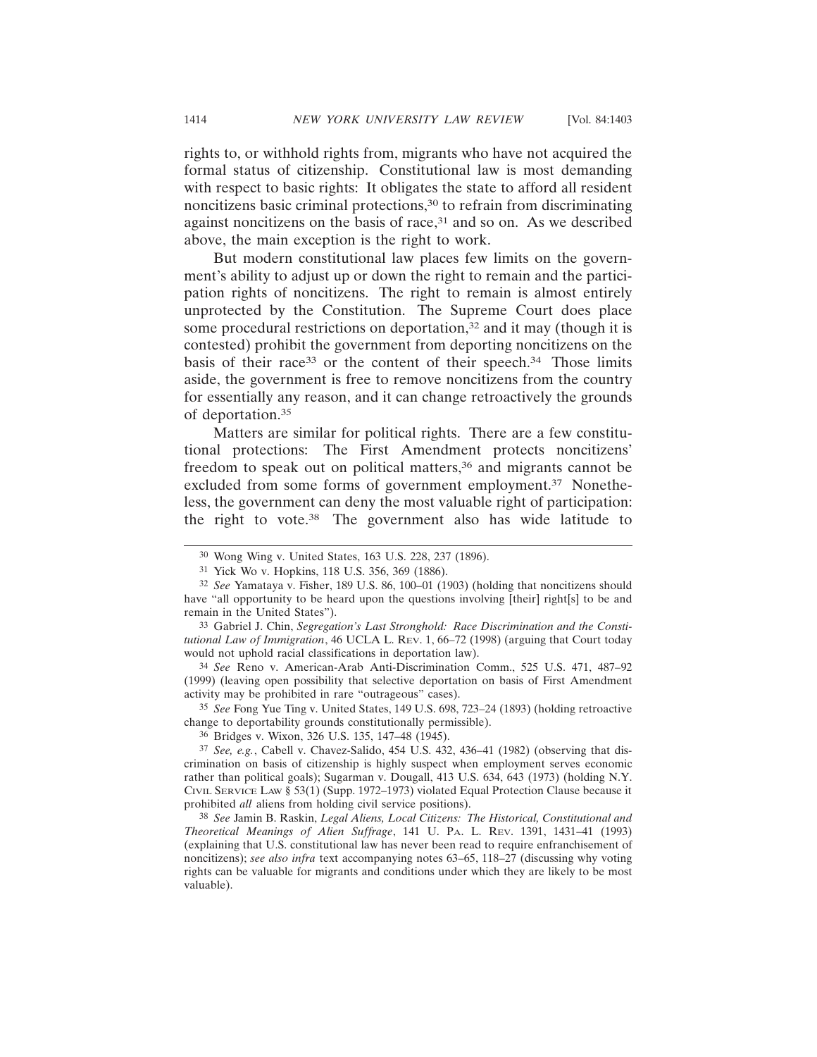rights to, or withhold rights from, migrants who have not acquired the formal status of citizenship. Constitutional law is most demanding with respect to basic rights: It obligates the state to afford all resident noncitizens basic criminal protections,[30] to refrain from discriminating against noncitizens on the basis of race,[31] and so on. As we described above, the main exception is the right to work.

But modern constitutional law places few limits on the government's ability to adjust up or down the right to remain and the participation rights of noncitizens. The right to remain is almost entirely unprotected by the Constitution. The Supreme Court does place some procedural restrictions on deportation,[32] and it may (though it is contested) prohibit the government from deporting noncitizens on the basis of their race[33] or the content of their speech.[34] Those limits aside, the government is free to remove noncitizens from the country for essentially any reason, and it can change retroactively the grounds of deportation.[35]

Matters are similar for political rights. There are a few constitutional protections: The First Amendment protects noncitizens' freedom to speak out on political matters,[36] and migrants cannot be excluded from some forms of government employment.[37] Nonetheless, the government can deny the most valuable right of participation: the right to vote.[38] The government also has wide latitude to

---

[30] Wong Wing v. United States, 163 U.S. 228, 237 (1896).

[31] Yick Wo v. Hopkins, 118 U.S. 356, 369 (1886).

[32] *See* Yamataya v. Fisher, 189 U.S. 86, 100–01 (1903) (holding that noncitizens should have "all opportunity to be heard upon the questions involving [their] right[s] to be and remain in the United States").

[33] Gabriel J. Chin, *Segregation's Last Stronghold: Race Discrimination and the Constitutional Law of Immigration*, 46 UCLA L. Rev. 1, 66–72 (1998) (arguing that Court today would not uphold racial classifications in deportation law).

[34] *See* Reno v. American-Arab Anti-Discrimination Comm., 525 U.S. 471, 487–92 (1999) (leaving open possibility that selective deportation on basis of First Amendment activity may be prohibited in rare "outrageous" cases).

[35] *See* Fong Yue Ting v. United States, 149 U.S. 698, 723–24 (1893) (holding retroactive change to deportability grounds constitutionally permissible).

[36] Bridges v. Wixon, 326 U.S. 135, 147–48 (1945).

[37] *See, e.g.*, Cabell v. Chavez-Salido, 454 U.S. 432, 436–41 (1982) (observing that discrimination on basis of citizenship is highly suspect when employment serves economic rather than political goals); Sugarman v. Dougall, 413 U.S. 634, 643 (1973) (holding N.Y. Civil Service Law § 53(1) (Supp. 1972–1973) violated Equal Protection Clause because it prohibited *all* aliens from holding civil service positions).

[38] *See* Jamin B. Raskin, *Legal Aliens, Local Citizens: The Historical, Constitutional and Theoretical Meanings of Alien Suffrage*, 141 U. Pa. L. Rev. 1391, 1431–41 (1993) (explaining that U.S. constitutional law has never been read to require enfranchisement of noncitizens); *see also infra* text accompanying notes 63–65, 118–27 (discussing why voting rights can be valuable for migrants and conditions under which they are likely to be most valuable).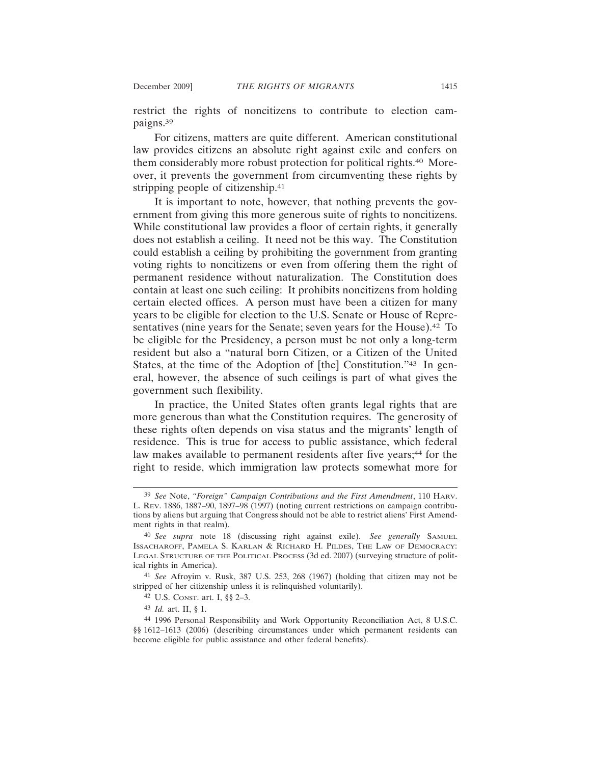restrict the rights of noncitizens to contribute to election campaigns.[39]

For citizens, matters are quite different. American constitutional law provides citizens an absolute right against exile and confers on them considerably more robust protection for political rights.[40] Moreover, it prevents the government from circumventing these rights by stripping people of citizenship.[41]

It is important to note, however, that nothing prevents the government from giving this more generous suite of rights to noncitizens. While constitutional law provides a floor of certain rights, it generally does not establish a ceiling. It need not be this way. The Constitution could establish a ceiling by prohibiting the government from granting voting rights to noncitizens or even from offering them the right of permanent residence without naturalization. The Constitution does contain at least one such ceiling: It prohibits noncitizens from holding certain elected offices. A person must have been a citizen for many years to be eligible for election to the U.S. Senate or House of Representatives (nine years for the Senate; seven years for the House).[42] To be eligible for the Presidency, a person must be not only a long-term resident but also a "natural born Citizen, or a Citizen of the United States, at the time of the Adoption of [the] Constitution."[43] In general, however, the absence of such ceilings is part of what gives the government such flexibility.

In practice, the United States often grants legal rights that are more generous than what the Constitution requires. The generosity of these rights often depends on visa status and the migrants' length of residence. This is true for access to public assistance, which federal law makes available to permanent residents after five years;[44] for the right to reside, which immigration law protects somewhat more for

---

[39] *See* Note, *"Foreign" Campaign Contributions and the First Amendment*, 110 HARV. L. REV. 1886, 1887–90, 1897–98 (1997) (noting current restrictions on campaign contributions by aliens but arguing that Congress should not be able to restrict aliens' First Amendment rights in that realm).

[40] *See supra* note 18 (discussing right against exile). *See generally* SAMUEL ISSACHAROFF, PAMELA S. KARLAN & RICHARD H. PILDES, THE LAW OF DEMOCRACY: LEGAL STRUCTURE OF THE POLITICAL PROCESS (3d ed. 2007) (surveying structure of political rights in America).

[41] *See* Afroyim v. Rusk, 387 U.S. 253, 268 (1967) (holding that citizen may not be stripped of her citizenship unless it is relinquished voluntarily).

[42] U.S. CONST. art. I, §§ 2–3.

[43] *Id.* art. II, § 1.

[44] 1996 Personal Responsibility and Work Opportunity Reconciliation Act, 8 U.S.C. §§ 1612–1613 (2006) (describing circumstances under which permanent residents can become eligible for public assistance and other federal benefits).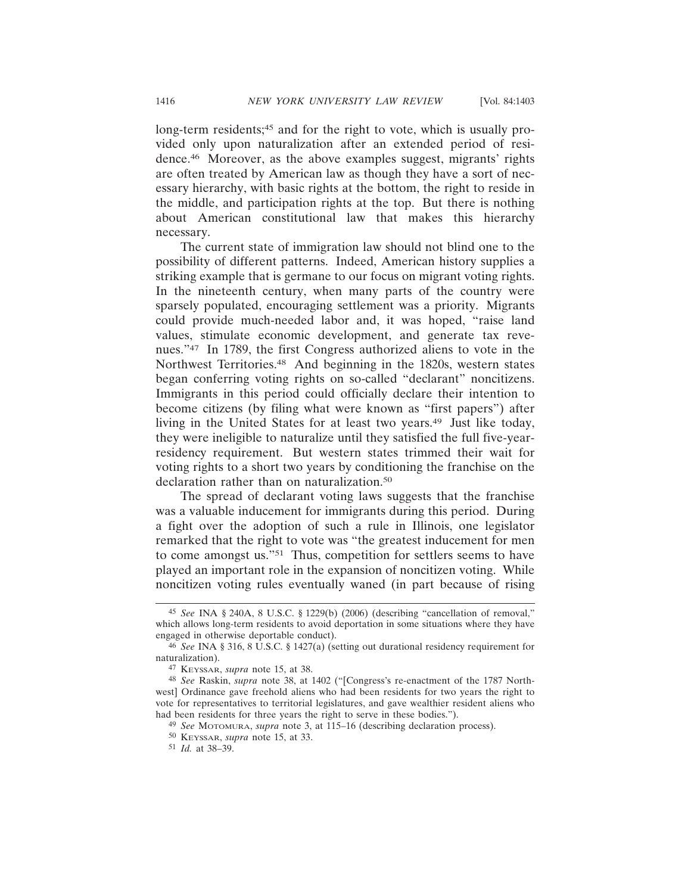long-term residents;[45] and for the right to vote, which is usually provided only upon naturalization after an extended period of residence.[46] Moreover, as the above examples suggest, migrants' rights are often treated by American law as though they have a sort of necessary hierarchy, with basic rights at the bottom, the right to reside in the middle, and participation rights at the top. But there is nothing about American constitutional law that makes this hierarchy necessary.

The current state of immigration law should not blind one to the possibility of different patterns. Indeed, American history supplies a striking example that is germane to our focus on migrant voting rights. In the nineteenth century, when many parts of the country were sparsely populated, encouraging settlement was a priority. Migrants could provide much-needed labor and, it was hoped, "raise land values, stimulate economic development, and generate tax revenues."[47] In 1789, the first Congress authorized aliens to vote in the Northwest Territories.[48] And beginning in the 1820s, western states began conferring voting rights on so-called "declarant" noncitizens. Immigrants in this period could officially declare their intention to become citizens (by filing what were known as "first papers") after living in the United States for at least two years.[49] Just like today, they were ineligible to naturalize until they satisfied the full five-year-residency requirement. But western states trimmed their wait for voting rights to a short two years by conditioning the franchise on the declaration rather than on naturalization.[50]

The spread of declarant voting laws suggests that the franchise was a valuable inducement for immigrants during this period. During a fight over the adoption of such a rule in Illinois, one legislator remarked that the right to vote was "the greatest inducement for men to come amongst us."[51] Thus, competition for settlers seems to have played an important role in the expansion of noncitizen voting. While noncitizen voting rules eventually waned (in part because of rising

---

[45] *See* INA § 240A, 8 U.S.C. § 1229(b) (2006) (describing "cancellation of removal," which allows long-term residents to avoid deportation in some situations where they have engaged in otherwise deportable conduct).

[46] *See* INA § 316, 8 U.S.C. § 1427(a) (setting out durational residency requirement for naturalization).

[47] KEYSSAR, *supra* note 15, at 38.

[48] *See* Raskin, *supra* note 38, at 1402 ("[Congress's re-enactment of the 1787 Northwest] Ordinance gave freehold aliens who had been residents for two years the right to vote for representatives to territorial legislatures, and gave wealthier resident aliens who had been residents for three years the right to serve in these bodies.").

[49] *See* MOTOMURA, *supra* note 3, at 115–16 (describing declaration process).

[50] KEYSSAR, *supra* note 15, at 33.

[51] *Id.* at 38–39.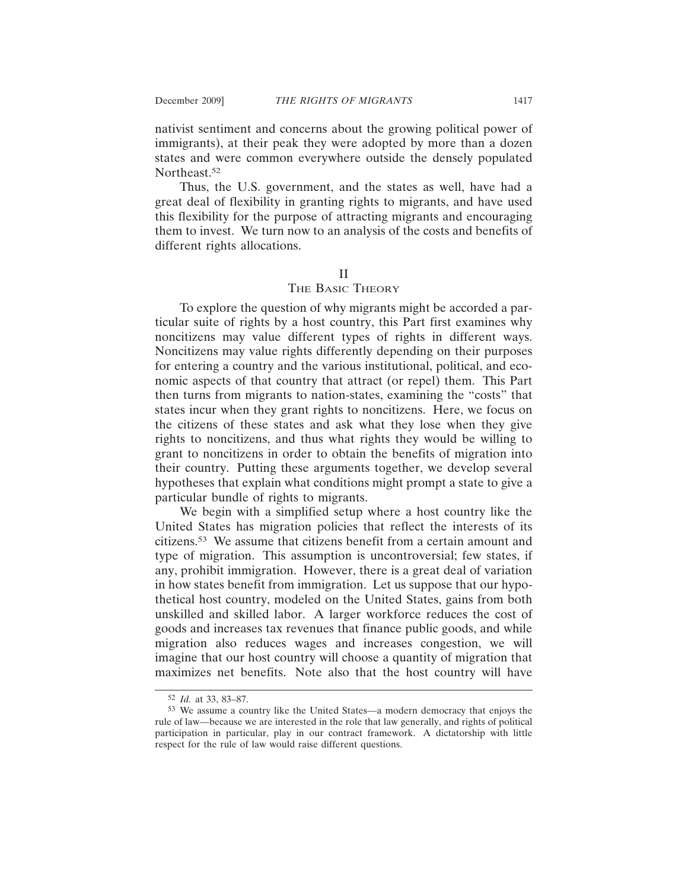nativist sentiment and concerns about the growing political power of immigrants), at their peak they were adopted by more than a dozen states and were common everywhere outside the densely populated Northeast.[52]

Thus, the U.S. government, and the states as well, have had a great deal of flexibility in granting rights to migrants, and have used this flexibility for the purpose of attracting migrants and encouraging them to invest. We turn now to an analysis of the costs and benefits of different rights allocations.

## II
## THE BASIC THEORY

To explore the question of why migrants might be accorded a particular suite of rights by a host country, this Part first examines why noncitizens may value different types of rights in different ways. Noncitizens may value rights differently depending on their purposes for entering a country and the various institutional, political, and economic aspects of that country that attract (or repel) them. This Part then turns from migrants to nation-states, examining the "costs" that states incur when they grant rights to noncitizens. Here, we focus on the citizens of these states and ask what they lose when they give rights to noncitizens, and thus what rights they would be willing to grant to noncitizens in order to obtain the benefits of migration into their country. Putting these arguments together, we develop several hypotheses that explain what conditions might prompt a state to give a particular bundle of rights to migrants.

We begin with a simplified setup where a host country like the United States has migration policies that reflect the interests of its citizens.[53] We assume that citizens benefit from a certain amount and type of migration. This assumption is uncontroversial; few states, if any, prohibit immigration. However, there is a great deal of variation in how states benefit from immigration. Let us suppose that our hypothetical host country, modeled on the United States, gains from both unskilled and skilled labor. A larger workforce reduces the cost of goods and increases tax revenues that finance public goods, and while migration also reduces wages and increases congestion, we will imagine that our host country will choose a quantity of migration that maximizes net benefits. Note also that the host country will have

---

[52] *Id.* at 33, 83–87.

[53] We assume a country like the United States—a modern democracy that enjoys the rule of law—because we are interested in the role that law generally, and rights of political participation in particular, play in our contract framework. A dictatorship with little respect for the rule of law would raise different questions.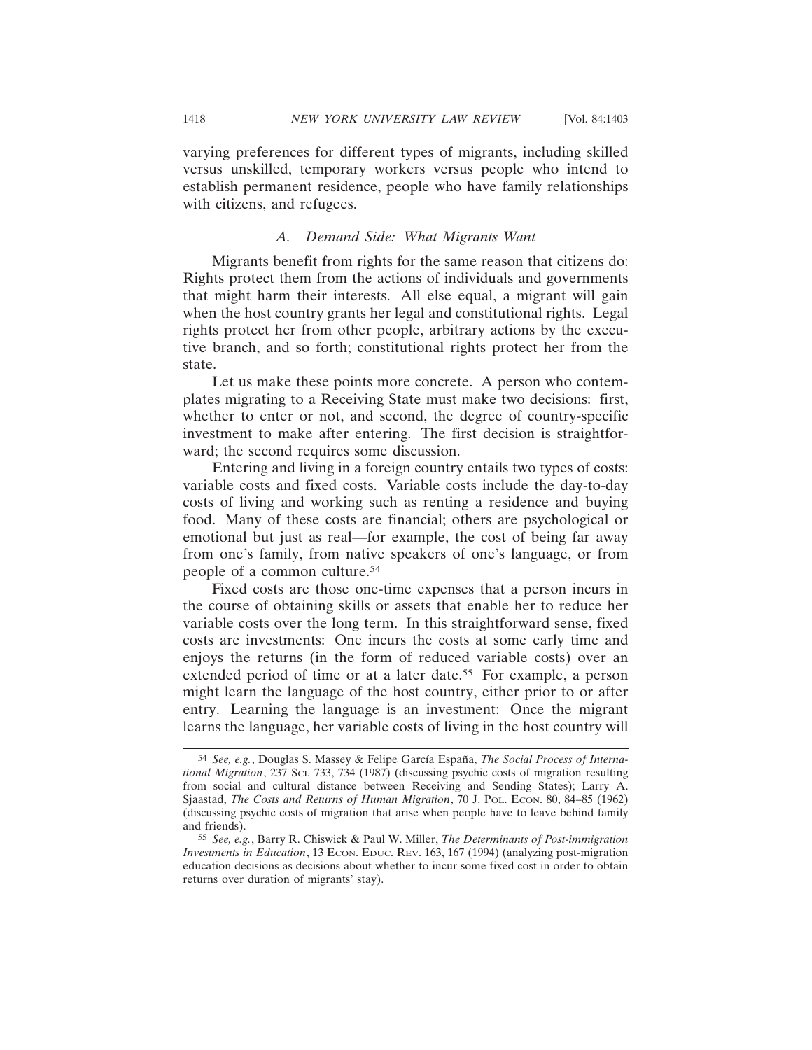varying preferences for different types of migrants, including skilled versus unskilled, temporary workers versus people who intend to establish permanent residence, people who have family relationships with citizens, and refugees.

### *A. Demand Side: What Migrants Want*

Migrants benefit from rights for the same reason that citizens do: Rights protect them from the actions of individuals and governments that might harm their interests. All else equal, a migrant will gain when the host country grants her legal and constitutional rights. Legal rights protect her from other people, arbitrary actions by the executive branch, and so forth; constitutional rights protect her from the state.

Let us make these points more concrete. A person who contemplates migrating to a Receiving State must make two decisions: first, whether to enter or not, and second, the degree of country-specific investment to make after entering. The first decision is straightforward; the second requires some discussion.

Entering and living in a foreign country entails two types of costs: variable costs and fixed costs. Variable costs include the day-to-day costs of living and working such as renting a residence and buying food. Many of these costs are financial; others are psychological or emotional but just as real—for example, the cost of being far away from one's family, from native speakers of one's language, or from people of a common culture.[54]

Fixed costs are those one-time expenses that a person incurs in the course of obtaining skills or assets that enable her to reduce her variable costs over the long term. In this straightforward sense, fixed costs are investments: One incurs the costs at some early time and enjoys the returns (in the form of reduced variable costs) over an extended period of time or at a later date.[55] For example, a person might learn the language of the host country, either prior to or after entry. Learning the language is an investment: Once the migrant learns the language, her variable costs of living in the host country will

---

[54] *See, e.g.*, Douglas S. Massey & Felipe García España, *The Social Process of International Migration*, 237 SCI. 733, 734 (1987) (discussing psychic costs of migration resulting from social and cultural distance between Receiving and Sending States); Larry A. Sjaastad, *The Costs and Returns of Human Migration*, 70 J. POL. ECON. 80, 84–85 (1962) (discussing psychic costs of migration that arise when people have to leave behind family and friends).

[55] *See, e.g.*, Barry R. Chiswick & Paul W. Miller, *The Determinants of Post-immigration Investments in Education*, 13 ECON. EDUC. REV. 163, 167 (1994) (analyzing post-migration education decisions as decisions about whether to incur some fixed cost in order to obtain returns over duration of migrants' stay).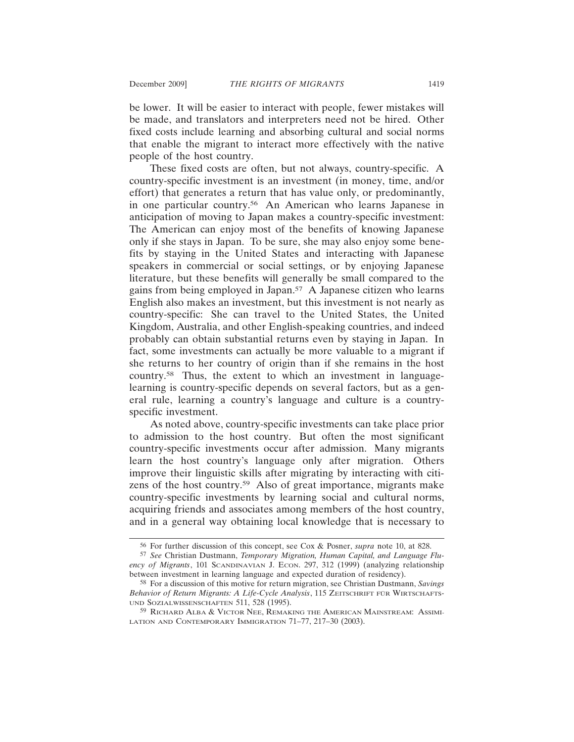be lower. It will be easier to interact with people, fewer mistakes will be made, and translators and interpreters need not be hired. Other fixed costs include learning and absorbing cultural and social norms that enable the migrant to interact more effectively with the native people of the host country.

These fixed costs are often, but not always, country-specific. A country-specific investment is an investment (in money, time, and/or effort) that generates a return that has value only, or predominantly, in one particular country.[56] An American who learns Japanese in anticipation of moving to Japan makes a country-specific investment: The American can enjoy most of the benefits of knowing Japanese only if she stays in Japan. To be sure, she may also enjoy some benefits by staying in the United States and interacting with Japanese speakers in commercial or social settings, or by enjoying Japanese literature, but these benefits will generally be small compared to the gains from being employed in Japan.[57] A Japanese citizen who learns English also makes an investment, but this investment is not nearly as country-specific: She can travel to the United States, the United Kingdom, Australia, and other English-speaking countries, and indeed probably can obtain substantial returns even by staying in Japan. In fact, some investments can actually be more valuable to a migrant if she returns to her country of origin than if she remains in the host country.[58] Thus, the extent to which an investment in language-learning is country-specific depends on several factors, but as a general rule, learning a country's language and culture is a country-specific investment.

As noted above, country-specific investments can take place prior to admission to the host country. But often the most significant country-specific investments occur after admission. Many migrants learn the host country's language only after migration. Others improve their linguistic skills after migrating by interacting with citizens of the host country.[59] Also of great importance, migrants make country-specific investments by learning social and cultural norms, acquiring friends and associates among members of the host country, and in a general way obtaining local knowledge that is necessary to

---

[56] For further discussion of this concept, see Cox & Posner, *supra* note 10, at 828.

[57] *See* Christian Dustmann, *Temporary Migration, Human Capital, and Language Fluency of Migrants*, 101 SCANDINAVIAN J. ECON. 297, 312 (1999) (analyzing relationship between investment in learning language and expected duration of residency).

[58] For a discussion of this motive for return migration, see Christian Dustmann, *Savings Behavior of Return Migrants: A Life-Cycle Analysis*, 115 ZEITSCHRIFT FÜR WIRTSCHAFTS- UND SOZIALWISSENSCHAFTEN 511, 528 (1995).

[59] RICHARD ALBA & VICTOR NEE, REMAKING THE AMERICAN MAINSTREAM: ASSIMILATION AND CONTEMPORARY IMMIGRATION 71–77, 217–30 (2003).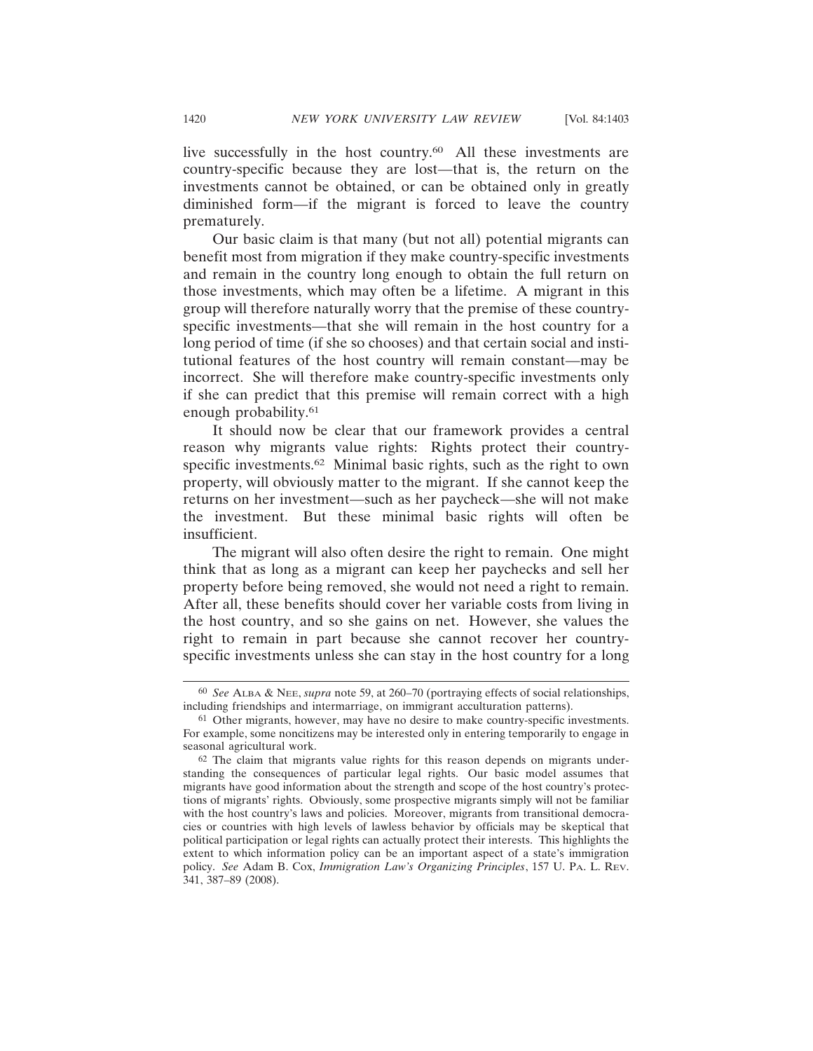live successfully in the host country.[60] All these investments are country-specific because they are lost—that is, the return on the investments cannot be obtained, or can be obtained only in greatly diminished form—if the migrant is forced to leave the country prematurely.

Our basic claim is that many (but not all) potential migrants can benefit most from migration if they make country-specific investments and remain in the country long enough to obtain the full return on those investments, which may often be a lifetime. A migrant in this group will therefore naturally worry that the premise of these country-specific investments—that she will remain in the host country for a long period of time (if she so chooses) and that certain social and institutional features of the host country will remain constant—may be incorrect. She will therefore make country-specific investments only if she can predict that this premise will remain correct with a high enough probability.[61]

It should now be clear that our framework provides a central reason why migrants value rights: Rights protect their country-specific investments.[62] Minimal basic rights, such as the right to own property, will obviously matter to the migrant. If she cannot keep the returns on her investment—such as her paycheck—she will not make the investment. But these minimal basic rights will often be insufficient.

The migrant will also often desire the right to remain. One might think that as long as a migrant can keep her paychecks and sell her property before being removed, she would not need a right to remain. After all, these benefits should cover her variable costs from living in the host country, and so she gains on net. However, she values the right to remain in part because she cannot recover her country-specific investments unless she can stay in the host country for a long

---

[60] *See* ALBA & NEE, *supra* note 59, at 260–70 (portraying effects of social relationships, including friendships and intermarriage, on immigrant acculturation patterns).

[61] Other migrants, however, may have no desire to make country-specific investments. For example, some noncitizens may be interested only in entering temporarily to engage in seasonal agricultural work.

[62] The claim that migrants value rights for this reason depends on migrants understanding the consequences of particular legal rights. Our basic model assumes that migrants have good information about the strength and scope of the host country's protections of migrants' rights. Obviously, some prospective migrants simply will not be familiar with the host country's laws and policies. Moreover, migrants from transitional democracies or countries with high levels of lawless behavior by officials may be skeptical that political participation or legal rights can actually protect their interests. This highlights the extent to which information policy can be an important aspect of a state's immigration policy. *See* Adam B. Cox, *Immigration Law's Organizing Principles*, 157 U. PA. L. REV. 341, 387–89 (2008).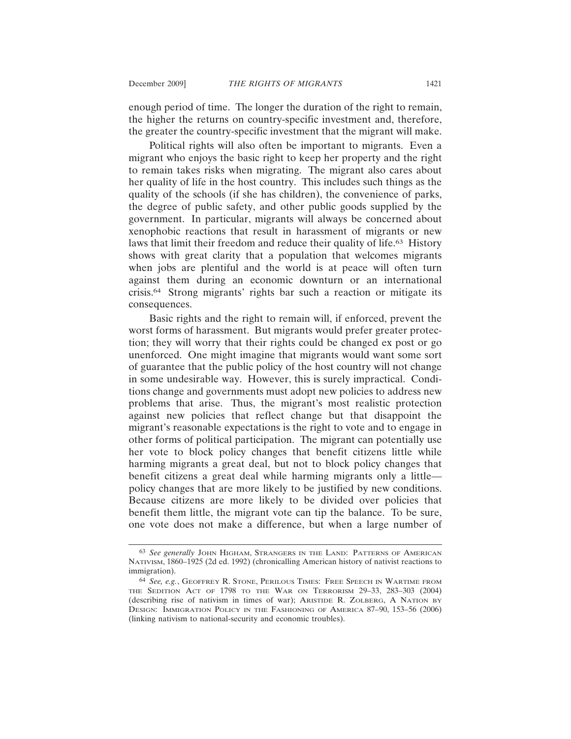enough period of time. The longer the duration of the right to remain, the higher the returns on country-specific investment and, therefore, the greater the country-specific investment that the migrant will make.

Political rights will also often be important to migrants. Even a migrant who enjoys the basic right to keep her property and the right to remain takes risks when migrating. The migrant also cares about her quality of life in the host country. This includes such things as the quality of the schools (if she has children), the convenience of parks, the degree of public safety, and other public goods supplied by the government. In particular, migrants will always be concerned about xenophobic reactions that result in harassment of migrants or new laws that limit their freedom and reduce their quality of life.[63] History shows with great clarity that a population that welcomes migrants when jobs are plentiful and the world is at peace will often turn against them during an economic downturn or an international crisis.[64] Strong migrants' rights bar such a reaction or mitigate its consequences.

Basic rights and the right to remain will, if enforced, prevent the worst forms of harassment. But migrants would prefer greater protection; they will worry that their rights could be changed ex post or go unenforced. One might imagine that migrants would want some sort of guarantee that the public policy of the host country will not change in some undesirable way. However, this is surely impractical. Conditions change and governments must adopt new policies to address new problems that arise. Thus, the migrant's most realistic protection against new policies that reflect change but that disappoint the migrant's reasonable expectations is the right to vote and to engage in other forms of political participation. The migrant can potentially use her vote to block policy changes that benefit citizens little while harming migrants a great deal, but not to block policy changes that benefit citizens a great deal while harming migrants only a little—policy changes that are more likely to be justified by new conditions. Because citizens are more likely to be divided over policies that benefit them little, the migrant vote can tip the balance. To be sure, one vote does not make a difference, but when a large number of

---

[63] *See generally* John Higham, Strangers in the Land: Patterns of American Nativism, 1860–1925 (2d ed. 1992) (chronicalling American history of nativist reactions to immigration).

[64] *See, e.g.*, Geoffrey R. Stone, Perilous Times: Free Speech in Wartime from the Sedition Act of 1798 to the War on Terrorism 29–33, 283–303 (2004) (describing rise of nativism in times of war); Aristide R. Zolberg, A Nation by Design: Immigration Policy in the Fashioning of America 87–90, 153–56 (2006) (linking nativism to national-security and economic troubles).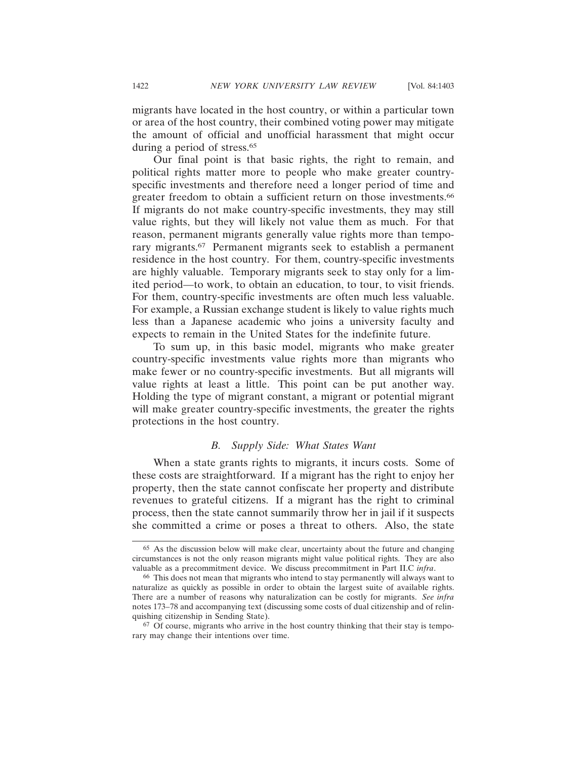migrants have located in the host country, or within a particular town or area of the host country, their combined voting power may mitigate the amount of official and unofficial harassment that might occur during a period of stress.[65]

Our final point is that basic rights, the right to remain, and political rights matter more to people who make greater country-specific investments and therefore need a longer period of time and greater freedom to obtain a sufficient return on those investments.[66] If migrants do not make country-specific investments, they may still value rights, but they will likely not value them as much. For that reason, permanent migrants generally value rights more than temporary migrants.[67] Permanent migrants seek to establish a permanent residence in the host country. For them, country-specific investments are highly valuable. Temporary migrants seek to stay only for a limited period—to work, to obtain an education, to tour, to visit friends. For them, country-specific investments are often much less valuable. For example, a Russian exchange student is likely to value rights much less than a Japanese academic who joins a university faculty and expects to remain in the United States for the indefinite future.

To sum up, in this basic model, migrants who make greater country-specific investments value rights more than migrants who make fewer or no country-specific investments. But all migrants will value rights at least a little. This point can be put another way. Holding the type of migrant constant, a migrant or potential migrant will make greater country-specific investments, the greater the rights protections in the host country.

### *B. Supply Side: What States Want*

When a state grants rights to migrants, it incurs costs. Some of these costs are straightforward. If a migrant has the right to enjoy her property, then the state cannot confiscate her property and distribute revenues to grateful citizens. If a migrant has the right to criminal process, then the state cannot summarily throw her in jail if it suspects she committed a crime or poses a threat to others. Also, the state

---

[65] As the discussion below will make clear, uncertainty about the future and changing circumstances is not the only reason migrants might value political rights. They are also valuable as a precommitment device. We discuss precommitment in Part II.C *infra*.

[66] This does not mean that migrants who intend to stay permanently will always want to naturalize as quickly as possible in order to obtain the largest suite of available rights. There are a number of reasons why naturalization can be costly for migrants. *See infra* notes 173–78 and accompanying text (discussing some costs of dual citizenship and of relinquishing citizenship in Sending State).

[67] Of course, migrants who arrive in the host country thinking that their stay is temporary may change their intentions over time.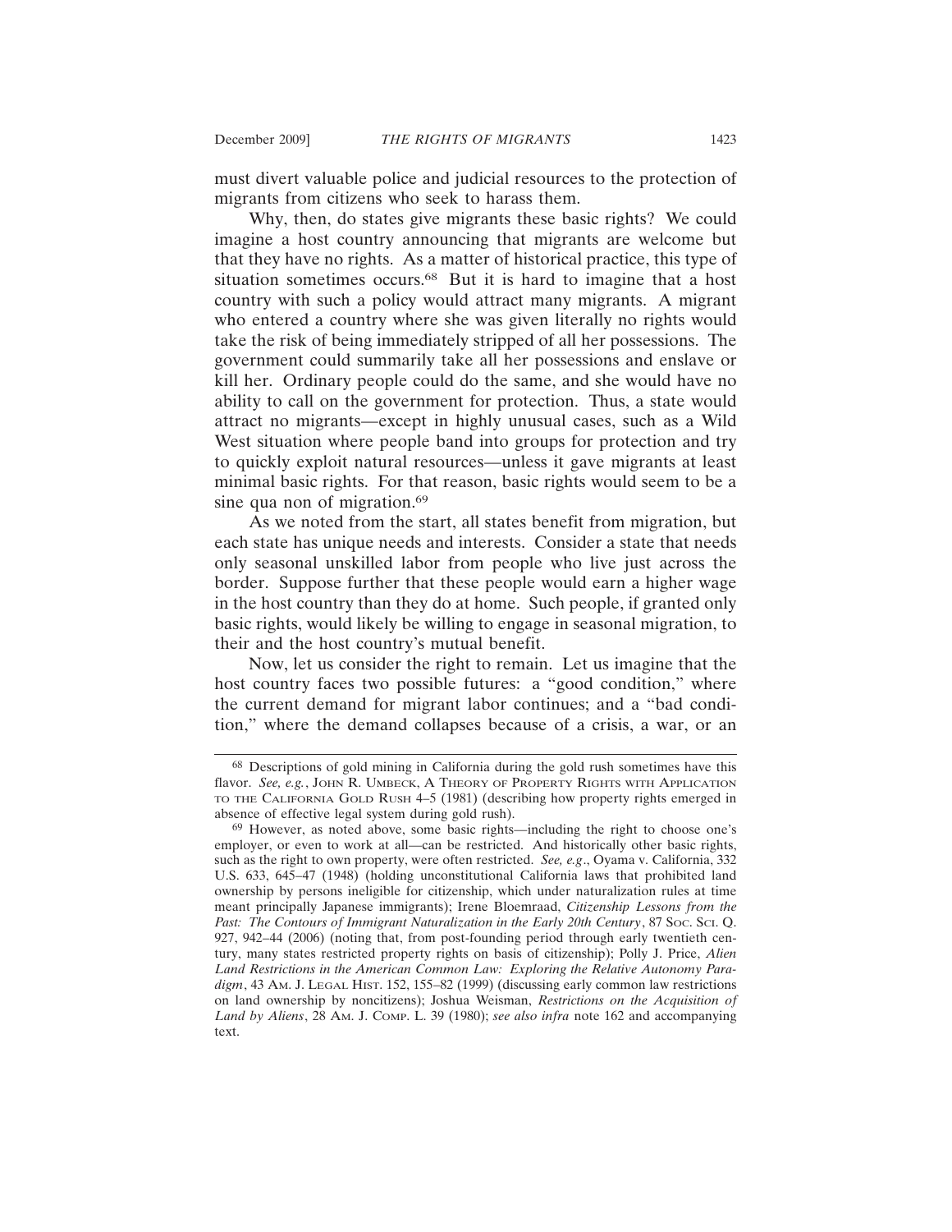must divert valuable police and judicial resources to the protection of migrants from citizens who seek to harass them.

Why, then, do states give migrants these basic rights? We could imagine a host country announcing that migrants are welcome but that they have no rights. As a matter of historical practice, this type of situation sometimes occurs.[68] But it is hard to imagine that a host country with such a policy would attract many migrants. A migrant who entered a country where she was given literally no rights would take the risk of being immediately stripped of all her possessions. The government could summarily take all her possessions and enslave or kill her. Ordinary people could do the same, and she would have no ability to call on the government for protection. Thus, a state would attract no migrants—except in highly unusual cases, such as a Wild West situation where people band into groups for protection and try to quickly exploit natural resources—unless it gave migrants at least minimal basic rights. For that reason, basic rights would seem to be a sine qua non of migration.[69]

As we noted from the start, all states benefit from migration, but each state has unique needs and interests. Consider a state that needs only seasonal unskilled labor from people who live just across the border. Suppose further that these people would earn a higher wage in the host country than they do at home. Such people, if granted only basic rights, would likely be willing to engage in seasonal migration, to their and the host country's mutual benefit.

Now, let us consider the right to remain. Let us imagine that the host country faces two possible futures: a "good condition," where the current demand for migrant labor continues; and a "bad condition," where the demand collapses because of a crisis, a war, or an

---

[68] Descriptions of gold mining in California during the gold rush sometimes have this flavor. *See, e.g.*, JOHN R. UMBECK, A THEORY OF PROPERTY RIGHTS WITH APPLICATION TO THE CALIFORNIA GOLD RUSH 4–5 (1981) (describing how property rights emerged in absence of effective legal system during gold rush).

[69] However, as noted above, some basic rights—including the right to choose one's employer, or even to work at all—can be restricted. And historically other basic rights, such as the right to own property, were often restricted. *See, e.g*., Oyama v. California, 332 U.S. 633, 645–47 (1948) (holding unconstitutional California laws that prohibited land ownership by persons ineligible for citizenship, which under naturalization rules at time meant principally Japanese immigrants); Irene Bloemraad, *Citizenship Lessons from the Past: The Contours of Immigrant Naturalization in the Early 20th Century*, 87 SOC. SCI. Q. 927, 942–44 (2006) (noting that, from post-founding period through early twentieth century, many states restricted property rights on basis of citizenship); Polly J. Price, *Alien Land Restrictions in the American Common Law: Exploring the Relative Autonomy Paradigm*, 43 AM. J. LEGAL HIST. 152, 155–82 (1999) (discussing early common law restrictions on land ownership by noncitizens); Joshua Weisman, *Restrictions on the Acquisition of Land by Aliens*, 28 AM. J. COMP. L. 39 (1980); *see also infra* note 162 and accompanying text.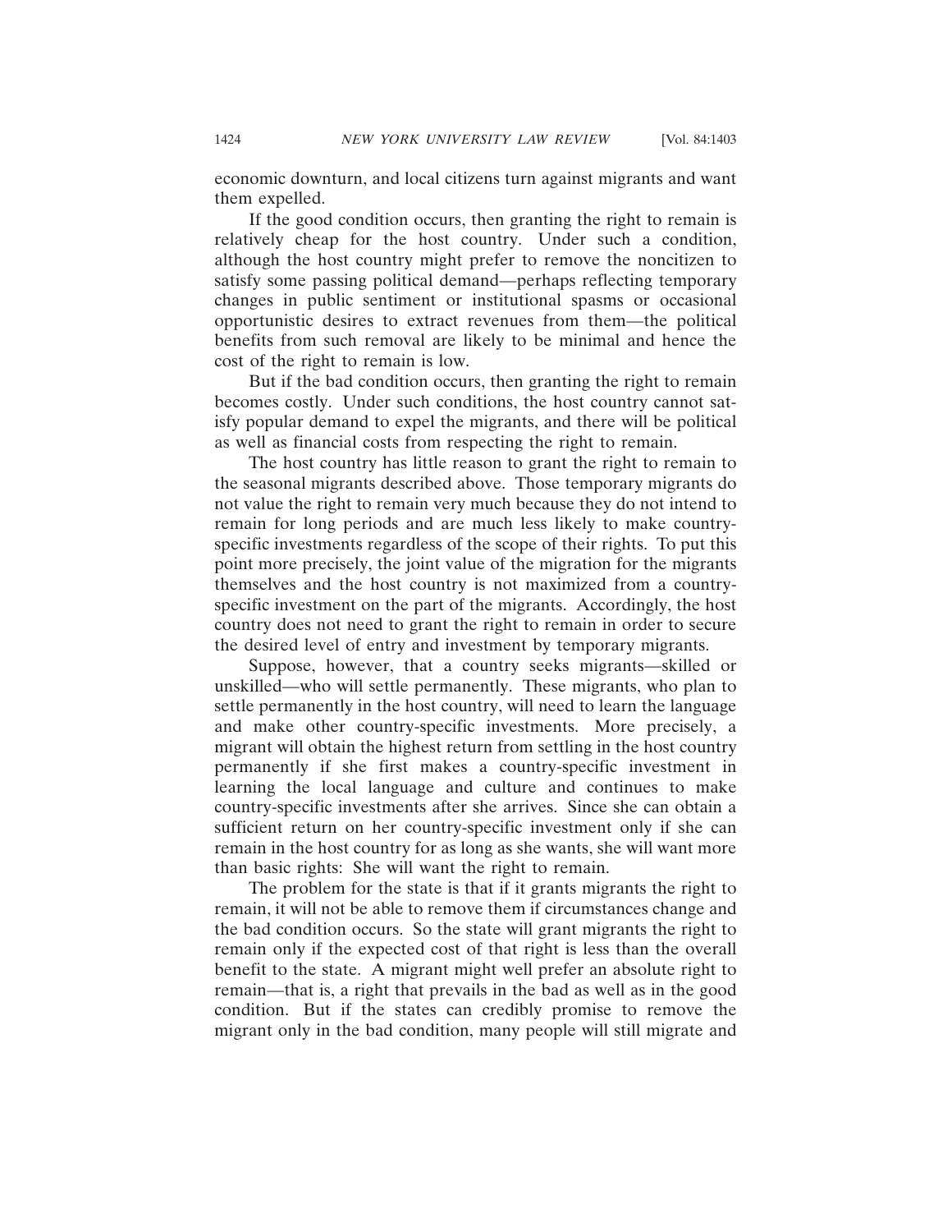economic downturn, and local citizens turn against migrants and want them expelled.

If the good condition occurs, then granting the right to remain is relatively cheap for the host country. Under such a condition, although the host country might prefer to remove the noncitizen to satisfy some passing political demand—perhaps reflecting temporary changes in public sentiment or institutional spasms or occasional opportunistic desires to extract revenues from them—the political benefits from such removal are likely to be minimal and hence the cost of the right to remain is low.

But if the bad condition occurs, then granting the right to remain becomes costly. Under such conditions, the host country cannot satisfy popular demand to expel the migrants, and there will be political as well as financial costs from respecting the right to remain.

The host country has little reason to grant the right to remain to the seasonal migrants described above. Those temporary migrants do not value the right to remain very much because they do not intend to remain for long periods and are much less likely to make country-specific investments regardless of the scope of their rights. To put this point more precisely, the joint value of the migration for the migrants themselves and the host country is not maximized from a country-specific investment on the part of the migrants. Accordingly, the host country does not need to grant the right to remain in order to secure the desired level of entry and investment by temporary migrants.

Suppose, however, that a country seeks migrants—skilled or unskilled—who will settle permanently. These migrants, who plan to settle permanently in the host country, will need to learn the language and make other country-specific investments. More precisely, a migrant will obtain the highest return from settling in the host country permanently if she first makes a country-specific investment in learning the local language and culture and continues to make country-specific investments after she arrives. Since she can obtain a sufficient return on her country-specific investment only if she can remain in the host country for as long as she wants, she will want more than basic rights: She will want the right to remain.

The problem for the state is that if it grants migrants the right to remain, it will not be able to remove them if circumstances change and the bad condition occurs. So the state will grant migrants the right to remain only if the expected cost of that right is less than the overall benefit to the state. A migrant might well prefer an absolute right to remain—that is, a right that prevails in the bad as well as in the good condition. But if the states can credibly promise to remove the migrant only in the bad condition, many people will still migrate and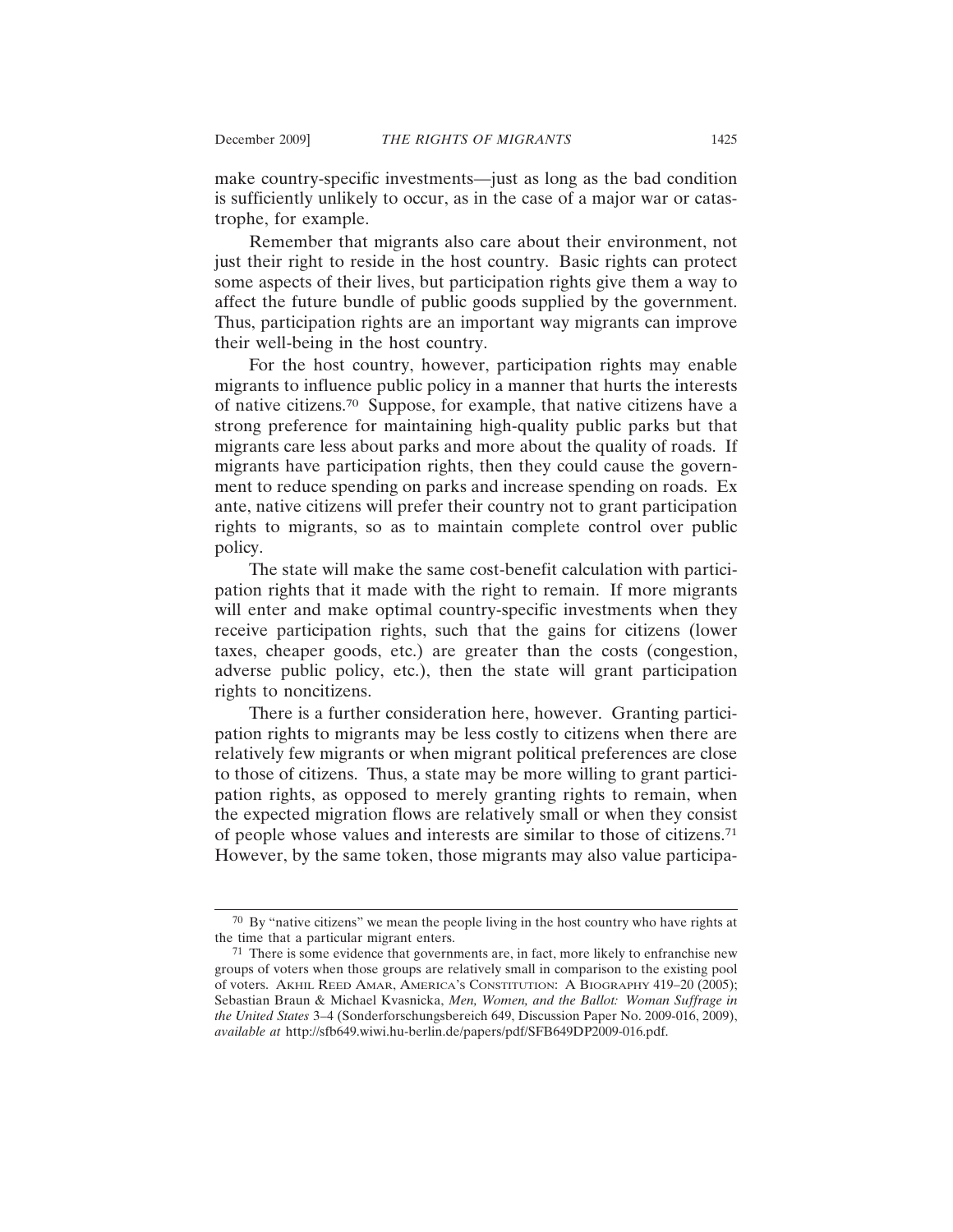make country-specific investments—just as long as the bad condition is sufficiently unlikely to occur, as in the case of a major war or catastrophe, for example.

Remember that migrants also care about their environment, not just their right to reside in the host country. Basic rights can protect some aspects of their lives, but participation rights give them a way to affect the future bundle of public goods supplied by the government. Thus, participation rights are an important way migrants can improve their well-being in the host country.

For the host country, however, participation rights may enable migrants to influence public policy in a manner that hurts the interests of native citizens.[70] Suppose, for example, that native citizens have a strong preference for maintaining high-quality public parks but that migrants care less about parks and more about the quality of roads. If migrants have participation rights, then they could cause the government to reduce spending on parks and increase spending on roads. Ex ante, native citizens will prefer their country not to grant participation rights to migrants, so as to maintain complete control over public policy.

The state will make the same cost-benefit calculation with participation rights that it made with the right to remain. If more migrants will enter and make optimal country-specific investments when they receive participation rights, such that the gains for citizens (lower taxes, cheaper goods, etc.) are greater than the costs (congestion, adverse public policy, etc.), then the state will grant participation rights to noncitizens.

There is a further consideration here, however. Granting participation rights to migrants may be less costly to citizens when there are relatively few migrants or when migrant political preferences are close to those of citizens. Thus, a state may be more willing to grant participation rights, as opposed to merely granting rights to remain, when the expected migration flows are relatively small or when they consist of people whose values and interests are similar to those of citizens.[71] However, by the same token, those migrants may also value participa-

---

[70] By "native citizens" we mean the people living in the host country who have rights at the time that a particular migrant enters.

[71] There is some evidence that governments are, in fact, more likely to enfranchise new groups of voters when those groups are relatively small in comparison to the existing pool of voters. AKHIL REED AMAR, AMERICA'S CONSTITUTION: A BIOGRAPHY 419–20 (2005); Sebastian Braun & Michael Kvasnicka, *Men, Women, and the Ballot: Woman Suffrage in the United States* 3–4 (Sonderforschungsbereich 649, Discussion Paper No. 2009-016, 2009), *available at* http://sfb649.wiwi.hu-berlin.de/papers/pdf/SFB649DP2009-016.pdf.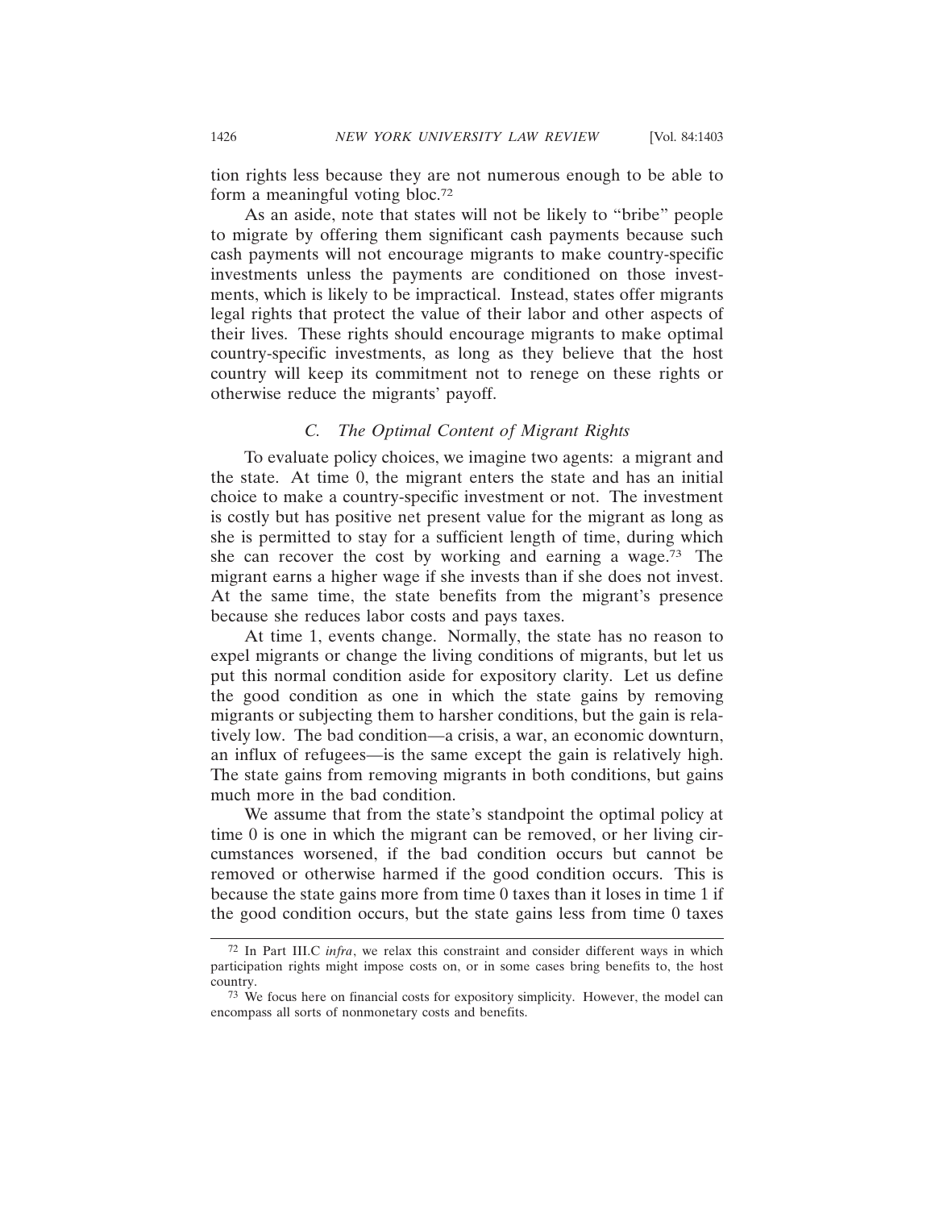tion rights less because they are not numerous enough to be able to form a meaningful voting bloc.[72]

As an aside, note that states will not be likely to "bribe" people to migrate by offering them significant cash payments because such cash payments will not encourage migrants to make country-specific investments unless the payments are conditioned on those investments, which is likely to be impractical. Instead, states offer migrants legal rights that protect the value of their labor and other aspects of their lives. These rights should encourage migrants to make optimal country-specific investments, as long as they believe that the host country will keep its commitment not to renege on these rights or otherwise reduce the migrants' payoff.

### *C. The Optimal Content of Migrant Rights*

To evaluate policy choices, we imagine two agents: a migrant and the state. At time 0, the migrant enters the state and has an initial choice to make a country-specific investment or not. The investment is costly but has positive net present value for the migrant as long as she is permitted to stay for a sufficient length of time, during which she can recover the cost by working and earning a wage.[73] The migrant earns a higher wage if she invests than if she does not invest. At the same time, the state benefits from the migrant's presence because she reduces labor costs and pays taxes.

At time 1, events change. Normally, the state has no reason to expel migrants or change the living conditions of migrants, but let us put this normal condition aside for expository clarity. Let us define the good condition as one in which the state gains by removing migrants or subjecting them to harsher conditions, but the gain is relatively low. The bad condition—a crisis, a war, an economic downturn, an influx of refugees—is the same except the gain is relatively high. The state gains from removing migrants in both conditions, but gains much more in the bad condition.

We assume that from the state's standpoint the optimal policy at time 0 is one in which the migrant can be removed, or her living circumstances worsened, if the bad condition occurs but cannot be removed or otherwise harmed if the good condition occurs. This is because the state gains more from time 0 taxes than it loses in time 1 if the good condition occurs, but the state gains less from time 0 taxes

---

[72] In Part III.C *infra*, we relax this constraint and consider different ways in which participation rights might impose costs on, or in some cases bring benefits to, the host country.

[73] We focus here on financial costs for expository simplicity. However, the model can encompass all sorts of nonmonetary costs and benefits.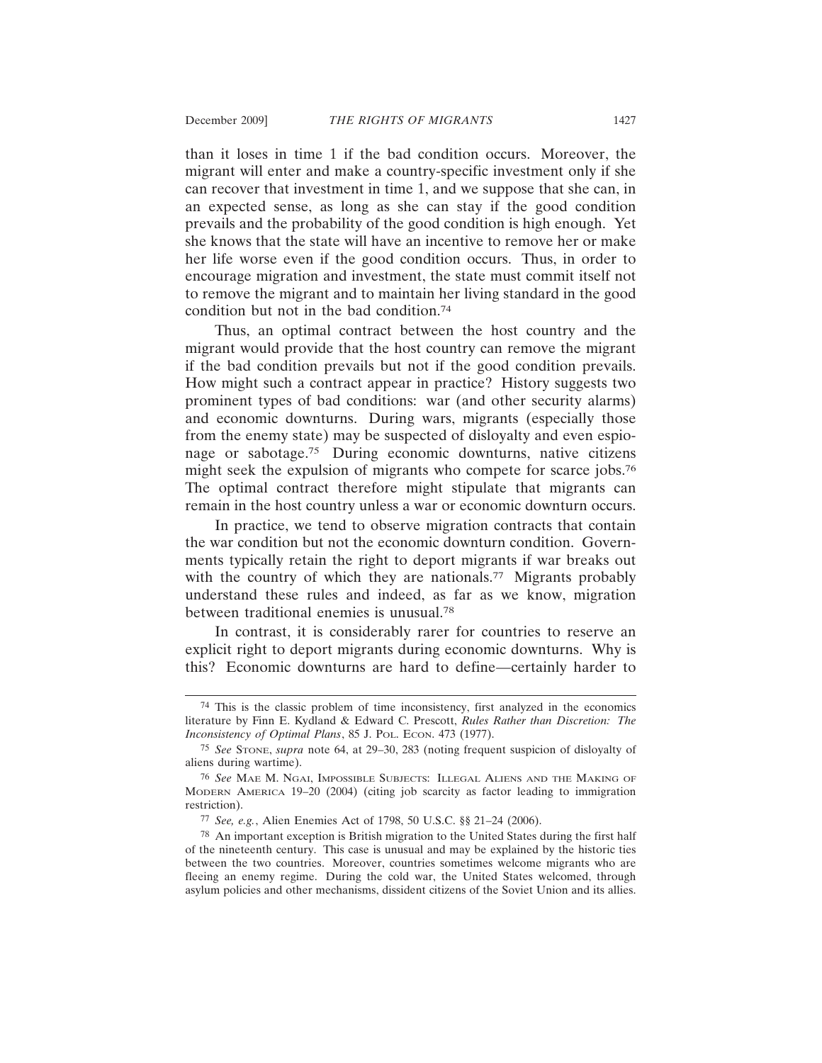than it loses in time 1 if the bad condition occurs. Moreover, the migrant will enter and make a country-specific investment only if she can recover that investment in time 1, and we suppose that she can, in an expected sense, as long as she can stay if the good condition prevails and the probability of the good condition is high enough. Yet she knows that the state will have an incentive to remove her or make her life worse even if the good condition occurs. Thus, in order to encourage migration and investment, the state must commit itself not to remove the migrant and to maintain her living standard in the good condition but not in the bad condition.[74]

Thus, an optimal contract between the host country and the migrant would provide that the host country can remove the migrant if the bad condition prevails but not if the good condition prevails. How might such a contract appear in practice? History suggests two prominent types of bad conditions: war (and other security alarms) and economic downturns. During wars, migrants (especially those from the enemy state) may be suspected of disloyalty and even espionage or sabotage.[75] During economic downturns, native citizens might seek the expulsion of migrants who compete for scarce jobs.[76] The optimal contract therefore might stipulate that migrants can remain in the host country unless a war or economic downturn occurs.

In practice, we tend to observe migration contracts that contain the war condition but not the economic downturn condition. Governments typically retain the right to deport migrants if war breaks out with the country of which they are nationals.[77] Migrants probably understand these rules and indeed, as far as we know, migration between traditional enemies is unusual.[78]

In contrast, it is considerably rarer for countries to reserve an explicit right to deport migrants during economic downturns. Why is this? Economic downturns are hard to define—certainly harder to

---

[74] This is the classic problem of time inconsistency, first analyzed in the economics literature by Finn E. Kydland & Edward C. Prescott, *Rules Rather than Discretion: The Inconsistency of Optimal Plans*, 85 J. POL. ECON. 473 (1977).

[75] *See* STONE, *supra* note 64, at 29–30, 283 (noting frequent suspicion of disloyalty of aliens during wartime).

[76] *See* MAE M. NGAI, IMPOSSIBLE SUBJECTS: ILLEGAL ALIENS AND THE MAKING OF MODERN AMERICA 19–20 (2004) (citing job scarcity as factor leading to immigration restriction).

[77] *See, e.g.*, Alien Enemies Act of 1798, 50 U.S.C. §§ 21–24 (2006).

[78] An important exception is British migration to the United States during the first half of the nineteenth century. This case is unusual and may be explained by the historic ties between the two countries. Moreover, countries sometimes welcome migrants who are fleeing an enemy regime. During the cold war, the United States welcomed, through asylum policies and other mechanisms, dissident citizens of the Soviet Union and its allies.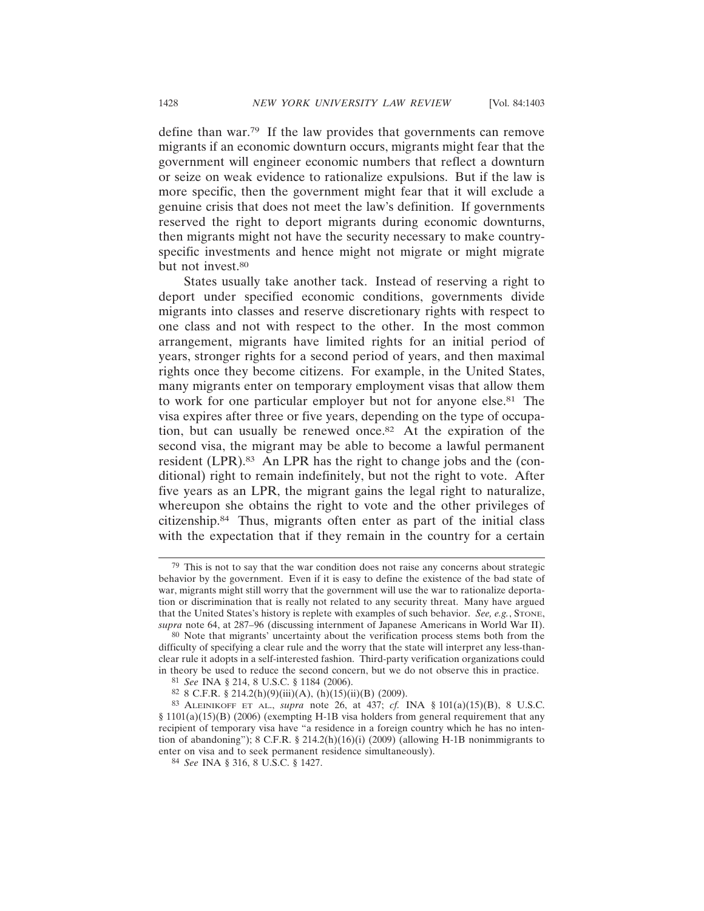define than war.[79] If the law provides that governments can remove migrants if an economic downturn occurs, migrants might fear that the government will engineer economic numbers that reflect a downturn or seize on weak evidence to rationalize expulsions. But if the law is more specific, then the government might fear that it will exclude a genuine crisis that does not meet the law's definition. If governments reserved the right to deport migrants during economic downturns, then migrants might not have the security necessary to make country-specific investments and hence might not migrate or might migrate but not invest.[80]

States usually take another tack. Instead of reserving a right to deport under specified economic conditions, governments divide migrants into classes and reserve discretionary rights with respect to one class and not with respect to the other. In the most common arrangement, migrants have limited rights for an initial period of years, stronger rights for a second period of years, and then maximal rights once they become citizens. For example, in the United States, many migrants enter on temporary employment visas that allow them to work for one particular employer but not for anyone else.[81] The visa expires after three or five years, depending on the type of occupation, but can usually be renewed once.[82] At the expiration of the second visa, the migrant may be able to become a lawful permanent resident (LPR).[83] An LPR has the right to change jobs and the (conditional) right to remain indefinitely, but not the right to vote. After five years as an LPR, the migrant gains the legal right to naturalize, whereupon she obtains the right to vote and the other privileges of citizenship.[84] Thus, migrants often enter as part of the initial class with the expectation that if they remain in the country for a certain

---

[79] This is not to say that the war condition does not raise any concerns about strategic behavior by the government. Even if it is easy to define the existence of the bad state of war, migrants might still worry that the government will use the war to rationalize deportation or discrimination that is really not related to any security threat. Many have argued that the United States's history is replete with examples of such behavior. *See, e.g.*, STONE, *supra* note 64, at 287–96 (discussing internment of Japanese Americans in World War II).

[80] Note that migrants' uncertainty about the verification process stems both from the difficulty of specifying a clear rule and the worry that the state will interpret any less-than-clear rule it adopts in a self-interested fashion. Third-party verification organizations could in theory be used to reduce the second concern, but we do not observe this in practice.

[81] *See* INA § 214, 8 U.S.C. § 1184 (2006).

[82] 8 C.F.R. § 214.2(h)(9)(iii)(A), (h)(15)(ii)(B) (2009).

[83] ALEINIKOFF ET AL., *supra* note 26, at 437; *cf.* INA § 101(a)(15)(B), 8 U.S.C. § 1101(a)(15)(B) (2006) (exempting H-1B visa holders from general requirement that any recipient of temporary visa have "a residence in a foreign country which he has no intention of abandoning"); 8 C.F.R. § 214.2(h)(16)(i) (2009) (allowing H-1B nonimmigrants to enter on visa and to seek permanent residence simultaneously).

[84] *See* INA § 316, 8 U.S.C. § 1427.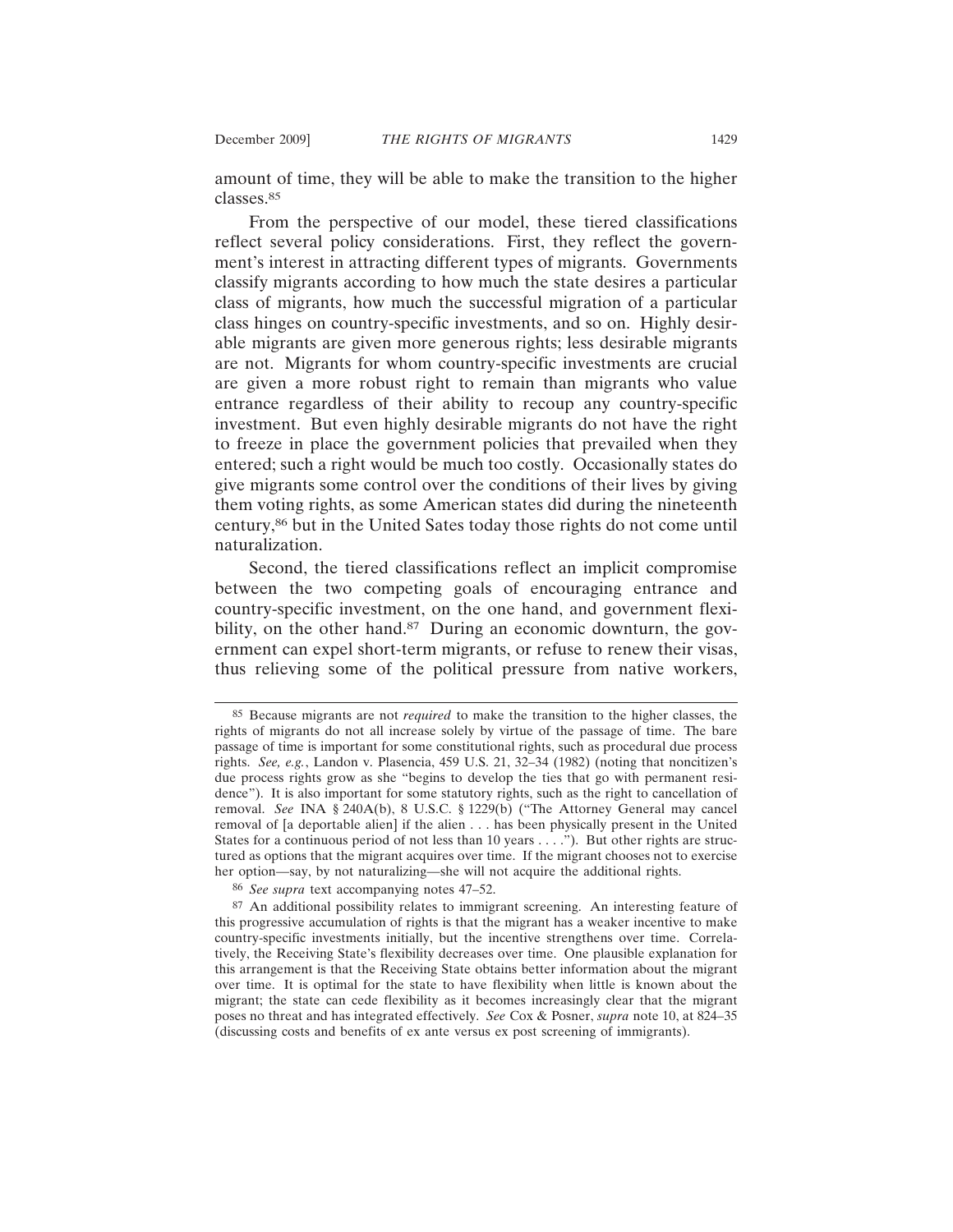amount of time, they will be able to make the transition to the higher classes.[85]

From the perspective of our model, these tiered classifications reflect several policy considerations. First, they reflect the government's interest in attracting different types of migrants. Governments classify migrants according to how much the state desires a particular class of migrants, how much the successful migration of a particular class hinges on country-specific investments, and so on. Highly desirable migrants are given more generous rights; less desirable migrants are not. Migrants for whom country-specific investments are crucial are given a more robust right to remain than migrants who value entrance regardless of their ability to recoup any country-specific investment. But even highly desirable migrants do not have the right to freeze in place the government policies that prevailed when they entered; such a right would be much too costly. Occasionally states do give migrants some control over the conditions of their lives by giving them voting rights, as some American states did during the nineteenth century,[86] but in the United Sates today those rights do not come until naturalization.

Second, the tiered classifications reflect an implicit compromise between the two competing goals of encouraging entrance and country-specific investment, on the one hand, and government flexibility, on the other hand.[87] During an economic downturn, the government can expel short-term migrants, or refuse to renew their visas, thus relieving some of the political pressure from native workers,

---

[85] Because migrants are not *required* to make the transition to the higher classes, the rights of migrants do not all increase solely by virtue of the passage of time. The bare passage of time is important for some constitutional rights, such as procedural due process rights. *See, e.g.*, Landon v. Plasencia, 459 U.S. 21, 32–34 (1982) (noting that noncitizen's due process rights grow as she "begins to develop the ties that go with permanent residence"). It is also important for some statutory rights, such as the right to cancellation of removal. *See* INA § 240A(b), 8 U.S.C. § 1229(b) ("The Attorney General may cancel removal of [a deportable alien] if the alien . . . has been physically present in the United States for a continuous period of not less than 10 years . . . ."). But other rights are structured as options that the migrant acquires over time. If the migrant chooses not to exercise her option—say, by not naturalizing—she will not acquire the additional rights.

[86] *See supra* text accompanying notes 47–52.

[87] An additional possibility relates to immigrant screening. An interesting feature of this progressive accumulation of rights is that the migrant has a weaker incentive to make country-specific investments initially, but the incentive strengthens over time. Correlatively, the Receiving State's flexibility decreases over time. One plausible explanation for this arrangement is that the Receiving State obtains better information about the migrant over time. It is optimal for the state to have flexibility when little is known about the migrant; the state can cede flexibility as it becomes increasingly clear that the migrant poses no threat and has integrated effectively. *See* Cox & Posner, *supra* note 10, at 824–35 (discussing costs and benefits of ex ante versus ex post screening of immigrants).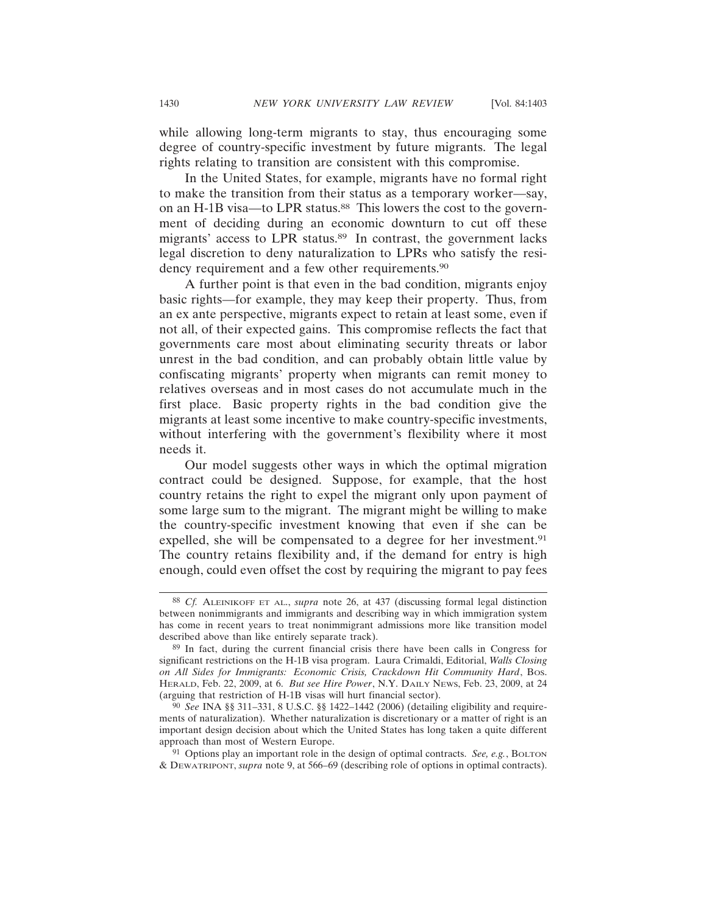while allowing long-term migrants to stay, thus encouraging some degree of country-specific investment by future migrants. The legal rights relating to transition are consistent with this compromise.

In the United States, for example, migrants have no formal right to make the transition from their status as a temporary worker—say, on an H-1B visa—to LPR status.[88] This lowers the cost to the government of deciding during an economic downturn to cut off these migrants' access to LPR status.[89] In contrast, the government lacks legal discretion to deny naturalization to LPRs who satisfy the residency requirement and a few other requirements.[90]

A further point is that even in the bad condition, migrants enjoy basic rights—for example, they may keep their property. Thus, from an ex ante perspective, migrants expect to retain at least some, even if not all, of their expected gains. This compromise reflects the fact that governments care most about eliminating security threats or labor unrest in the bad condition, and can probably obtain little value by confiscating migrants' property when migrants can remit money to relatives overseas and in most cases do not accumulate much in the first place. Basic property rights in the bad condition give the migrants at least some incentive to make country-specific investments, without interfering with the government's flexibility where it most needs it.

Our model suggests other ways in which the optimal migration contract could be designed. Suppose, for example, that the host country retains the right to expel the migrant only upon payment of some large sum to the migrant. The migrant might be willing to make the country-specific investment knowing that even if she can be expelled, she will be compensated to a degree for her investment.[91] The country retains flexibility and, if the demand for entry is high enough, could even offset the cost by requiring the migrant to pay fees

---

[88] *Cf.* ALEINIKOFF ET AL., *supra* note 26, at 437 (discussing formal legal distinction between nonimmigrants and immigrants and describing way in which immigration system has come in recent years to treat nonimmigrant admissions more like transition model described above than like entirely separate track).

[89] In fact, during the current financial crisis there have been calls in Congress for significant restrictions on the H-1B visa program. Laura Crimaldi, Editorial, *Walls Closing on All Sides for Immigrants: Economic Crisis, Crackdown Hit Community Hard*, BOS. HERALD, Feb. 22, 2009, at 6. *But see Hire Power*, N.Y. DAILY NEWS, Feb. 23, 2009, at 24 (arguing that restriction of H-1B visas will hurt financial sector).

[90] *See* INA §§ 311–331, 8 U.S.C. §§ 1422–1442 (2006) (detailing eligibility and requirements of naturalization). Whether naturalization is discretionary or a matter of right is an important design decision about which the United States has long taken a quite different approach than most of Western Europe.

[91] Options play an important role in the design of optimal contracts. *See, e.g.*, BOLTON & DEWATRIPONT, *supra* note 9, at 566–69 (describing role of options in optimal contracts).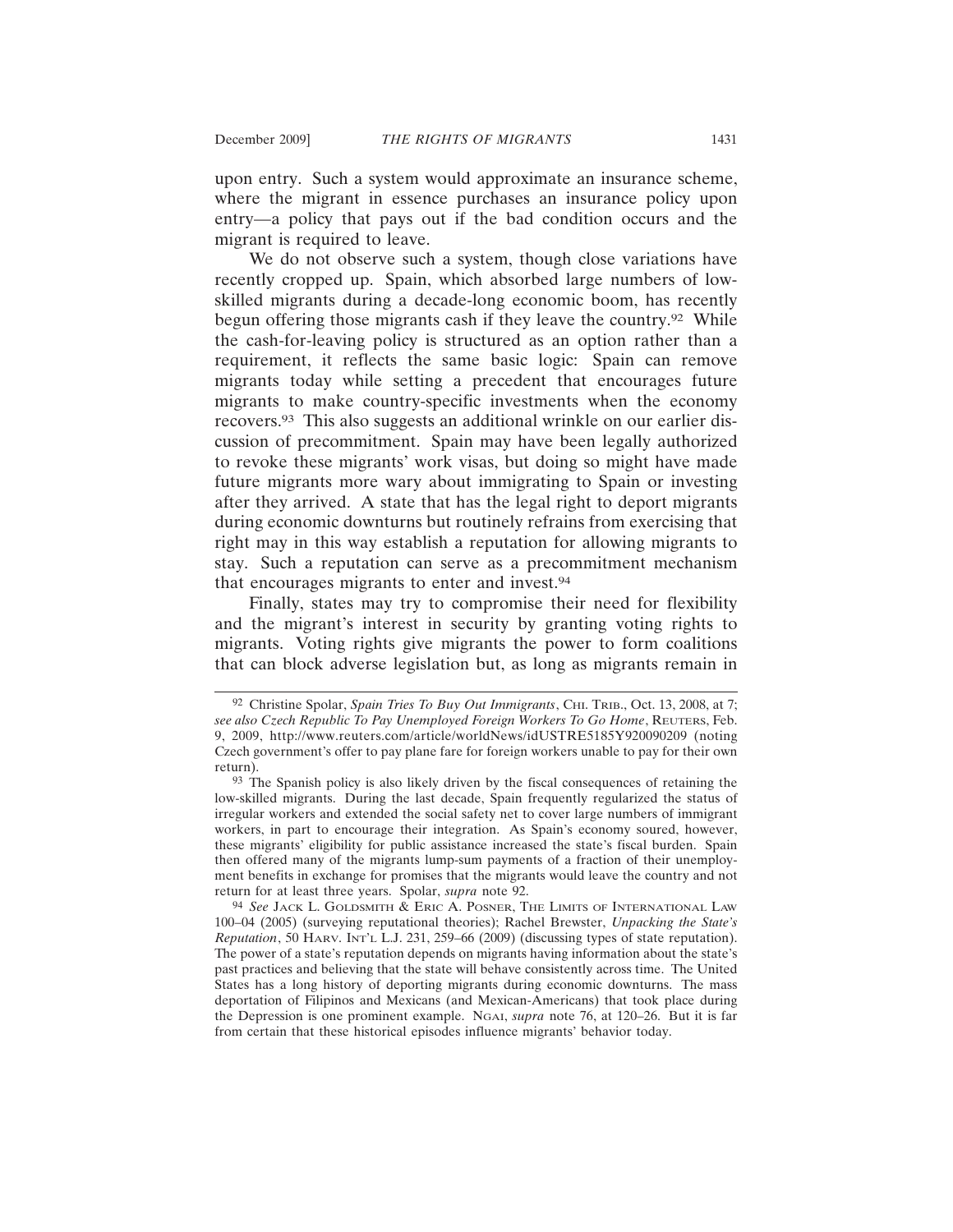upon entry. Such a system would approximate an insurance scheme, where the migrant in essence purchases an insurance policy upon entry—a policy that pays out if the bad condition occurs and the migrant is required to leave.

We do not observe such a system, though close variations have recently cropped up. Spain, which absorbed large numbers of low-skilled migrants during a decade-long economic boom, has recently begun offering those migrants cash if they leave the country.[92] While the cash-for-leaving policy is structured as an option rather than a requirement, it reflects the same basic logic: Spain can remove migrants today while setting a precedent that encourages future migrants to make country-specific investments when the economy recovers.[93] This also suggests an additional wrinkle on our earlier discussion of precommitment. Spain may have been legally authorized to revoke these migrants' work visas, but doing so might have made future migrants more wary about immigrating to Spain or investing after they arrived. A state that has the legal right to deport migrants during economic downturns but routinely refrains from exercising that right may in this way establish a reputation for allowing migrants to stay. Such a reputation can serve as a precommitment mechanism that encourages migrants to enter and invest.[94]

Finally, states may try to compromise their need for flexibility and the migrant's interest in security by granting voting rights to migrants. Voting rights give migrants the power to form coalitions that can block adverse legislation but, as long as migrants remain in

---

[92] Christine Spolar, *Spain Tries To Buy Out Immigrants*, CHI. TRIB., Oct. 13, 2008, at 7; *see also Czech Republic To Pay Unemployed Foreign Workers To Go Home*, REUTERS, Feb. 9, 2009, http://www.reuters.com/article/worldNews/idUSTRE5185Y920090209 (noting Czech government's offer to pay plane fare for foreign workers unable to pay for their own return).

[93] The Spanish policy is also likely driven by the fiscal consequences of retaining the low-skilled migrants. During the last decade, Spain frequently regularized the status of irregular workers and extended the social safety net to cover large numbers of immigrant workers, in part to encourage their integration. As Spain's economy soured, however, these migrants' eligibility for public assistance increased the state's fiscal burden. Spain then offered many of the migrants lump-sum payments of a fraction of their unemployment benefits in exchange for promises that the migrants would leave the country and not return for at least three years. Spolar, *supra* note 92.

[94] *See* JACK L. GOLDSMITH & ERIC A. POSNER, THE LIMITS OF INTERNATIONAL LAW 100–04 (2005) (surveying reputational theories); Rachel Brewster, *Unpacking the State's Reputation*, 50 HARV. INT'L L.J. 231, 259–66 (2009) (discussing types of state reputation). The power of a state's reputation depends on migrants having information about the state's past practices and believing that the state will behave consistently across time. The United States has a long history of deporting migrants during economic downturns. The mass deportation of Filipinos and Mexicans (and Mexican-Americans) that took place during the Depression is one prominent example. NGAI, *supra* note 76, at 120–26. But it is far from certain that these historical episodes influence migrants' behavior today.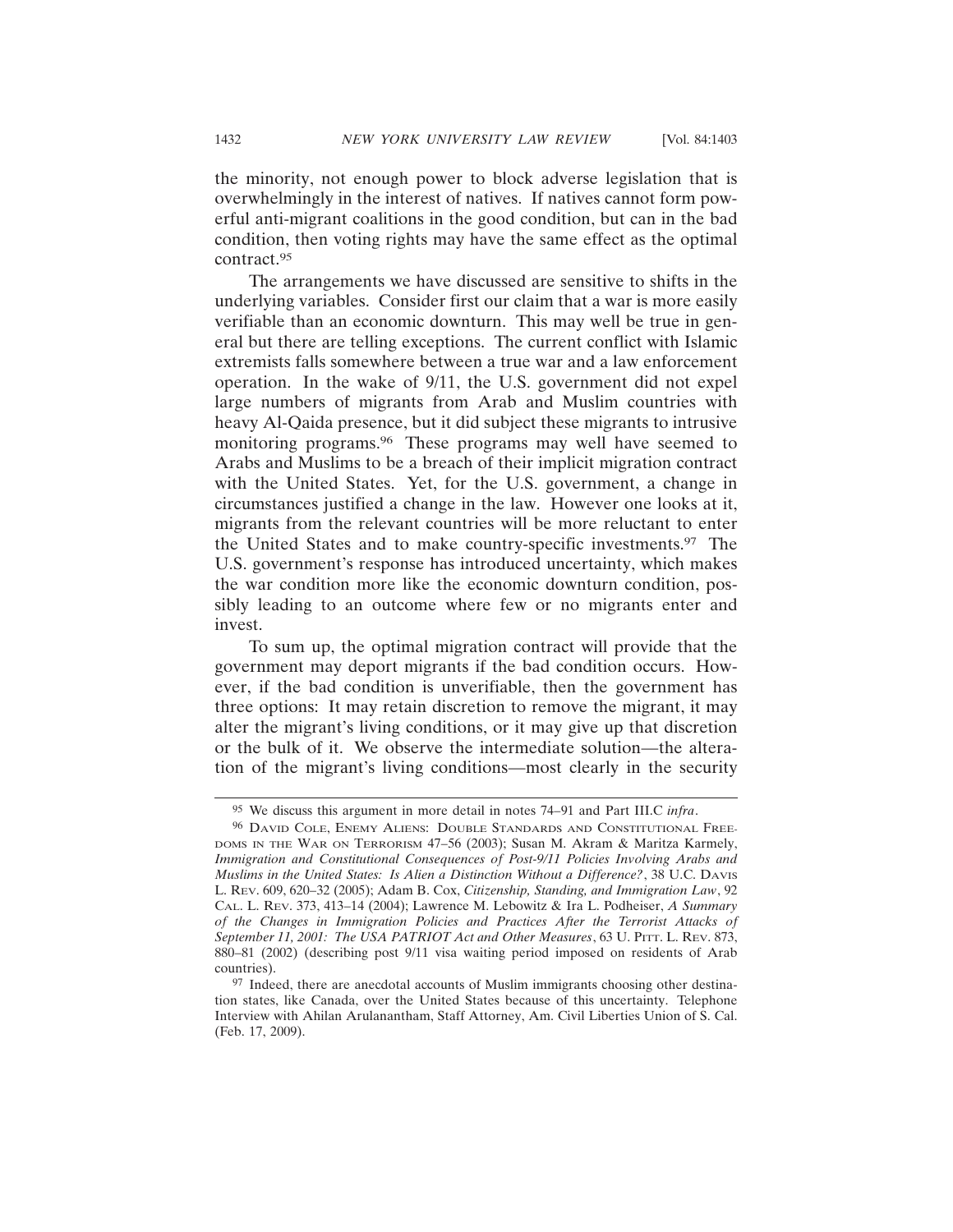the minority, not enough power to block adverse legislation that is overwhelmingly in the interest of natives. If natives cannot form powerful anti-migrant coalitions in the good condition, but can in the bad condition, then voting rights may have the same effect as the optimal contract.[95]

The arrangements we have discussed are sensitive to shifts in the underlying variables. Consider first our claim that a war is more easily verifiable than an economic downturn. This may well be true in general but there are telling exceptions. The current conflict with Islamic extremists falls somewhere between a true war and a law enforcement operation. In the wake of 9/11, the U.S. government did not expel large numbers of migrants from Arab and Muslim countries with heavy Al-Qaida presence, but it did subject these migrants to intrusive monitoring programs.[96] These programs may well have seemed to Arabs and Muslims to be a breach of their implicit migration contract with the United States. Yet, for the U.S. government, a change in circumstances justified a change in the law. However one looks at it, migrants from the relevant countries will be more reluctant to enter the United States and to make country-specific investments.[97] The U.S. government's response has introduced uncertainty, which makes the war condition more like the economic downturn condition, possibly leading to an outcome where few or no migrants enter and invest.

To sum up, the optimal migration contract will provide that the government may deport migrants if the bad condition occurs. However, if the bad condition is unverifiable, then the government has three options: It may retain discretion to remove the migrant, it may alter the migrant's living conditions, or it may give up that discretion or the bulk of it. We observe the intermediate solution—the alteration of the migrant's living conditions—most clearly in the security

---

[95] We discuss this argument in more detail in notes 74–91 and Part III.C *infra*.

[96] DAVID COLE, ENEMY ALIENS: DOUBLE STANDARDS AND CONSTITUTIONAL FREEDOMS IN THE WAR ON TERRORISM 47–56 (2003); Susan M. Akram & Maritza Karmely, *Immigration and Constitutional Consequences of Post-9/11 Policies Involving Arabs and Muslims in the United States: Is Alien a Distinction Without a Difference?*, 38 U.C. DAVIS L. REV. 609, 620–32 (2005); Adam B. Cox, *Citizenship, Standing, and Immigration Law*, 92 CAL. L. REV. 373, 413–14 (2004); Lawrence M. Lebowitz & Ira L. Podheiser, *A Summary of the Changes in Immigration Policies and Practices After the Terrorist Attacks of September 11, 2001: The USA PATRIOT Act and Other Measures*, 63 U. PITT. L. REV. 873, 880–81 (2002) (describing post 9/11 visa waiting period imposed on residents of Arab countries).

[97] Indeed, there are anecdotal accounts of Muslim immigrants choosing other destination states, like Canada, over the United States because of this uncertainty. Telephone Interview with Ahilan Arulanantham, Staff Attorney, Am. Civil Liberties Union of S. Cal. (Feb. 17, 2009).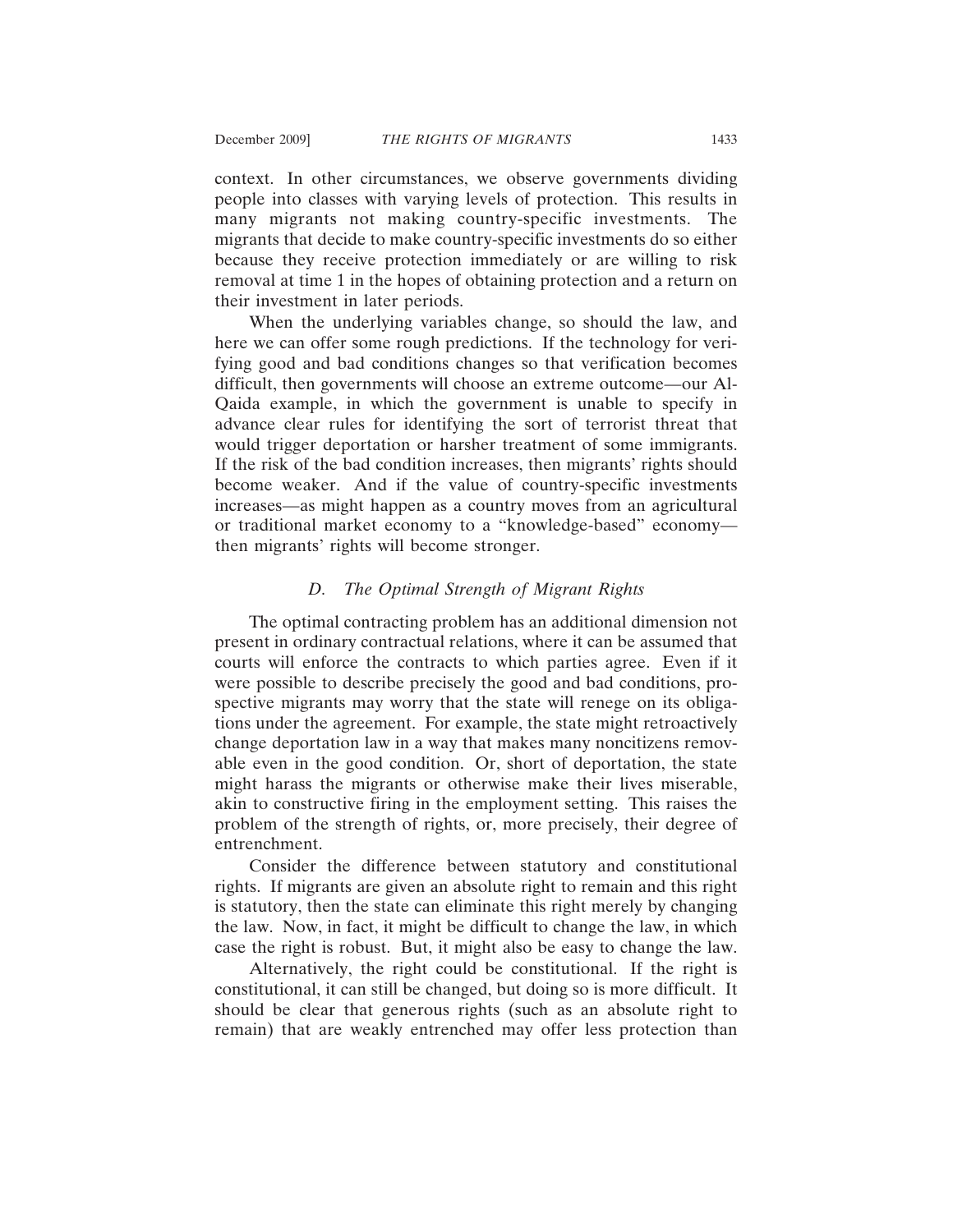context. In other circumstances, we observe governments dividing people into classes with varying levels of protection. This results in many migrants not making country-specific investments. The migrants that decide to make country-specific investments do so either because they receive protection immediately or are willing to risk removal at time 1 in the hopes of obtaining protection and a return on their investment in later periods.

When the underlying variables change, so should the law, and here we can offer some rough predictions. If the technology for verifying good and bad conditions changes so that verification becomes difficult, then governments will choose an extreme outcome—our Al-Qaida example, in which the government is unable to specify in advance clear rules for identifying the sort of terrorist threat that would trigger deportation or harsher treatment of some immigrants. If the risk of the bad condition increases, then migrants' rights should become weaker. And if the value of country-specific investments increases—as might happen as a country moves from an agricultural or traditional market economy to a "knowledge-based" economy—then migrants' rights will become stronger.

### *D. The Optimal Strength of Migrant Rights*

The optimal contracting problem has an additional dimension not present in ordinary contractual relations, where it can be assumed that courts will enforce the contracts to which parties agree. Even if it were possible to describe precisely the good and bad conditions, prospective migrants may worry that the state will renege on its obligations under the agreement. For example, the state might retroactively change deportation law in a way that makes many noncitizens removable even in the good condition. Or, short of deportation, the state might harass the migrants or otherwise make their lives miserable, akin to constructive firing in the employment setting. This raises the problem of the strength of rights, or, more precisely, their degree of entrenchment.

Consider the difference between statutory and constitutional rights. If migrants are given an absolute right to remain and this right is statutory, then the state can eliminate this right merely by changing the law. Now, in fact, it might be difficult to change the law, in which case the right is robust. But, it might also be easy to change the law.

Alternatively, the right could be constitutional. If the right is constitutional, it can still be changed, but doing so is more difficult. It should be clear that generous rights (such as an absolute right to remain) that are weakly entrenched may offer less protection than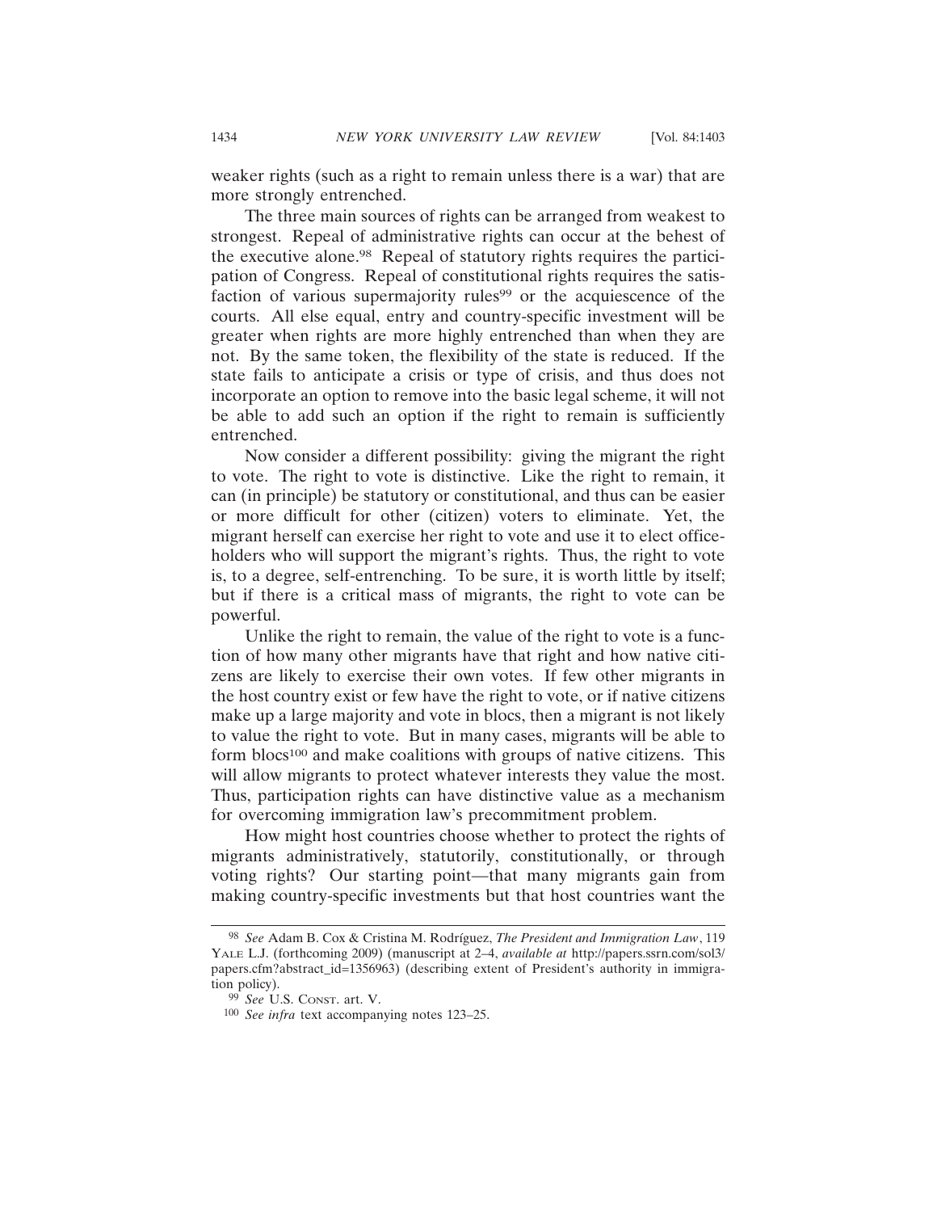weaker rights (such as a right to remain unless there is a war) that are more strongly entrenched.

The three main sources of rights can be arranged from weakest to strongest. Repeal of administrative rights can occur at the behest of the executive alone.[98] Repeal of statutory rights requires the participation of Congress. Repeal of constitutional rights requires the satisfaction of various supermajority rules[99] or the acquiescence of the courts. All else equal, entry and country-specific investment will be greater when rights are more highly entrenched than when they are not. By the same token, the flexibility of the state is reduced. If the state fails to anticipate a crisis or type of crisis, and thus does not incorporate an option to remove into the basic legal scheme, it will not be able to add such an option if the right to remain is sufficiently entrenched.

Now consider a different possibility: giving the migrant the right to vote. The right to vote is distinctive. Like the right to remain, it can (in principle) be statutory or constitutional, and thus can be easier or more difficult for other (citizen) voters to eliminate. Yet, the migrant herself can exercise her right to vote and use it to elect officeholders who will support the migrant's rights. Thus, the right to vote is, to a degree, self-entrenching. To be sure, it is worth little by itself; but if there is a critical mass of migrants, the right to vote can be powerful.

Unlike the right to remain, the value of the right to vote is a function of how many other migrants have that right and how native citizens are likely to exercise their own votes. If few other migrants in the host country exist or few have the right to vote, or if native citizens make up a large majority and vote in blocs, then a migrant is not likely to value the right to vote. But in many cases, migrants will be able to form blocs[100] and make coalitions with groups of native citizens. This will allow migrants to protect whatever interests they value the most. Thus, participation rights can have distinctive value as a mechanism for overcoming immigration law's precommitment problem.

How might host countries choose whether to protect the rights of migrants administratively, statutorily, constitutionally, or through voting rights? Our starting point—that many migrants gain from making country-specific investments but that host countries want the

---

[98] *See* Adam B. Cox & Cristina M. Rodríguez, *The President and Immigration Law*, 119 YALE L.J. (forthcoming 2009) (manuscript at 2–4, *available at* http://papers.ssrn.com/sol3/papers.cfm?abstract_id=1356963) (describing extent of President's authority in immigration policy).

[99] *See* U.S. CONST. art. V.

[100] *See infra* text accompanying notes 123–25.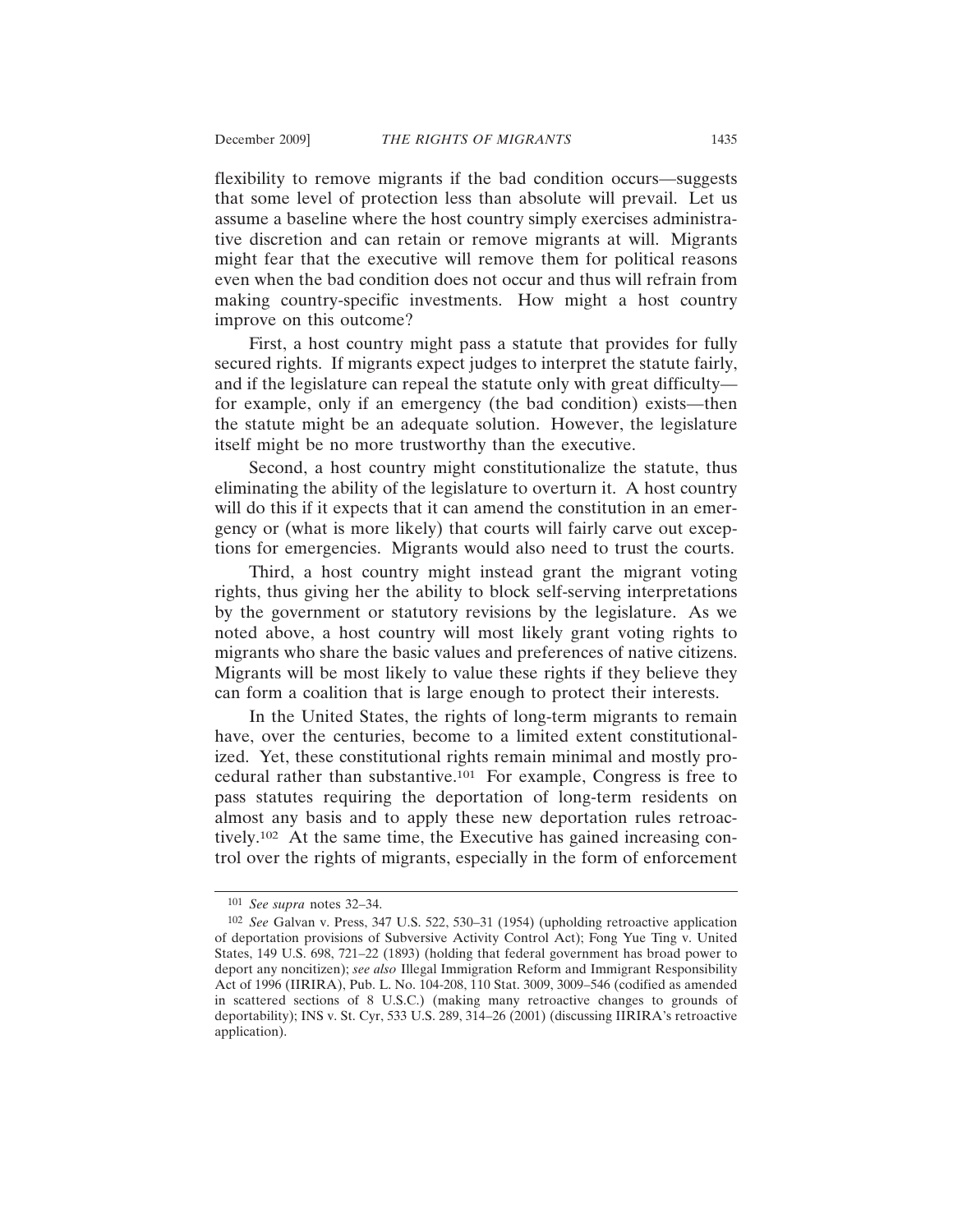flexibility to remove migrants if the bad condition occurs—suggests that some level of protection less than absolute will prevail. Let us assume a baseline where the host country simply exercises administrative discretion and can retain or remove migrants at will. Migrants might fear that the executive will remove them for political reasons even when the bad condition does not occur and thus will refrain from making country-specific investments. How might a host country improve on this outcome?

First, a host country might pass a statute that provides for fully secured rights. If migrants expect judges to interpret the statute fairly, and if the legislature can repeal the statute only with great difficulty—for example, only if an emergency (the bad condition) exists—then the statute might be an adequate solution. However, the legislature itself might be no more trustworthy than the executive.

Second, a host country might constitutionalize the statute, thus eliminating the ability of the legislature to overturn it. A host country will do this if it expects that it can amend the constitution in an emergency or (what is more likely) that courts will fairly carve out exceptions for emergencies. Migrants would also need to trust the courts.

Third, a host country might instead grant the migrant voting rights, thus giving her the ability to block self-serving interpretations by the government or statutory revisions by the legislature. As we noted above, a host country will most likely grant voting rights to migrants who share the basic values and preferences of native citizens. Migrants will be most likely to value these rights if they believe they can form a coalition that is large enough to protect their interests.

In the United States, the rights of long-term migrants to remain have, over the centuries, become to a limited extent constitutionalized. Yet, these constitutional rights remain minimal and mostly procedural rather than substantive.[101] For example, Congress is free to pass statutes requiring the deportation of long-term residents on almost any basis and to apply these new deportation rules retroactively.[102] At the same time, the Executive has gained increasing control over the rights of migrants, especially in the form of enforcement

---

[101] *See supra* notes 32–34.

[102] *See* Galvan v. Press, 347 U.S. 522, 530–31 (1954) (upholding retroactive application of deportation provisions of Subversive Activity Control Act); Fong Yue Ting v. United States, 149 U.S. 698, 721–22 (1893) (holding that federal government has broad power to deport any noncitizen); *see also* Illegal Immigration Reform and Immigrant Responsibility Act of 1996 (IIRIRA), Pub. L. No. 104-208, 110 Stat. 3009, 3009–546 (codified as amended in scattered sections of 8 U.S.C.) (making many retroactive changes to grounds of deportability); INS v. St. Cyr, 533 U.S. 289, 314–26 (2001) (discussing IIRIRA's retroactive application).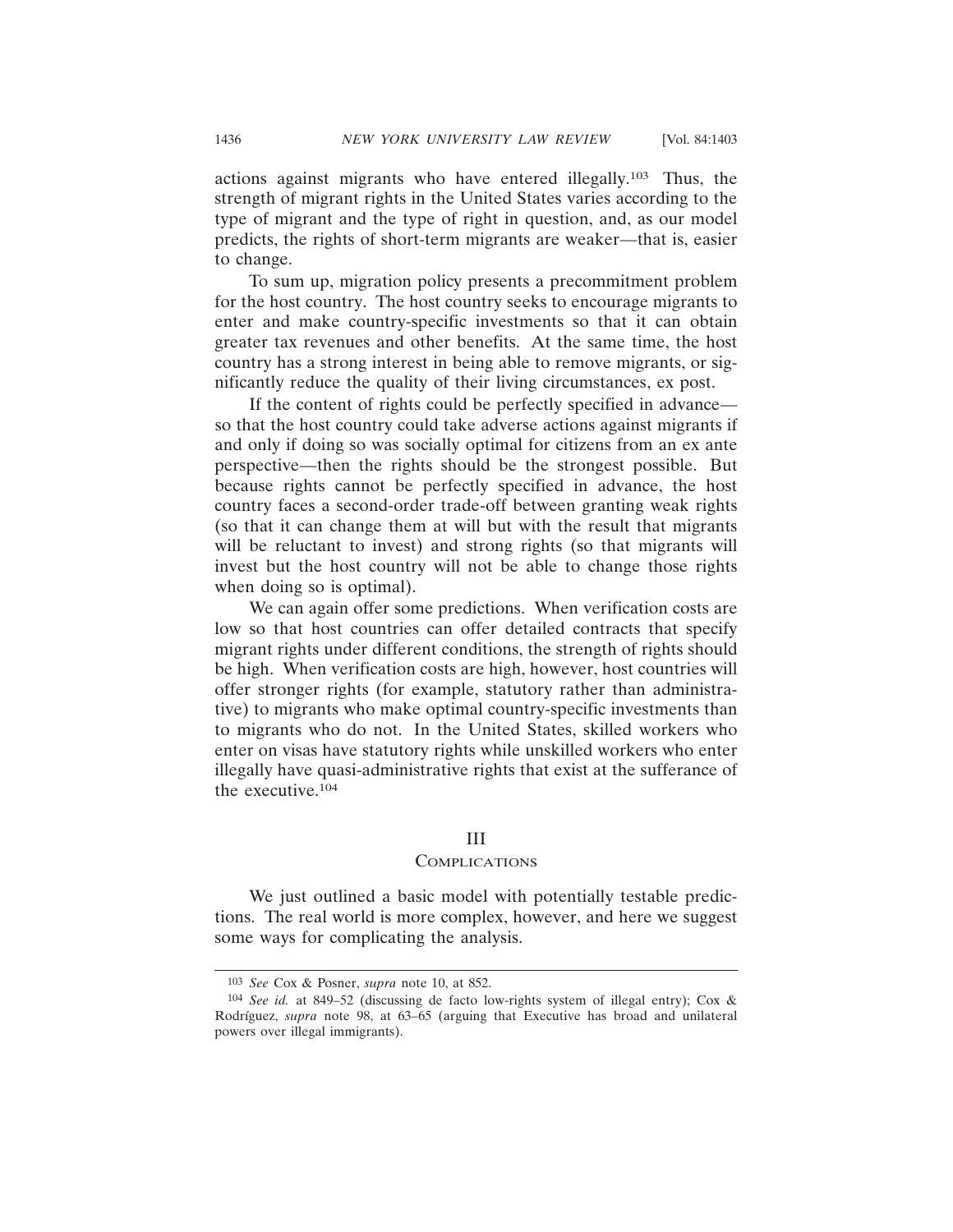actions against migrants who have entered illegally.[103] Thus, the strength of migrant rights in the United States varies according to the type of migrant and the type of right in question, and, as our model predicts, the rights of short-term migrants are weaker—that is, easier to change.

To sum up, migration policy presents a precommitment problem for the host country. The host country seeks to encourage migrants to enter and make country-specific investments so that it can obtain greater tax revenues and other benefits. At the same time, the host country has a strong interest in being able to remove migrants, or significantly reduce the quality of their living circumstances, ex post.

If the content of rights could be perfectly specified in advance—so that the host country could take adverse actions against migrants if and only if doing so was socially optimal for citizens from an ex ante perspective—then the rights should be the strongest possible. But because rights cannot be perfectly specified in advance, the host country faces a second-order trade-off between granting weak rights (so that it can change them at will but with the result that migrants will be reluctant to invest) and strong rights (so that migrants will invest but the host country will not be able to change those rights when doing so is optimal).

We can again offer some predictions. When verification costs are low so that host countries can offer detailed contracts that specify migrant rights under different conditions, the strength of rights should be high. When verification costs are high, however, host countries will offer stronger rights (for example, statutory rather than administrative) to migrants who make optimal country-specific investments than to migrants who do not. In the United States, skilled workers who enter on visas have statutory rights while unskilled workers who enter illegally have quasi-administrative rights that exist at the sufferance of the executive.[104]

## III
## Complications

We just outlined a basic model with potentially testable predictions. The real world is more complex, however, and here we suggest some ways for complicating the analysis.

---

[103] *See* Cox & Posner, *supra* note 10, at 852.

[104] *See id.* at 849–52 (discussing de facto low-rights system of illegal entry); Cox & Rodríguez, *supra* note 98, at 63–65 (arguing that Executive has broad and unilateral powers over illegal immigrants).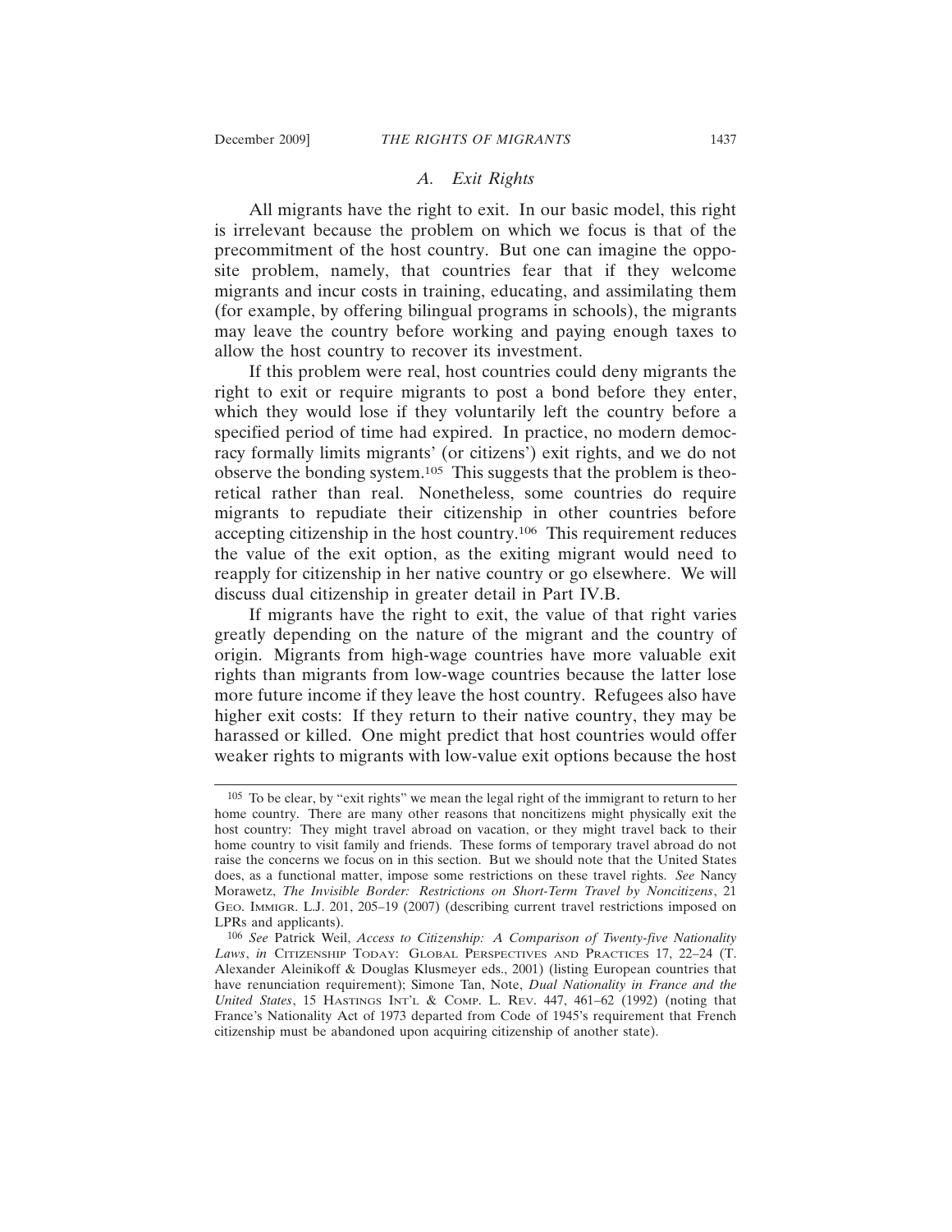### *A. Exit Rights*

All migrants have the right to exit. In our basic model, this right is irrelevant because the problem on which we focus is that of the precommitment of the host country. But one can imagine the opposite problem, namely, that countries fear that if they welcome migrants and incur costs in training, educating, and assimilating them (for example, by offering bilingual programs in schools), the migrants may leave the country before working and paying enough taxes to allow the host country to recover its investment.

If this problem were real, host countries could deny migrants the right to exit or require migrants to post a bond before they enter, which they would lose if they voluntarily left the country before a specified period of time had expired. In practice, no modern democracy formally limits migrants' (or citizens') exit rights, and we do not observe the bonding system.[105] This suggests that the problem is theoretical rather than real. Nonetheless, some countries do require migrants to repudiate their citizenship in other countries before accepting citizenship in the host country.[106] This requirement reduces the value of the exit option, as the exiting migrant would need to reapply for citizenship in her native country or go elsewhere. We will discuss dual citizenship in greater detail in Part IV.B.

If migrants have the right to exit, the value of that right varies greatly depending on the nature of the migrant and the country of origin. Migrants from high-wage countries have more valuable exit rights than migrants from low-wage countries because the latter lose more future income if they leave the host country. Refugees also have higher exit costs: If they return to their native country, they may be harassed or killed. One might predict that host countries would offer weaker rights to migrants with low-value exit options because the host

---

[105] To be clear, by "exit rights" we mean the legal right of the immigrant to return to her home country. There are many other reasons that noncitizens might physically exit the host country: They might travel abroad on vacation, or they might travel back to their home country to visit family and friends. These forms of temporary travel abroad do not raise the concerns we focus on in this section. But we should note that the United States does, as a functional matter, impose some restrictions on these travel rights. *See* Nancy Morawetz, *The Invisible Border: Restrictions on Short-Term Travel by Noncitizens*, 21 Geo. Immigr. L.J. 201, 205–19 (2007) (describing current travel restrictions imposed on LPRs and applicants).

[106] *See* Patrick Weil, *Access to Citizenship: A Comparison of Twenty-five Nationality Laws*, *in* Citizenship Today: Global Perspectives and Practices 17, 22–24 (T. Alexander Aleinikoff & Douglas Klusmeyer eds., 2001) (listing European countries that have renunciation requirement); Simone Tan, Note, *Dual Nationality in France and the United States*, 15 Hastings Int'l & Comp. L. Rev. 447, 461–62 (1992) (noting that France's Nationality Act of 1973 departed from Code of 1945's requirement that French citizenship must be abandoned upon acquiring citizenship of another state).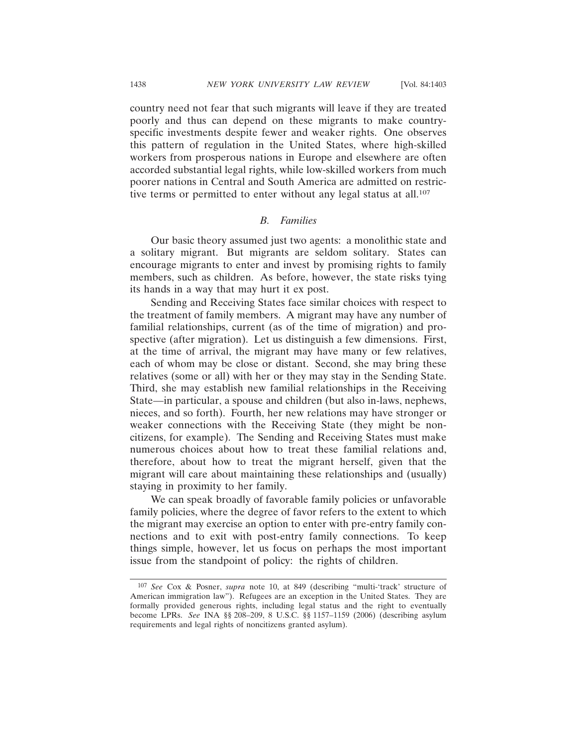country need not fear that such migrants will leave if they are treated poorly and thus can depend on these migrants to make country-specific investments despite fewer and weaker rights. One observes this pattern of regulation in the United States, where high-skilled workers from prosperous nations in Europe and elsewhere are often accorded substantial legal rights, while low-skilled workers from much poorer nations in Central and South America are admitted on restrictive terms or permitted to enter without any legal status at all.[107]

### *B. Families*

Our basic theory assumed just two agents: a monolithic state and a solitary migrant. But migrants are seldom solitary. States can encourage migrants to enter and invest by promising rights to family members, such as children. As before, however, the state risks tying its hands in a way that may hurt it ex post.

Sending and Receiving States face similar choices with respect to the treatment of family members. A migrant may have any number of familial relationships, current (as of the time of migration) and prospective (after migration). Let us distinguish a few dimensions. First, at the time of arrival, the migrant may have many or few relatives, each of whom may be close or distant. Second, she may bring these relatives (some or all) with her or they may stay in the Sending State. Third, she may establish new familial relationships in the Receiving State—in particular, a spouse and children (but also in-laws, nephews, nieces, and so forth). Fourth, her new relations may have stronger or weaker connections with the Receiving State (they might be noncitizens, for example). The Sending and Receiving States must make numerous choices about how to treat these familial relations and, therefore, about how to treat the migrant herself, given that the migrant will care about maintaining these relationships and (usually) staying in proximity to her family.

We can speak broadly of favorable family policies or unfavorable family policies, where the degree of favor refers to the extent to which the migrant may exercise an option to enter with pre-entry family connections and to exit with post-entry family connections. To keep things simple, however, let us focus on perhaps the most important issue from the standpoint of policy: the rights of children.

---

[107] *See* Cox & Posner, *supra* note 10, at 849 (describing "multi-'track' structure of American immigration law"). Refugees are an exception in the United States. They are formally provided generous rights, including legal status and the right to eventually become LPRs. *See* INA §§ 208–209, 8 U.S.C. §§ 1157–1159 (2006) (describing asylum requirements and legal rights of noncitizens granted asylum).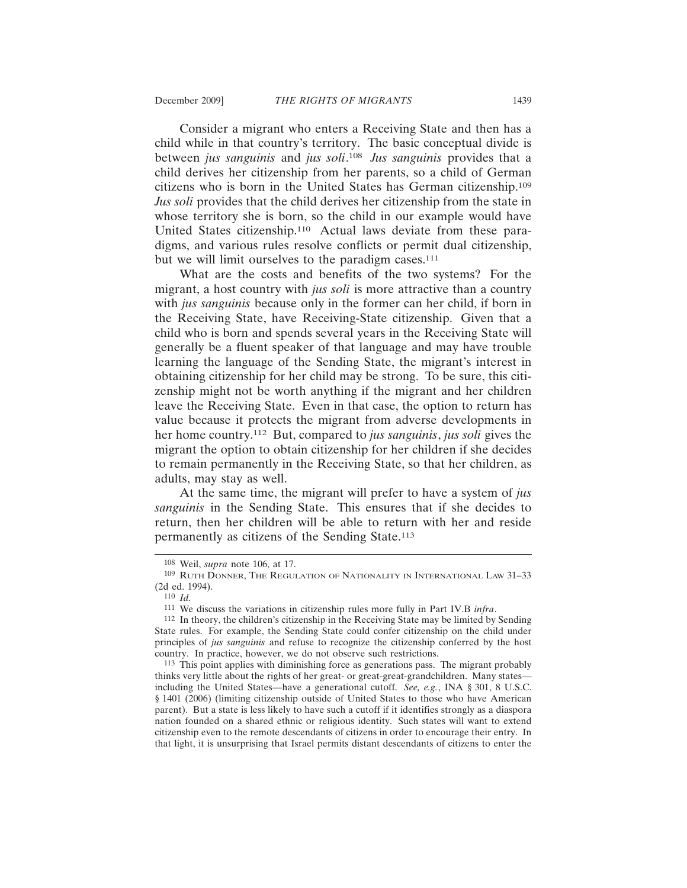Consider a migrant who enters a Receiving State and then has a child while in that country's territory. The basic conceptual divide is between *jus sanguinis* and *jus soli*.[108] *Jus sanguinis* provides that a child derives her citizenship from her parents, so a child of German citizens who is born in the United States has German citizenship.[109] *Jus soli* provides that the child derives her citizenship from the state in whose territory she is born, so the child in our example would have United States citizenship.[110] Actual laws deviate from these paradigms, and various rules resolve conflicts or permit dual citizenship, but we will limit ourselves to the paradigm cases.[111]

What are the costs and benefits of the two systems? For the migrant, a host country with *jus soli* is more attractive than a country with *jus sanguinis* because only in the former can her child, if born in the Receiving State, have Receiving-State citizenship. Given that a child who is born and spends several years in the Receiving State will generally be a fluent speaker of that language and may have trouble learning the language of the Sending State, the migrant's interest in obtaining citizenship for her child may be strong. To be sure, this citizenship might not be worth anything if the migrant and her children leave the Receiving State. Even in that case, the option to return has value because it protects the migrant from adverse developments in her home country.[112] But, compared to *jus sanguinis*, *jus soli* gives the migrant the option to obtain citizenship for her children if she decides to remain permanently in the Receiving State, so that her children, as adults, may stay as well.

At the same time, the migrant will prefer to have a system of *jus sanguinis* in the Sending State. This ensures that if she decides to return, then her children will be able to return with her and reside permanently as citizens of the Sending State.[113]

---

[108] Weil, *supra* note 106, at 17.

[109] RUTH DONNER, THE REGULATION OF NATIONALITY IN INTERNATIONAL LAW 31–33 (2d ed. 1994).

[110] *Id.*

[111] We discuss the variations in citizenship rules more fully in Part IV.B *infra*.

[112] In theory, the children's citizenship in the Receiving State may be limited by Sending State rules. For example, the Sending State could confer citizenship on the child under principles of *jus sanguinis* and refuse to recognize the citizenship conferred by the host country. In practice, however, we do not observe such restrictions.

[113] This point applies with diminishing force as generations pass. The migrant probably thinks very little about the rights of her great- or great-great-grandchildren. Many states—including the United States—have a generational cutoff. *See, e.g.*, INA § 301, 8 U.S.C. § 1401 (2006) (limiting citizenship outside of United States to those who have American parent). But a state is less likely to have such a cutoff if it identifies strongly as a diaspora nation founded on a shared ethnic or religious identity. Such states will want to extend citizenship even to the remote descendants of citizens in order to encourage their entry. In that light, it is unsurprising that Israel permits distant descendants of citizens to enter the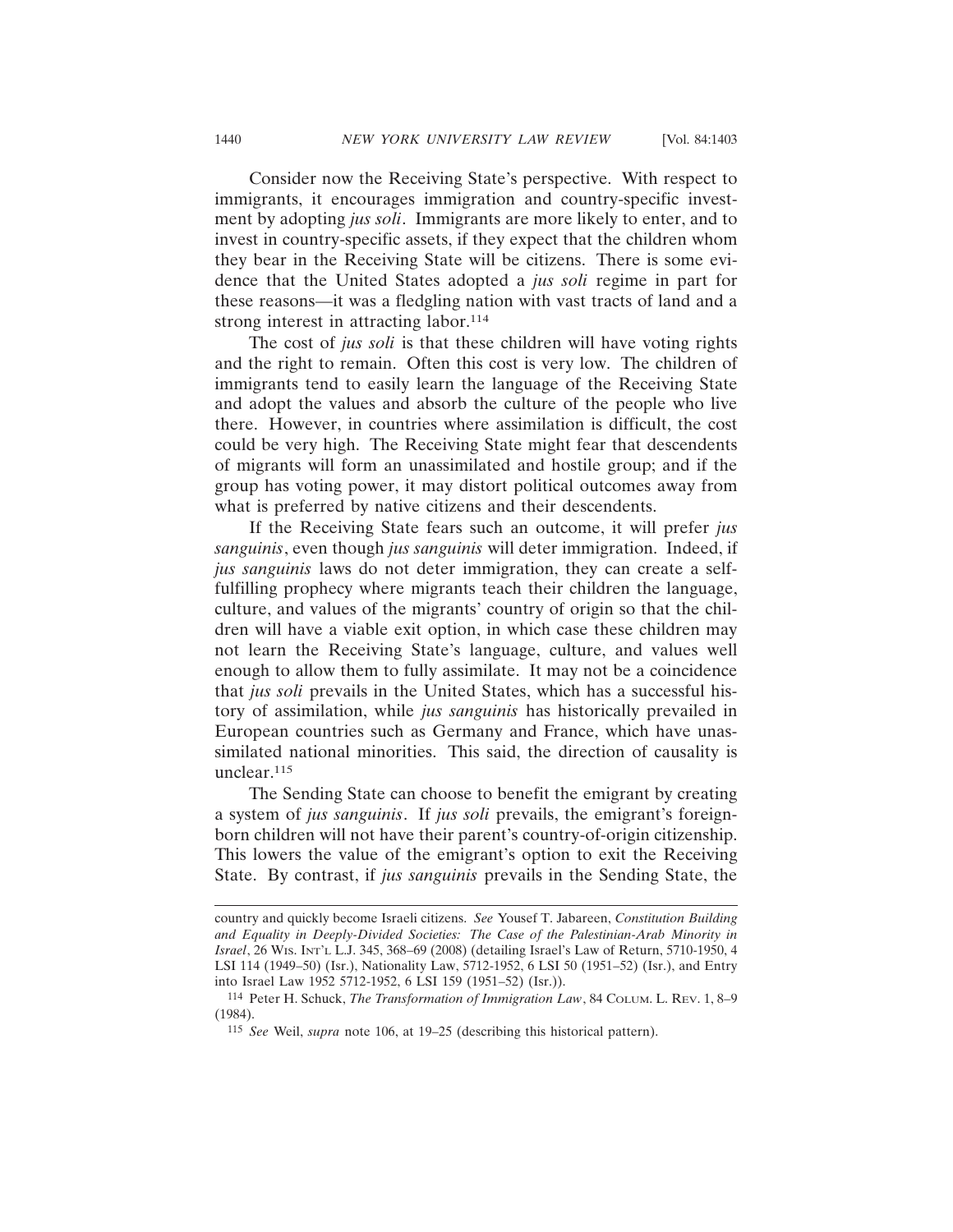Consider now the Receiving State's perspective. With respect to immigrants, it encourages immigration and country-specific investment by adopting *jus soli*. Immigrants are more likely to enter, and to invest in country-specific assets, if they expect that the children whom they bear in the Receiving State will be citizens. There is some evidence that the United States adopted a *jus soli* regime in part for these reasons—it was a fledgling nation with vast tracts of land and a strong interest in attracting labor.[114]

The cost of *jus soli* is that these children will have voting rights and the right to remain. Often this cost is very low. The children of immigrants tend to easily learn the language of the Receiving State and adopt the values and absorb the culture of the people who live there. However, in countries where assimilation is difficult, the cost could be very high. The Receiving State might fear that descendents of migrants will form an unassimilated and hostile group; and if the group has voting power, it may distort political outcomes away from what is preferred by native citizens and their descendents.

If the Receiving State fears such an outcome, it will prefer *jus sanguinis*, even though *jus sanguinis* will deter immigration. Indeed, if *jus sanguinis* laws do not deter immigration, they can create a self-fulfilling prophecy where migrants teach their children the language, culture, and values of the migrants' country of origin so that the children will have a viable exit option, in which case these children may not learn the Receiving State's language, culture, and values well enough to allow them to fully assimilate. It may not be a coincidence that *jus soli* prevails in the United States, which has a successful history of assimilation, while *jus sanguinis* has historically prevailed in European countries such as Germany and France, which have unassimilated national minorities. This said, the direction of causality is unclear.[115]

The Sending State can choose to benefit the emigrant by creating a system of *jus sanguinis*. If *jus soli* prevails, the emigrant's foreign-born children will not have their parent's country-of-origin citizenship. This lowers the value of the emigrant's option to exit the Receiving State. By contrast, if *jus sanguinis* prevails in the Sending State, the

---

country and quickly become Israeli citizens. *See* Yousef T. Jabareen, *Constitution Building and Equality in Deeply-Divided Societies: The Case of the Palestinian-Arab Minority in Israel*, 26 WIS. INT'L L.J. 345, 368–69 (2008) (detailing Israel's Law of Return, 5710-1950, 4 LSI 114 (1949–50) (Isr.), Nationality Law, 5712-1952, 6 LSI 50 (1951–52) (Isr.), and Entry into Israel Law 1952 5712-1952, 6 LSI 159 (1951–52) (Isr.)).

[114] Peter H. Schuck, *The Transformation of Immigration Law*, 84 COLUM. L. REV. 1, 8–9 (1984).

[115] *See* Weil, *supra* note 106, at 19–25 (describing this historical pattern).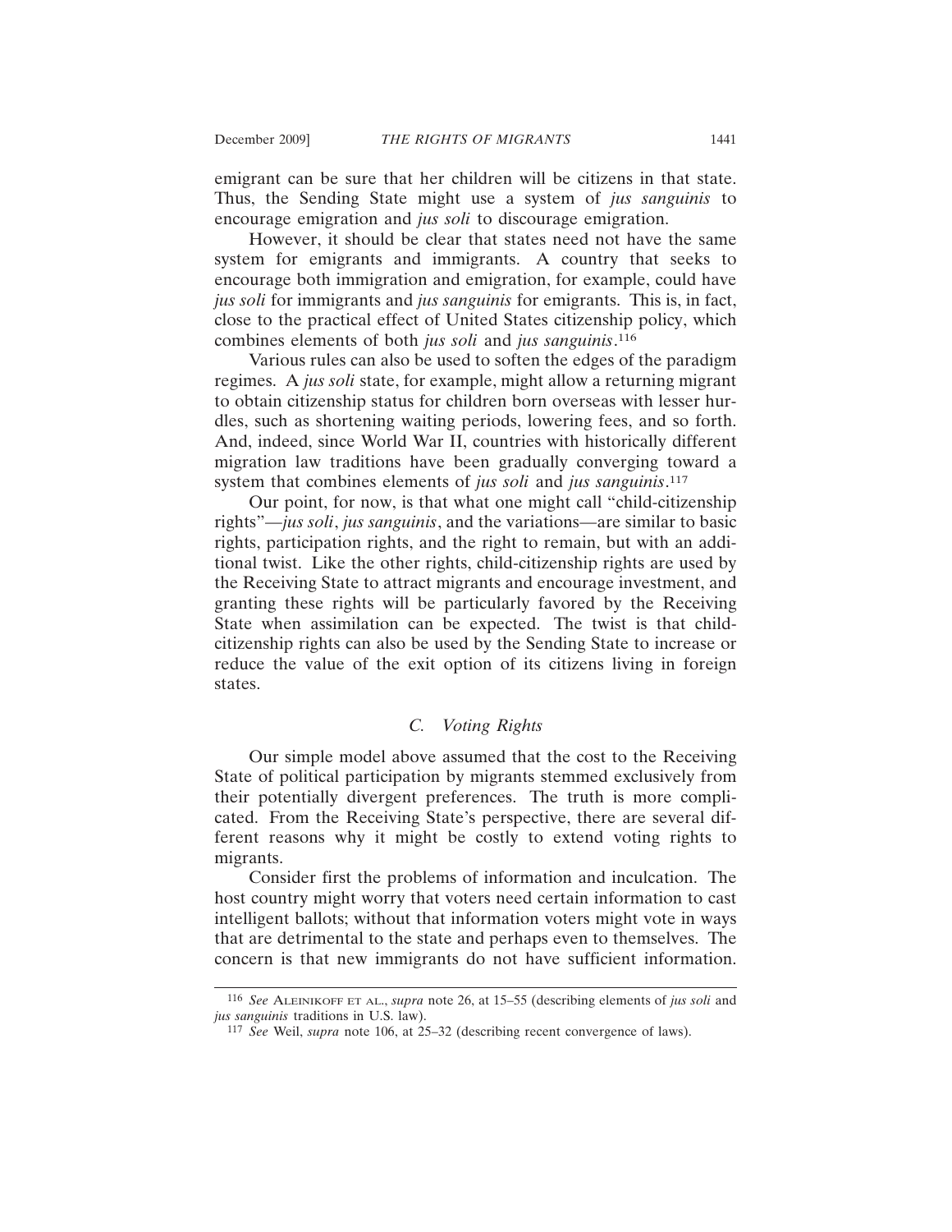emigrant can be sure that her children will be citizens in that state. Thus, the Sending State might use a system of *jus sanguinis* to encourage emigration and *jus soli* to discourage emigration.

However, it should be clear that states need not have the same system for emigrants and immigrants. A country that seeks to encourage both immigration and emigration, for example, could have *jus soli* for immigrants and *jus sanguinis* for emigrants. This is, in fact, close to the practical effect of United States citizenship policy, which combines elements of both *jus soli* and *jus sanguinis*.[116]

Various rules can also be used to soften the edges of the paradigm regimes. A *jus soli* state, for example, might allow a returning migrant to obtain citizenship status for children born overseas with lesser hurdles, such as shortening waiting periods, lowering fees, and so forth. And, indeed, since World War II, countries with historically different migration law traditions have been gradually converging toward a system that combines elements of *jus soli* and *jus sanguinis*.[117]

Our point, for now, is that what one might call "child-citizenship rights"—*jus soli*, *jus sanguinis*, and the variations—are similar to basic rights, participation rights, and the right to remain, but with an additional twist. Like the other rights, child-citizenship rights are used by the Receiving State to attract migrants and encourage investment, and granting these rights will be particularly favored by the Receiving State when assimilation can be expected. The twist is that child-citizenship rights can also be used by the Sending State to increase or reduce the value of the exit option of its citizens living in foreign states.

### *C. Voting Rights*

Our simple model above assumed that the cost to the Receiving State of political participation by migrants stemmed exclusively from their potentially divergent preferences. The truth is more complicated. From the Receiving State's perspective, there are several different reasons why it might be costly to extend voting rights to migrants.

Consider first the problems of information and inculcation. The host country might worry that voters need certain information to cast intelligent ballots; without that information voters might vote in ways that are detrimental to the state and perhaps even to themselves. The concern is that new immigrants do not have sufficient information.

---

[116] *See* ALEINIKOFF ET AL., *supra* note 26, at 15–55 (describing elements of *jus soli* and *jus sanguinis* traditions in U.S. law).

[117] *See* Weil, *supra* note 106, at 25–32 (describing recent convergence of laws).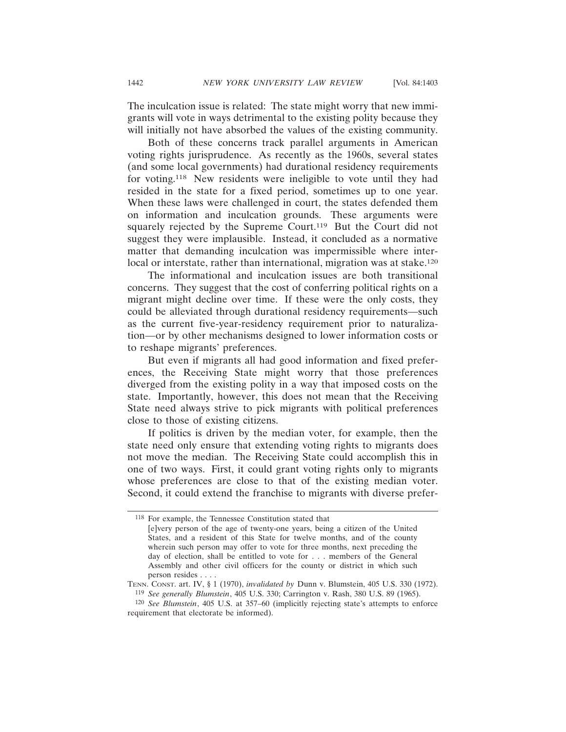The inculcation issue is related: The state might worry that new immigrants will vote in ways detrimental to the existing polity because they will initially not have absorbed the values of the existing community.

Both of these concerns track parallel arguments in American voting rights jurisprudence. As recently as the 1960s, several states (and some local governments) had durational residency requirements for voting.[118] New residents were ineligible to vote until they had resided in the state for a fixed period, sometimes up to one year. When these laws were challenged in court, the states defended them on information and inculcation grounds. These arguments were squarely rejected by the Supreme Court.[119] But the Court did not suggest they were implausible. Instead, it concluded as a normative matter that demanding inculcation was impermissible where interlocal or interstate, rather than international, migration was at stake.[120]

The informational and inculcation issues are both transitional concerns. They suggest that the cost of conferring political rights on a migrant might decline over time. If these were the only costs, they could be alleviated through durational residency requirements—such as the current five-year-residency requirement prior to naturalization—or by other mechanisms designed to lower information costs or to reshape migrants' preferences.

But even if migrants all had good information and fixed preferences, the Receiving State might worry that those preferences diverged from the existing polity in a way that imposed costs on the state. Importantly, however, this does not mean that the Receiving State need always strive to pick migrants with political preferences close to those of existing citizens.

If politics is driven by the median voter, for example, then the state need only ensure that extending voting rights to migrants does not move the median. The Receiving State could accomplish this in one of two ways. First, it could grant voting rights only to migrants whose preferences are close to that of the existing median voter. Second, it could extend the franchise to migrants with diverse prefer-

---

[118] For example, the Tennessee Constitution stated that

> [e]very person of the age of twenty-one years, being a citizen of the United States, and a resident of this State for twelve months, and of the county wherein such person may offer to vote for three months, next preceding the day of election, shall be entitled to vote for . . . members of the General Assembly and other civil officers for the county or district in which such person resides . . . .

TENN. CONST. art. IV, § 1 (1970), *invalidated by* Dunn v. Blumstein, 405 U.S. 330 (1972).

[119] *See generally Blumstein*, 405 U.S. 330; Carrington v. Rash, 380 U.S. 89 (1965).

[120] *See Blumstein*, 405 U.S. at 357–60 (implicitly rejecting state's attempts to enforce requirement that electorate be informed).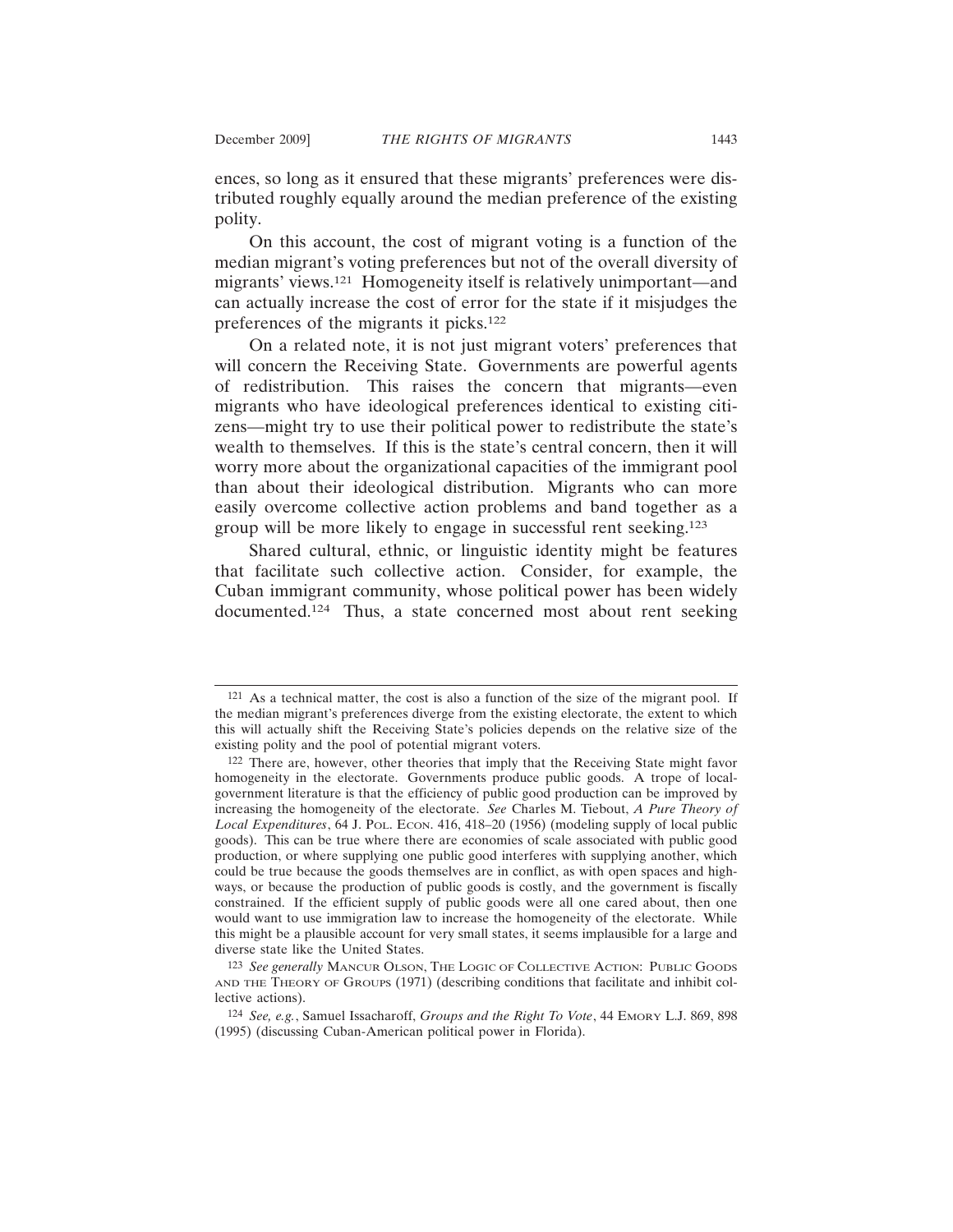ences, so long as it ensured that these migrants' preferences were distributed roughly equally around the median preference of the existing polity.

On this account, the cost of migrant voting is a function of the median migrant's voting preferences but not of the overall diversity of migrants' views.[121] Homogeneity itself is relatively unimportant—and can actually increase the cost of error for the state if it misjudges the preferences of the migrants it picks.[122]

On a related note, it is not just migrant voters' preferences that will concern the Receiving State. Governments are powerful agents of redistribution. This raises the concern that migrants—even migrants who have ideological preferences identical to existing citizens—might try to use their political power to redistribute the state's wealth to themselves. If this is the state's central concern, then it will worry more about the organizational capacities of the immigrant pool than about their ideological distribution. Migrants who can more easily overcome collective action problems and band together as a group will be more likely to engage in successful rent seeking.[123]

Shared cultural, ethnic, or linguistic identity might be features that facilitate such collective action. Consider, for example, the Cuban immigrant community, whose political power has been widely documented.[124] Thus, a state concerned most about rent seeking

---

[121] As a technical matter, the cost is also a function of the size of the migrant pool. If the median migrant's preferences diverge from the existing electorate, the extent to which this will actually shift the Receiving State's policies depends on the relative size of the existing polity and the pool of potential migrant voters.

[122] There are, however, other theories that imply that the Receiving State might favor homogeneity in the electorate. Governments produce public goods. A trope of local-government literature is that the efficiency of public good production can be improved by increasing the homogeneity of the electorate. *See* Charles M. Tiebout, *A Pure Theory of Local Expenditures*, 64 J. POL. ECON. 416, 418–20 (1956) (modeling supply of local public goods). This can be true where there are economies of scale associated with public good production, or where supplying one public good interferes with supplying another, which could be true because the goods themselves are in conflict, as with open spaces and highways, or because the production of public goods is costly, and the government is fiscally constrained. If the efficient supply of public goods were all one cared about, then one would want to use immigration law to increase the homogeneity of the electorate. While this might be a plausible account for very small states, it seems implausible for a large and diverse state like the United States.

[123] *See generally* MANCUR OLSON, THE LOGIC OF COLLECTIVE ACTION: PUBLIC GOODS AND THE THEORY OF GROUPS (1971) (describing conditions that facilitate and inhibit collective actions).

[124] *See, e.g.*, Samuel Issacharoff, *Groups and the Right To Vote*, 44 EMORY L.J. 869, 898 (1995) (discussing Cuban-American political power in Florida).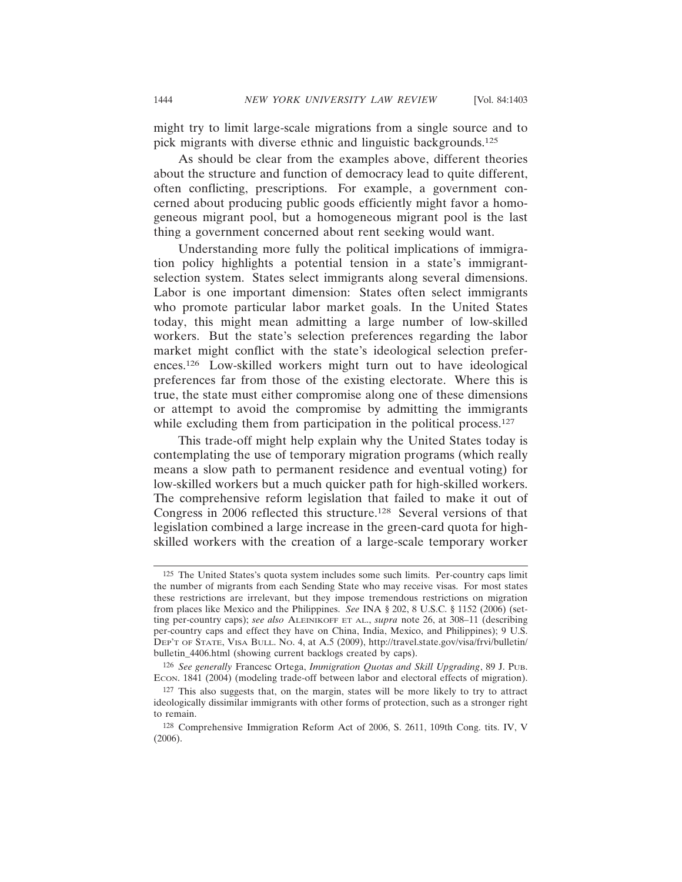might try to limit large-scale migrations from a single source and to pick migrants with diverse ethnic and linguistic backgrounds.[125]

As should be clear from the examples above, different theories about the structure and function of democracy lead to quite different, often conflicting, prescriptions. For example, a government concerned about producing public goods efficiently might favor a homogeneous migrant pool, but a homogeneous migrant pool is the last thing a government concerned about rent seeking would want.

Understanding more fully the political implications of immigration policy highlights a potential tension in a state's immigrant-selection system. States select immigrants along several dimensions. Labor is one important dimension: States often select immigrants who promote particular labor market goals. In the United States today, this might mean admitting a large number of low-skilled workers. But the state's selection preferences regarding the labor market might conflict with the state's ideological selection preferences.[126] Low-skilled workers might turn out to have ideological preferences far from those of the existing electorate. Where this is true, the state must either compromise along one of these dimensions or attempt to avoid the compromise by admitting the immigrants while excluding them from participation in the political process.[127]

This trade-off might help explain why the United States today is contemplating the use of temporary migration programs (which really means a slow path to permanent residence and eventual voting) for low-skilled workers but a much quicker path for high-skilled workers. The comprehensive reform legislation that failed to make it out of Congress in 2006 reflected this structure.[128] Several versions of that legislation combined a large increase in the green-card quota for high-skilled workers with the creation of a large-scale temporary worker

---

[125] The United States's quota system includes some such limits. Per-country caps limit the number of migrants from each Sending State who may receive visas. For most states these restrictions are irrelevant, but they impose tremendous restrictions on migration from places like Mexico and the Philippines. *See* INA § 202, 8 U.S.C. § 1152 (2006) (setting per-country caps); *see also* ALEINIKOFF ET AL., *supra* note 26, at 308–11 (describing per-country caps and effect they have on China, India, Mexico, and Philippines); 9 U.S. DEP'T OF STATE, VISA BULL. NO. 4, at A.5 (2009), http://travel.state.gov/visa/frvi/bulletin/bulletin_4406.html (showing current backlogs created by caps).

[126] *See generally* Francesc Ortega, *Immigration Quotas and Skill Upgrading*, 89 J. PUB. ECON. 1841 (2004) (modeling trade-off between labor and electoral effects of migration).

[127] This also suggests that, on the margin, states will be more likely to try to attract ideologically dissimilar immigrants with other forms of protection, such as a stronger right to remain.

[128] Comprehensive Immigration Reform Act of 2006, S. 2611, 109th Cong. tits. IV, V (2006).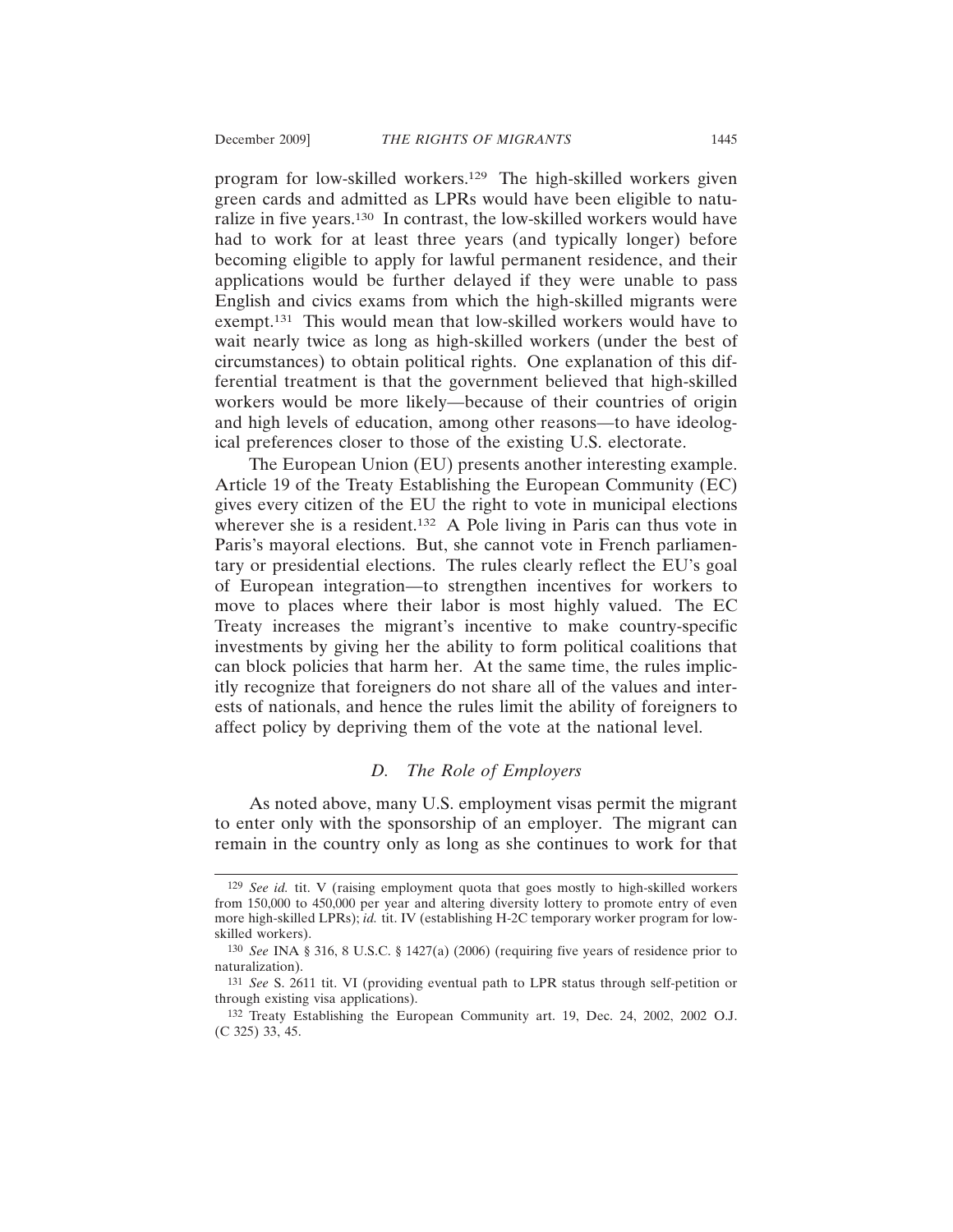program for low-skilled workers.[129] The high-skilled workers given green cards and admitted as LPRs would have been eligible to naturalize in five years.[130] In contrast, the low-skilled workers would have had to work for at least three years (and typically longer) before becoming eligible to apply for lawful permanent residence, and their applications would be further delayed if they were unable to pass English and civics exams from which the high-skilled migrants were exempt.[131] This would mean that low-skilled workers would have to wait nearly twice as long as high-skilled workers (under the best of circumstances) to obtain political rights. One explanation of this differential treatment is that the government believed that high-skilled workers would be more likely—because of their countries of origin and high levels of education, among other reasons—to have ideological preferences closer to those of the existing U.S. electorate.

The European Union (EU) presents another interesting example. Article 19 of the Treaty Establishing the European Community (EC) gives every citizen of the EU the right to vote in municipal elections wherever she is a resident.[132] A Pole living in Paris can thus vote in Paris's mayoral elections. But, she cannot vote in French parliamentary or presidential elections. The rules clearly reflect the EU's goal of European integration—to strengthen incentives for workers to move to places where their labor is most highly valued. The EC Treaty increases the migrant's incentive to make country-specific investments by giving her the ability to form political coalitions that can block policies that harm her. At the same time, the rules implicitly recognize that foreigners do not share all of the values and interests of nationals, and hence the rules limit the ability of foreigners to affect policy by depriving them of the vote at the national level.

### *D. The Role of Employers*

As noted above, many U.S. employment visas permit the migrant to enter only with the sponsorship of an employer. The migrant can remain in the country only as long as she continues to work for that

---

[129] *See id.* tit. V (raising employment quota that goes mostly to high-skilled workers from 150,000 to 450,000 per year and altering diversity lottery to promote entry of even more high-skilled LPRs); *id.* tit. IV (establishing H-2C temporary worker program for low-skilled workers).

[130] *See* INA § 316, 8 U.S.C. § 1427(a) (2006) (requiring five years of residence prior to naturalization).

[131] *See* S. 2611 tit. VI (providing eventual path to LPR status through self-petition or through existing visa applications).

[132] Treaty Establishing the European Community art. 19, Dec. 24, 2002, 2002 O.J. (C 325) 33, 45.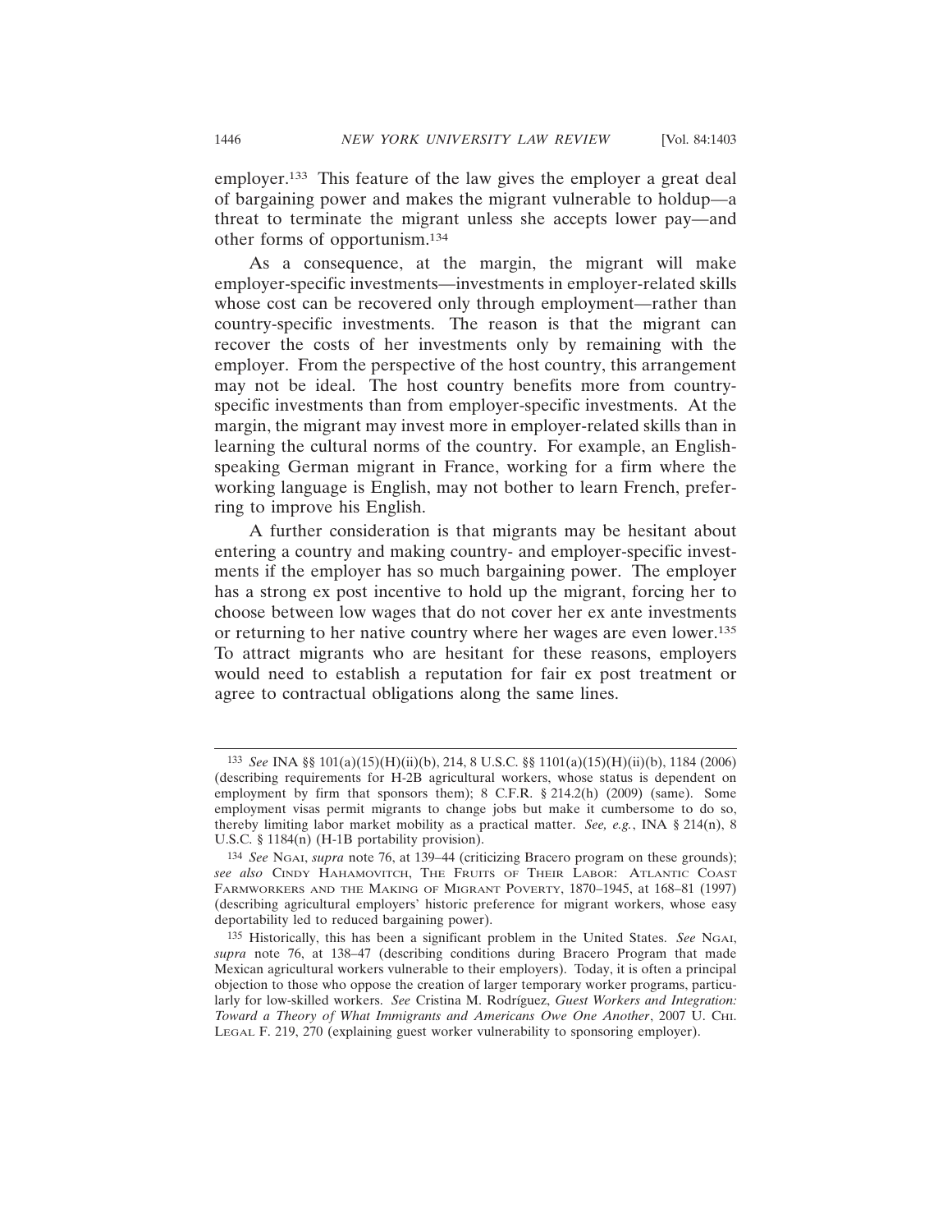employer.[133] This feature of the law gives the employer a great deal of bargaining power and makes the migrant vulnerable to holdup—a threat to terminate the migrant unless she accepts lower pay—and other forms of opportunism.[134]

As a consequence, at the margin, the migrant will make employer-specific investments—investments in employer-related skills whose cost can be recovered only through employment—rather than country-specific investments. The reason is that the migrant can recover the costs of her investments only by remaining with the employer. From the perspective of the host country, this arrangement may not be ideal. The host country benefits more from country-specific investments than from employer-specific investments. At the margin, the migrant may invest more in employer-related skills than in learning the cultural norms of the country. For example, an English-speaking German migrant in France, working for a firm where the working language is English, may not bother to learn French, preferring to improve his English.

A further consideration is that migrants may be hesitant about entering a country and making country- and employer-specific investments if the employer has so much bargaining power. The employer has a strong ex post incentive to hold up the migrant, forcing her to choose between low wages that do not cover her ex ante investments or returning to her native country where her wages are even lower.[135] To attract migrants who are hesitant for these reasons, employers would need to establish a reputation for fair ex post treatment or agree to contractual obligations along the same lines.

---

[133] *See* INA §§ 101(a)(15)(H)(ii)(b), 214, 8 U.S.C. §§ 1101(a)(15)(H)(ii)(b), 1184 (2006) (describing requirements for H-2B agricultural workers, whose status is dependent on employment by firm that sponsors them); 8 C.F.R. § 214.2(h) (2009) (same). Some employment visas permit migrants to change jobs but make it cumbersome to do so, thereby limiting labor market mobility as a practical matter. *See, e.g.*, INA § 214(n), 8 U.S.C. § 1184(n) (H-1B portability provision).

[134] *See* NGAI, *supra* note 76, at 139–44 (criticizing Bracero program on these grounds); *see also* CINDY HAHAMOVITCH, THE FRUITS OF THEIR LABOR: ATLANTIC COAST FARMWORKERS AND THE MAKING OF MIGRANT POVERTY, 1870–1945, at 168–81 (1997) (describing agricultural employers' historic preference for migrant workers, whose easy deportability led to reduced bargaining power).

[135] Historically, this has been a significant problem in the United States. *See* NGAI, *supra* note 76, at 138–47 (describing conditions during Bracero Program that made Mexican agricultural workers vulnerable to their employers). Today, it is often a principal objection to those who oppose the creation of larger temporary worker programs, particularly for low-skilled workers. *See* Cristina M. Rodríguez, *Guest Workers and Integration: Toward a Theory of What Immigrants and Americans Owe One Another*, 2007 U. CHI. LEGAL F. 219, 270 (explaining guest worker vulnerability to sponsoring employer).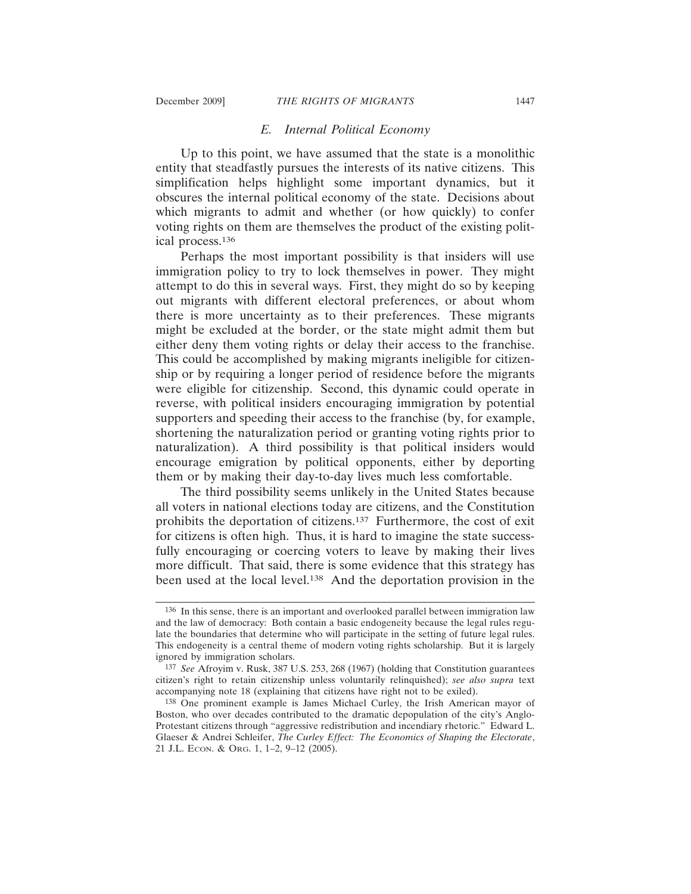### *E. Internal Political Economy*

Up to this point, we have assumed that the state is a monolithic entity that steadfastly pursues the interests of its native citizens. This simplification helps highlight some important dynamics, but it obscures the internal political economy of the state. Decisions about which migrants to admit and whether (or how quickly) to confer voting rights on them are themselves the product of the existing political process.[136]

Perhaps the most important possibility is that insiders will use immigration policy to try to lock themselves in power. They might attempt to do this in several ways. First, they might do so by keeping out migrants with different electoral preferences, or about whom there is more uncertainty as to their preferences. These migrants might be excluded at the border, or the state might admit them but either deny them voting rights or delay their access to the franchise. This could be accomplished by making migrants ineligible for citizenship or by requiring a longer period of residence before the migrants were eligible for citizenship. Second, this dynamic could operate in reverse, with political insiders encouraging immigration by potential supporters and speeding their access to the franchise (by, for example, shortening the naturalization period or granting voting rights prior to naturalization). A third possibility is that political insiders would encourage emigration by political opponents, either by deporting them or by making their day-to-day lives much less comfortable.

The third possibility seems unlikely in the United States because all voters in national elections today are citizens, and the Constitution prohibits the deportation of citizens.[137] Furthermore, the cost of exit for citizens is often high. Thus, it is hard to imagine the state successfully encouraging or coercing voters to leave by making their lives more difficult. That said, there is some evidence that this strategy has been used at the local level.[138] And the deportation provision in the

---

[136] In this sense, there is an important and overlooked parallel between immigration law and the law of democracy: Both contain a basic endogeneity because the legal rules regulate the boundaries that determine who will participate in the setting of future legal rules. This endogeneity is a central theme of modern voting rights scholarship. But it is largely ignored by immigration scholars.

[137] *See* Afroyim v. Rusk, 387 U.S. 253, 268 (1967) (holding that Constitution guarantees citizen's right to retain citizenship unless voluntarily relinquished); *see also supra* text accompanying note 18 (explaining that citizens have right not to be exiled).

[138] One prominent example is James Michael Curley, the Irish American mayor of Boston, who over decades contributed to the dramatic depopulation of the city's Anglo-Protestant citizens through "aggressive redistribution and incendiary rhetoric." Edward L. Glaeser & Andrei Schleifer, *The Curley Effect: The Economics of Shaping the Electorate*, 21 J.L. ECON. & ORG. 1, 1–2, 9–12 (2005).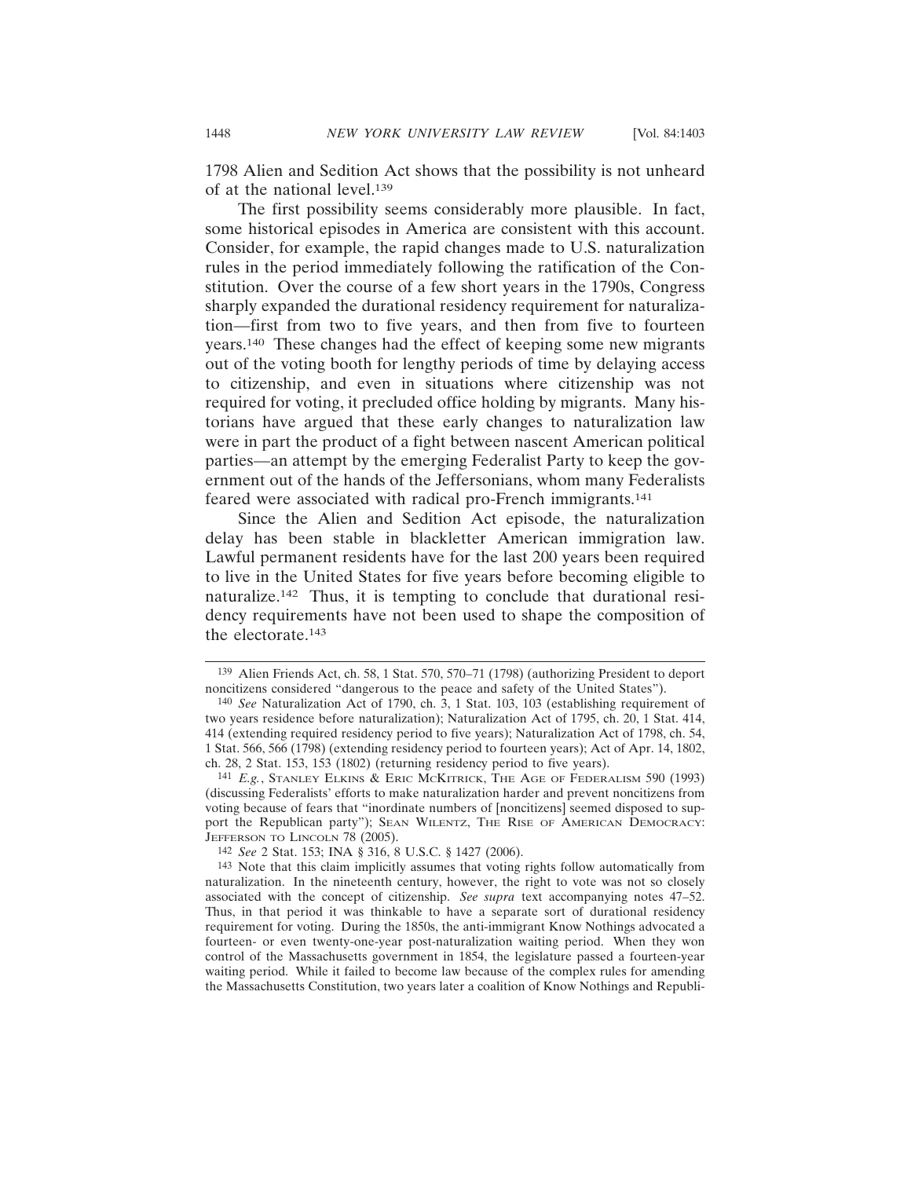1798 Alien and Sedition Act shows that the possibility is not unheard of at the national level.[139]

The first possibility seems considerably more plausible. In fact, some historical episodes in America are consistent with this account. Consider, for example, the rapid changes made to U.S. naturalization rules in the period immediately following the ratification of the Constitution. Over the course of a few short years in the 1790s, Congress sharply expanded the durational residency requirement for naturalization—first from two to five years, and then from five to fourteen years.[140] These changes had the effect of keeping some new migrants out of the voting booth for lengthy periods of time by delaying access to citizenship, and even in situations where citizenship was not required for voting, it precluded office holding by migrants. Many historians have argued that these early changes to naturalization law were in part the product of a fight between nascent American political parties—an attempt by the emerging Federalist Party to keep the government out of the hands of the Jeffersonians, whom many Federalists feared were associated with radical pro-French immigrants.[141]

Since the Alien and Sedition Act episode, the naturalization delay has been stable in blackletter American immigration law. Lawful permanent residents have for the last 200 years been required to live in the United States for five years before becoming eligible to naturalize.[142] Thus, it is tempting to conclude that durational residency requirements have not been used to shape the composition of the electorate.[143]

---

[139] Alien Friends Act, ch. 58, 1 Stat. 570, 570–71 (1798) (authorizing President to deport noncitizens considered "dangerous to the peace and safety of the United States").

[140] *See* Naturalization Act of 1790, ch. 3, 1 Stat. 103, 103 (establishing requirement of two years residence before naturalization); Naturalization Act of 1795, ch. 20, 1 Stat. 414, 414 (extending required residency period to five years); Naturalization Act of 1798, ch. 54, 1 Stat. 566, 566 (1798) (extending residency period to fourteen years); Act of Apr. 14, 1802, ch. 28, 2 Stat. 153, 153 (1802) (returning residency period to five years).

[141] *E.g.*, STANLEY ELKINS & ERIC MCKITRICK, THE AGE OF FEDERALISM 590 (1993) (discussing Federalists' efforts to make naturalization harder and prevent noncitizens from voting because of fears that "inordinate numbers of [noncitizens] seemed disposed to support the Republican party"); SEAN WILENTZ, THE RISE OF AMERICAN DEMOCRACY: JEFFERSON TO LINCOLN 78 (2005).

[142] *See* 2 Stat. 153; INA § 316, 8 U.S.C. § 1427 (2006).

[143] Note that this claim implicitly assumes that voting rights follow automatically from naturalization. In the nineteenth century, however, the right to vote was not so closely associated with the concept of citizenship. *See supra* text accompanying notes 47–52. Thus, in that period it was thinkable to have a separate sort of durational residency requirement for voting. During the 1850s, the anti-immigrant Know Nothings advocated a fourteen- or even twenty-one-year post-naturalization waiting period. When they won control of the Massachusetts government in 1854, the legislature passed a fourteen-year waiting period. While it failed to become law because of the complex rules for amending the Massachusetts Constitution, two years later a coalition of Know Nothings and Republi-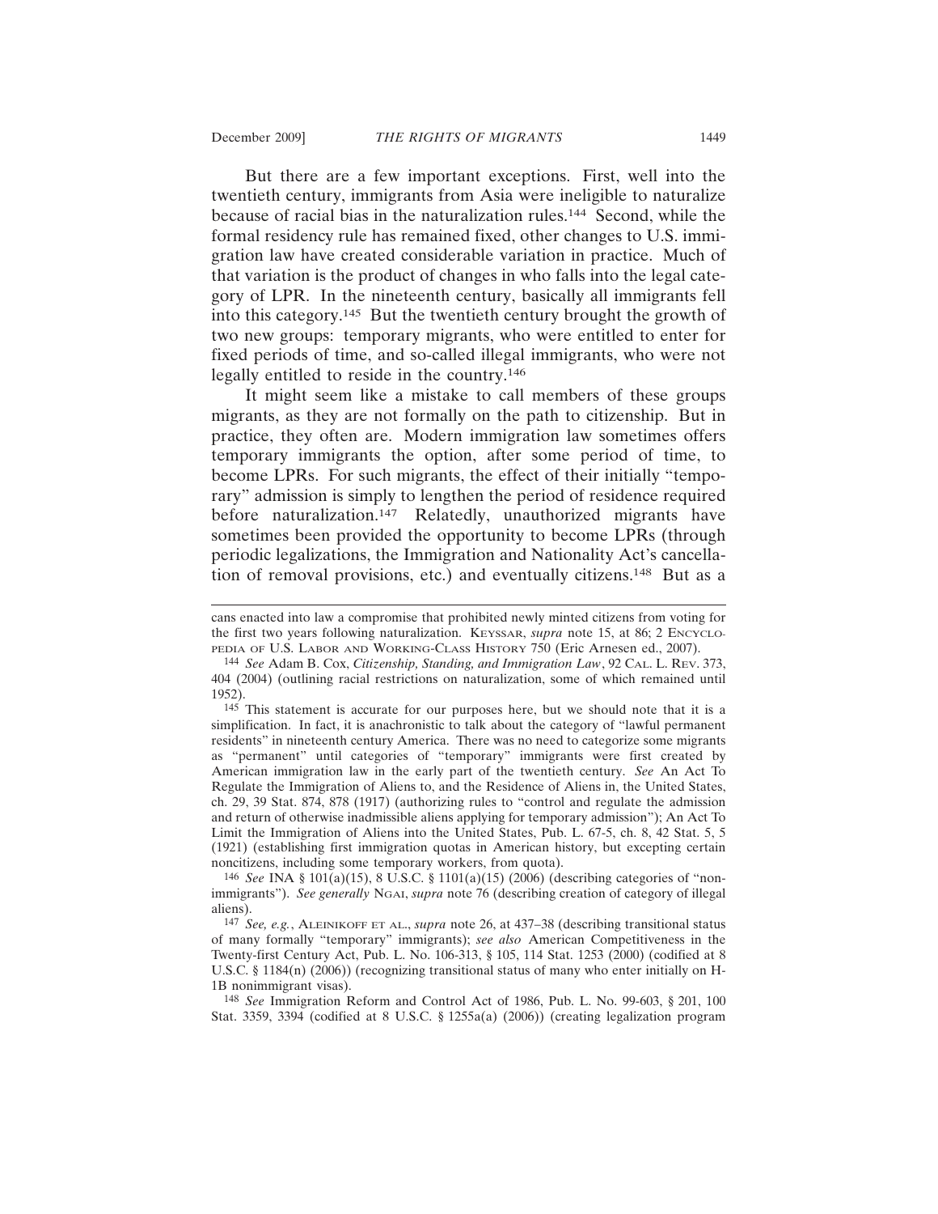But there are a few important exceptions. First, well into the twentieth century, immigrants from Asia were ineligible to naturalize because of racial bias in the naturalization rules.[144] Second, while the formal residency rule has remained fixed, other changes to U.S. immigration law have created considerable variation in practice. Much of that variation is the product of changes in who falls into the legal category of LPR. In the nineteenth century, basically all immigrants fell into this category.[145] But the twentieth century brought the growth of two new groups: temporary migrants, who were entitled to enter for fixed periods of time, and so-called illegal immigrants, who were not legally entitled to reside in the country.[146]

It might seem like a mistake to call members of these groups migrants, as they are not formally on the path to citizenship. But in practice, they often are. Modern immigration law sometimes offers temporary immigrants the option, after some period of time, to become LPRs. For such migrants, the effect of their initially "temporary" admission is simply to lengthen the period of residence required before naturalization.[147] Relatedly, unauthorized migrants have sometimes been provided the opportunity to become LPRs (through periodic legalizations, the Immigration and Nationality Act's cancellation of removal provisions, etc.) and eventually citizens.[148] But as a

---

cans enacted into law a compromise that prohibited newly minted citizens from voting for the first two years following naturalization. KEYSSAR, *supra* note 15, at 86; 2 ENCYCLOPEDIA OF U.S. LABOR AND WORKING-CLASS HISTORY 750 (Eric Arnesen ed., 2007).

[144] *See* Adam B. Cox, *Citizenship, Standing, and Immigration Law*, 92 CAL. L. REV. 373, 404 (2004) (outlining racial restrictions on naturalization, some of which remained until 1952).

[145] This statement is accurate for our purposes here, but we should note that it is a simplification. In fact, it is anachronistic to talk about the category of "lawful permanent residents" in nineteenth century America. There was no need to categorize some migrants as "permanent" until categories of "temporary" immigrants were first created by American immigration law in the early part of the twentieth century. *See* An Act To Regulate the Immigration of Aliens to, and the Residence of Aliens in, the United States, ch. 29, 39 Stat. 874, 878 (1917) (authorizing rules to "control and regulate the admission and return of otherwise inadmissible aliens applying for temporary admission"); An Act To Limit the Immigration of Aliens into the United States, Pub. L. 67-5, ch. 8, 42 Stat. 5, 5 (1921) (establishing first immigration quotas in American history, but excepting certain noncitizens, including some temporary workers, from quota).

[146] *See* INA § 101(a)(15), 8 U.S.C. § 1101(a)(15) (2006) (describing categories of "nonimmigrants"). *See generally* NGAI, *supra* note 76 (describing creation of category of illegal aliens).

[147] *See, e.g.*, ALEINIKOFF ET AL., *supra* note 26, at 437–38 (describing transitional status of many formally "temporary" immigrants); *see also* American Competitiveness in the Twenty-first Century Act, Pub. L. No. 106-313, § 105, 114 Stat. 1253 (2000) (codified at 8 U.S.C. § 1184(n) (2006)) (recognizing transitional status of many who enter initially on H-1B nonimmigrant visas).

[148] *See* Immigration Reform and Control Act of 1986, Pub. L. No. 99-603, § 201, 100 Stat. 3359, 3394 (codified at 8 U.S.C. § 1255a(a) (2006)) (creating legalization program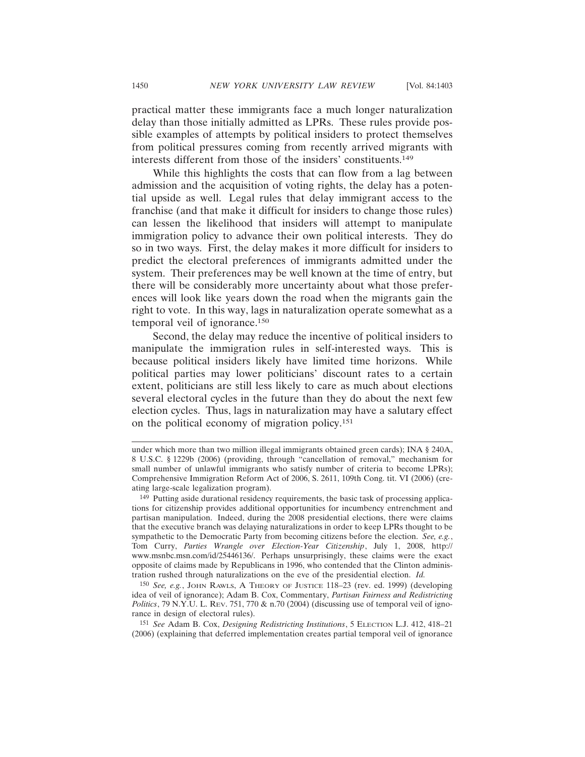practical matter these immigrants face a much longer naturalization delay than those initially admitted as LPRs. These rules provide possible examples of attempts by political insiders to protect themselves from political pressures coming from recently arrived migrants with interests different from those of the insiders' constituents.[149]

While this highlights the costs that can flow from a lag between admission and the acquisition of voting rights, the delay has a potential upside as well. Legal rules that delay immigrant access to the franchise (and that make it difficult for insiders to change those rules) can lessen the likelihood that insiders will attempt to manipulate immigration policy to advance their own political interests. They do so in two ways. First, the delay makes it more difficult for insiders to predict the electoral preferences of immigrants admitted under the system. Their preferences may be well known at the time of entry, but there will be considerably more uncertainty about what those preferences will look like years down the road when the migrants gain the right to vote. In this way, lags in naturalization operate somewhat as a temporal veil of ignorance.[150]

Second, the delay may reduce the incentive of political insiders to manipulate the immigration rules in self-interested ways. This is because political insiders likely have limited time horizons. While political parties may lower politicians' discount rates to a certain extent, politicians are still less likely to care as much about elections several electoral cycles in the future than they do about the next few election cycles. Thus, lags in naturalization may have a salutary effect on the political economy of migration policy.[151]

---

under which more than two million illegal immigrants obtained green cards); INA § 240A, 8 U.S.C. § 1229b (2006) (providing, through "cancellation of removal," mechanism for small number of unlawful immigrants who satisfy number of criteria to become LPRs); Comprehensive Immigration Reform Act of 2006, S. 2611, 109th Cong. tit. VI (2006) (creating large-scale legalization program).

[149] Putting aside durational residency requirements, the basic task of processing applications for citizenship provides additional opportunities for incumbency entrenchment and partisan manipulation. Indeed, during the 2008 presidential elections, there were claims that the executive branch was delaying naturalizations in order to keep LPRs thought to be sympathetic to the Democratic Party from becoming citizens before the election. *See, e.g.*, Tom Curry, *Parties Wrangle over Election-Year Citizenship*, July 1, 2008, http://www.msnbc.msn.com/id/25446136/. Perhaps unsurprisingly, these claims were the exact opposite of claims made by Republicans in 1996, who contended that the Clinton administration rushed through naturalizations on the eve of the presidential election. *Id.*

[150] *See, e.g.*, JOHN RAWLS, A THEORY OF JUSTICE 118–23 (rev. ed. 1999) (developing idea of veil of ignorance); Adam B. Cox, Commentary, *Partisan Fairness and Redistricting Politics*, 79 N.Y.U. L. REV. 751, 770 & n.70 (2004) (discussing use of temporal veil of ignorance in design of electoral rules).

[151] *See* Adam B. Cox, *Designing Redistricting Institutions*, 5 ELECTION L.J. 412, 418–21 (2006) (explaining that deferred implementation creates partial temporal veil of ignorance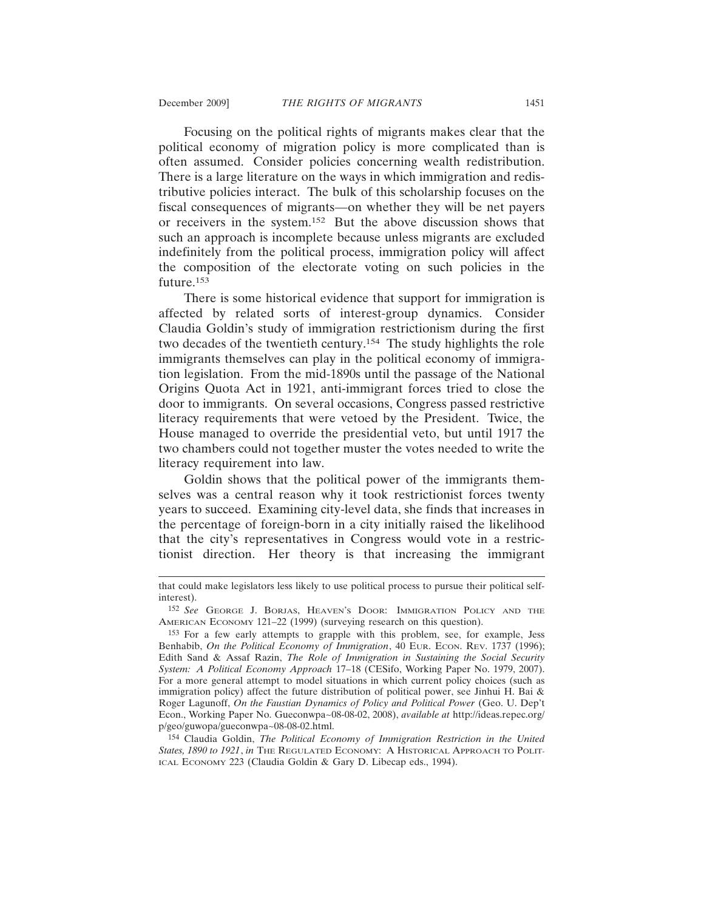Focusing on the political rights of migrants makes clear that the political economy of migration policy is more complicated than is often assumed. Consider policies concerning wealth redistribution. There is a large literature on the ways in which immigration and redistributive policies interact. The bulk of this scholarship focuses on the fiscal consequences of migrants—on whether they will be net payers or receivers in the system.[152] But the above discussion shows that such an approach is incomplete because unless migrants are excluded indefinitely from the political process, immigration policy will affect the composition of the electorate voting on such policies in the future.[153]

There is some historical evidence that support for immigration is affected by related sorts of interest-group dynamics. Consider Claudia Goldin's study of immigration restrictionism during the first two decades of the twentieth century.[154] The study highlights the role immigrants themselves can play in the political economy of immigration legislation. From the mid-1890s until the passage of the National Origins Quota Act in 1921, anti-immigrant forces tried to close the door to immigrants. On several occasions, Congress passed restrictive literacy requirements that were vetoed by the President. Twice, the House managed to override the presidential veto, but until 1917 the two chambers could not together muster the votes needed to write the literacy requirement into law.

Goldin shows that the political power of the immigrants themselves was a central reason why it took restrictionist forces twenty years to succeed. Examining city-level data, she finds that increases in the percentage of foreign-born in a city initially raised the likelihood that the city's representatives in Congress would vote in a restrictionist direction. Her theory is that increasing the immigrant

---

that could make legislators less likely to use political process to pursue their political self-interest).

[152] *See* George J. Borjas, Heaven's Door: Immigration Policy and the American Economy 121–22 (1999) (surveying research on this question).

[153] For a few early attempts to grapple with this problem, see, for example, Jess Benhabib, *On the Political Economy of Immigration*, 40 Eur. Econ. Rev. 1737 (1996); Edith Sand & Assaf Razin, *The Role of Immigration in Sustaining the Social Security System: A Political Economy Approach* 17–18 (CESifo, Working Paper No. 1979, 2007). For a more general attempt to model situations in which current policy choices (such as immigration policy) affect the future distribution of political power, see Jinhui H. Bai & Roger Lagunoff, *On the Faustian Dynamics of Policy and Political Power* (Geo. U. Dep't Econ., Working Paper No. Gueconwpa~08-08-02, 2008), *available at* http://ideas.repec.org/p/geo/guwopa/gueconwpa~08-08-02.html.

[154] Claudia Goldin, *The Political Economy of Immigration Restriction in the United States, 1890 to 1921*, *in* The Regulated Economy: A Historical Approach to Political Economy 223 (Claudia Goldin & Gary D. Libecap eds., 1994).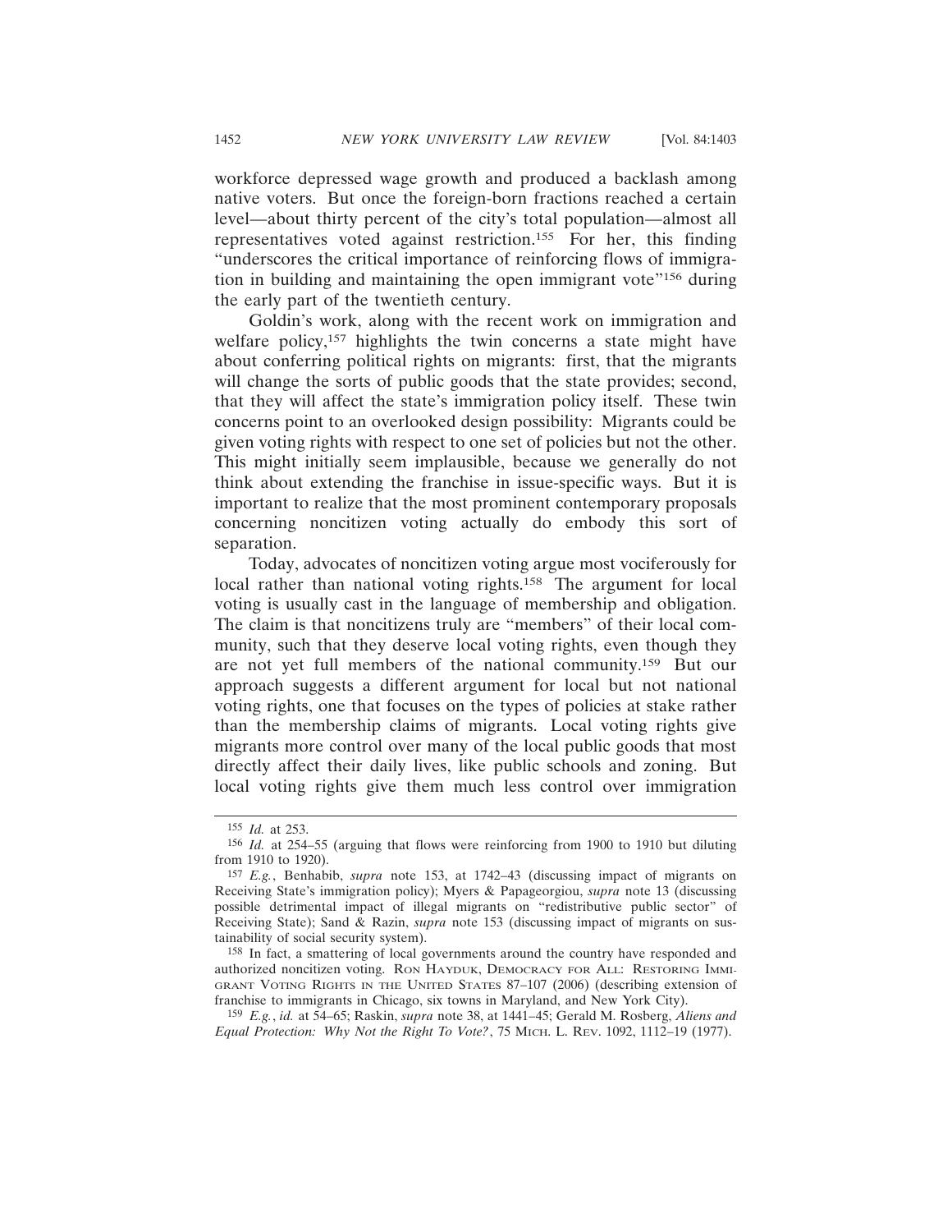workforce depressed wage growth and produced a backlash among native voters. But once the foreign-born fractions reached a certain level—about thirty percent of the city's total population—almost all representatives voted against restriction.[155] For her, this finding "underscores the critical importance of reinforcing flows of immigration in building and maintaining the open immigrant vote"[156] during the early part of the twentieth century.

Goldin's work, along with the recent work on immigration and welfare policy,[157] highlights the twin concerns a state might have about conferring political rights on migrants: first, that the migrants will change the sorts of public goods that the state provides; second, that they will affect the state's immigration policy itself. These twin concerns point to an overlooked design possibility: Migrants could be given voting rights with respect to one set of policies but not the other. This might initially seem implausible, because we generally do not think about extending the franchise in issue-specific ways. But it is important to realize that the most prominent contemporary proposals concerning noncitizen voting actually do embody this sort of separation.

Today, advocates of noncitizen voting argue most vociferously for local rather than national voting rights.[158] The argument for local voting is usually cast in the language of membership and obligation. The claim is that noncitizens truly are "members" of their local community, such that they deserve local voting rights, even though they are not yet full members of the national community.[159] But our approach suggests a different argument for local but not national voting rights, one that focuses on the types of policies at stake rather than the membership claims of migrants. Local voting rights give migrants more control over many of the local public goods that most directly affect their daily lives, like public schools and zoning. But local voting rights give them much less control over immigration

---

[155] *Id.* at 253.

[156] *Id.* at 254–55 (arguing that flows were reinforcing from 1900 to 1910 but diluting from 1910 to 1920).

[157] *E.g.*, Benhabib, *supra* note 153, at 1742–43 (discussing impact of migrants on Receiving State's immigration policy); Myers & Papageorgiou, *supra* note 13 (discussing possible detrimental impact of illegal migrants on "redistributive public sector" of Receiving State); Sand & Razin, *supra* note 153 (discussing impact of migrants on sustainability of social security system).

[158] In fact, a smattering of local governments around the country have responded and authorized noncitizen voting. RON HAYDUK, DEMOCRACY FOR ALL: RESTORING IMMIGRANT VOTING RIGHTS IN THE UNITED STATES 87–107 (2006) (describing extension of franchise to immigrants in Chicago, six towns in Maryland, and New York City).

[159] *E.g.*, *id.* at 54–65; Raskin, *supra* note 38, at 1441–45; Gerald M. Rosberg, *Aliens and Equal Protection: Why Not the Right To Vote?*, 75 MICH. L. REV. 1092, 1112–19 (1977).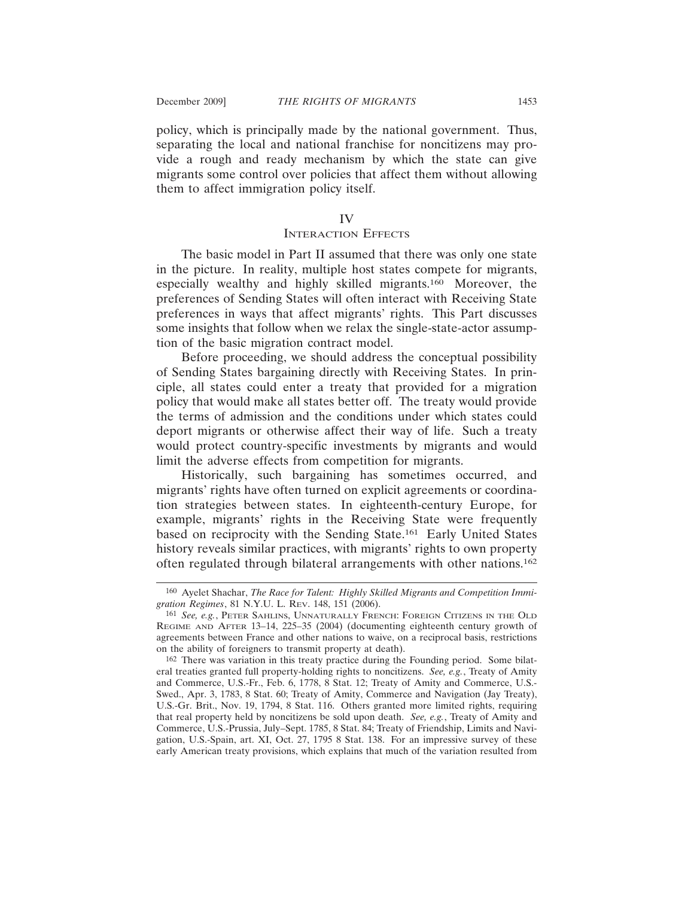policy, which is principally made by the national government. Thus, separating the local and national franchise for noncitizens may provide a rough and ready mechanism by which the state can give migrants some control over policies that affect them without allowing them to affect immigration policy itself.

## IV
## Interaction Effects

The basic model in Part II assumed that there was only one state in the picture. In reality, multiple host states compete for migrants, especially wealthy and highly skilled migrants.[160] Moreover, the preferences of Sending States will often interact with Receiving State preferences in ways that affect migrants' rights. This Part discusses some insights that follow when we relax the single-state-actor assumption of the basic migration contract model.

Before proceeding, we should address the conceptual possibility of Sending States bargaining directly with Receiving States. In principle, all states could enter a treaty that provided for a migration policy that would make all states better off. The treaty would provide the terms of admission and the conditions under which states could deport migrants or otherwise affect their way of life. Such a treaty would protect country-specific investments by migrants and would limit the adverse effects from competition for migrants.

Historically, such bargaining has sometimes occurred, and migrants' rights have often turned on explicit agreements or coordination strategies between states. In eighteenth-century Europe, for example, migrants' rights in the Receiving State were frequently based on reciprocity with the Sending State.[161] Early United States history reveals similar practices, with migrants' rights to own property often regulated through bilateral arrangements with other nations.[162]

---

[160] Ayelet Shachar, *The Race for Talent: Highly Skilled Migrants and Competition Immigration Regimes*, 81 N.Y.U. L. Rev. 148, 151 (2006).

[161] *See, e.g.*, Peter Sahlins, Unnaturally French: Foreign Citizens in the Old Regime and After 13–14, 225–35 (2004) (documenting eighteenth century growth of agreements between France and other nations to waive, on a reciprocal basis, restrictions on the ability of foreigners to transmit property at death).

[162] There was variation in this treaty practice during the Founding period. Some bilateral treaties granted full property-holding rights to noncitizens. *See, e.g.*, Treaty of Amity and Commerce, U.S.-Fr., Feb. 6, 1778, 8 Stat. 12; Treaty of Amity and Commerce, U.S.-Swed., Apr. 3, 1783, 8 Stat. 60; Treaty of Amity, Commerce and Navigation (Jay Treaty), U.S.-Gr. Brit., Nov. 19, 1794, 8 Stat. 116. Others granted more limited rights, requiring that real property held by noncitizens be sold upon death. *See, e.g.*, Treaty of Amity and Commerce, U.S.-Prussia, July–Sept. 1785, 8 Stat. 84; Treaty of Friendship, Limits and Navigation, U.S.-Spain, art. XI, Oct. 27, 1795 8 Stat. 138. For an impressive survey of these early American treaty provisions, which explains that much of the variation resulted from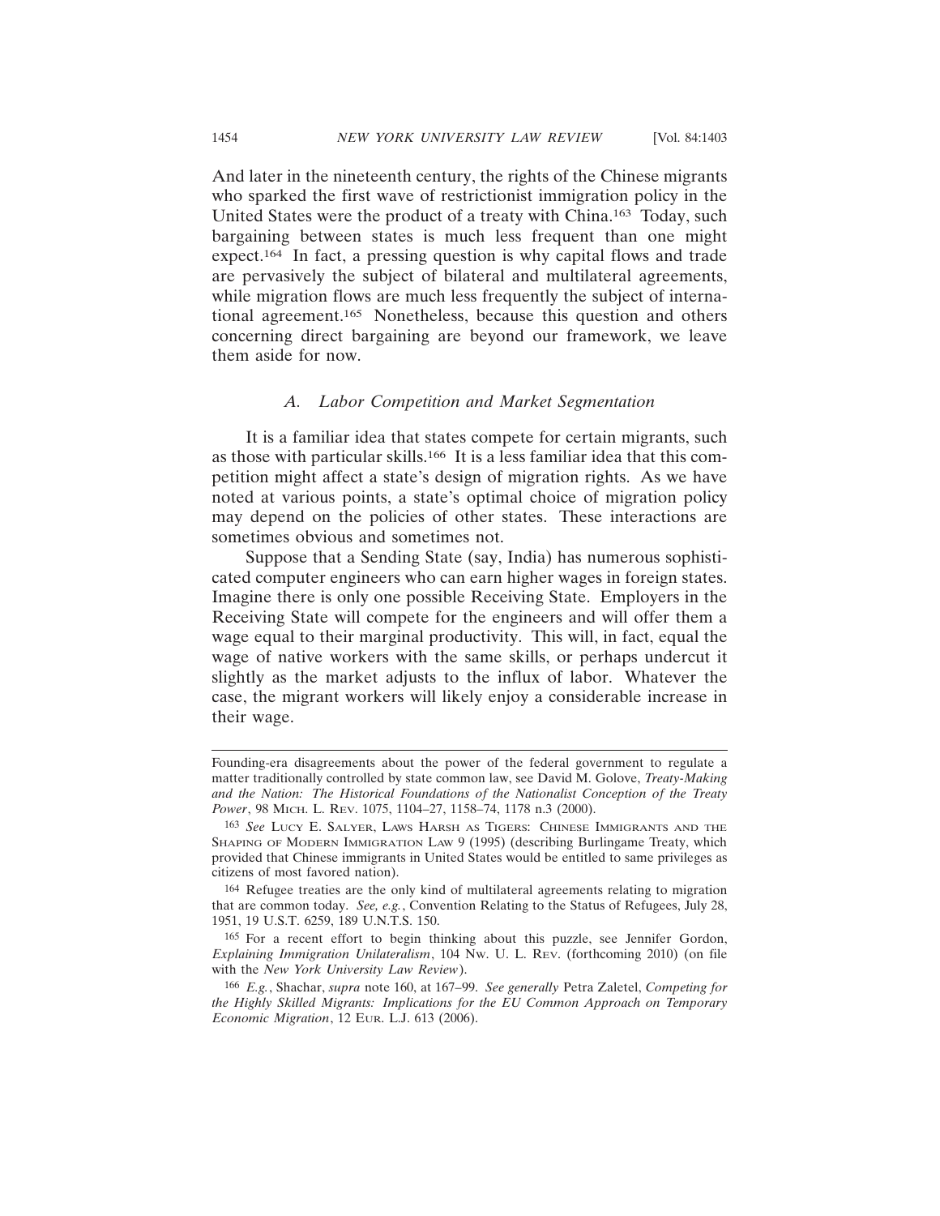And later in the nineteenth century, the rights of the Chinese migrants who sparked the first wave of restrictionist immigration policy in the United States were the product of a treaty with China.[163] Today, such bargaining between states is much less frequent than one might expect.[164] In fact, a pressing question is why capital flows and trade are pervasively the subject of bilateral and multilateral agreements, while migration flows are much less frequently the subject of international agreement.[165] Nonetheless, because this question and others concerning direct bargaining are beyond our framework, we leave them aside for now.

### *A. Labor Competition and Market Segmentation*

It is a familiar idea that states compete for certain migrants, such as those with particular skills.[166] It is a less familiar idea that this competition might affect a state's design of migration rights. As we have noted at various points, a state's optimal choice of migration policy may depend on the policies of other states. These interactions are sometimes obvious and sometimes not.

Suppose that a Sending State (say, India) has numerous sophisticated computer engineers who can earn higher wages in foreign states. Imagine there is only one possible Receiving State. Employers in the Receiving State will compete for the engineers and will offer them a wage equal to their marginal productivity. This will, in fact, equal the wage of native workers with the same skills, or perhaps undercut it slightly as the market adjusts to the influx of labor. Whatever the case, the migrant workers will likely enjoy a considerable increase in their wage.

---

Founding-era disagreements about the power of the federal government to regulate a matter traditionally controlled by state common law, see David M. Golove, *Treaty-Making and the Nation: The Historical Foundations of the Nationalist Conception of the Treaty Power*, 98 MICH. L. REV. 1075, 1104–27, 1158–74, 1178 n.3 (2000).

[163] *See* LUCY E. SALYER, LAWS HARSH AS TIGERS: CHINESE IMMIGRANTS AND THE SHAPING OF MODERN IMMIGRATION LAW 9 (1995) (describing Burlingame Treaty, which provided that Chinese immigrants in United States would be entitled to same privileges as citizens of most favored nation).

[164] Refugee treaties are the only kind of multilateral agreements relating to migration that are common today. *See, e.g.*, Convention Relating to the Status of Refugees, July 28, 1951, 19 U.S.T. 6259, 189 U.N.T.S. 150.

[165] For a recent effort to begin thinking about this puzzle, see Jennifer Gordon, *Explaining Immigration Unilateralism*, 104 NW. U. L. REV. (forthcoming 2010) (on file with the *New York University Law Review*).

[166] *E.g.*, Shachar, *supra* note 160, at 167–99. *See generally* Petra Zaletel, *Competing for the Highly Skilled Migrants: Implications for the EU Common Approach on Temporary Economic Migration*, 12 EUR. L.J. 613 (2006).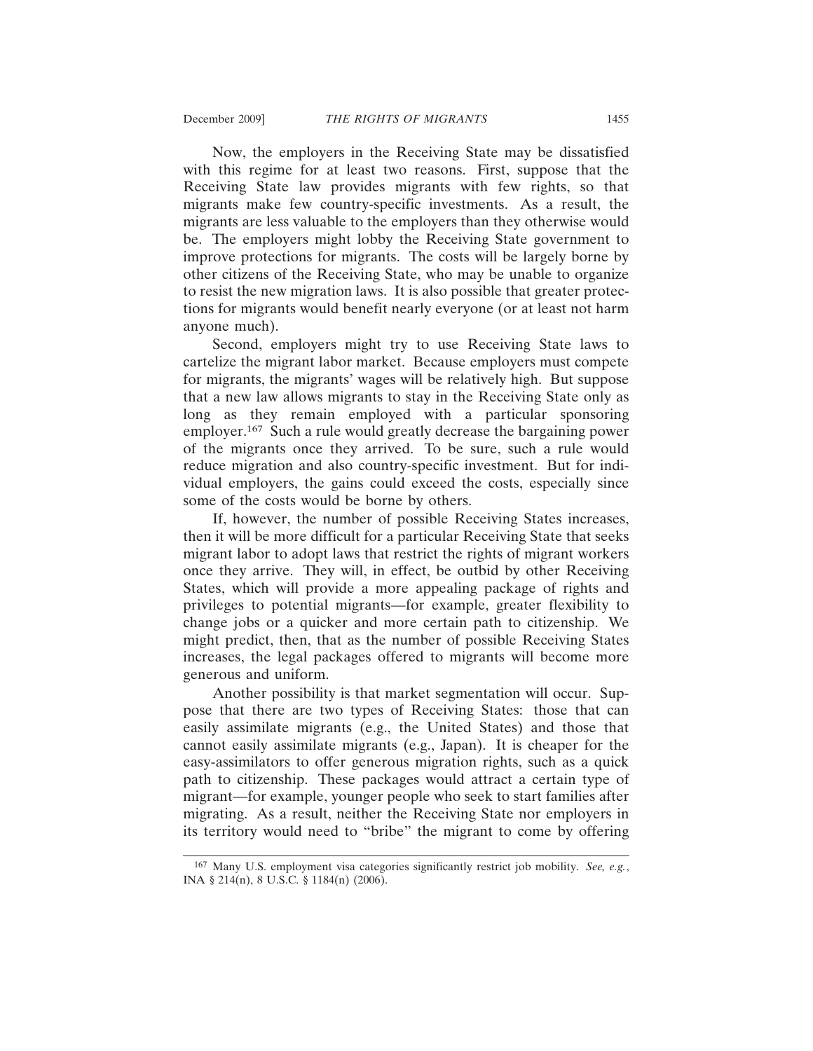Now, the employers in the Receiving State may be dissatisfied with this regime for at least two reasons. First, suppose that the Receiving State law provides migrants with few rights, so that migrants make few country-specific investments. As a result, the migrants are less valuable to the employers than they otherwise would be. The employers might lobby the Receiving State government to improve protections for migrants. The costs will be largely borne by other citizens of the Receiving State, who may be unable to organize to resist the new migration laws. It is also possible that greater protections for migrants would benefit nearly everyone (or at least not harm anyone much).

Second, employers might try to use Receiving State laws to cartelize the migrant labor market. Because employers must compete for migrants, the migrants' wages will be relatively high. But suppose that a new law allows migrants to stay in the Receiving State only as long as they remain employed with a particular sponsoring employer.[167] Such a rule would greatly decrease the bargaining power of the migrants once they arrived. To be sure, such a rule would reduce migration and also country-specific investment. But for individual employers, the gains could exceed the costs, especially since some of the costs would be borne by others.

If, however, the number of possible Receiving States increases, then it will be more difficult for a particular Receiving State that seeks migrant labor to adopt laws that restrict the rights of migrant workers once they arrive. They will, in effect, be outbid by other Receiving States, which will provide a more appealing package of rights and privileges to potential migrants—for example, greater flexibility to change jobs or a quicker and more certain path to citizenship. We might predict, then, that as the number of possible Receiving States increases, the legal packages offered to migrants will become more generous and uniform.

Another possibility is that market segmentation will occur. Suppose that there are two types of Receiving States: those that can easily assimilate migrants (e.g., the United States) and those that cannot easily assimilate migrants (e.g., Japan). It is cheaper for the easy-assimilators to offer generous migration rights, such as a quick path to citizenship. These packages would attract a certain type of migrant—for example, younger people who seek to start families after migrating. As a result, neither the Receiving State nor employers in its territory would need to "bribe" the migrant to come by offering

---

[167] Many U.S. employment visa categories significantly restrict job mobility. *See, e.g.*, INA § 214(n), 8 U.S.C. § 1184(n) (2006).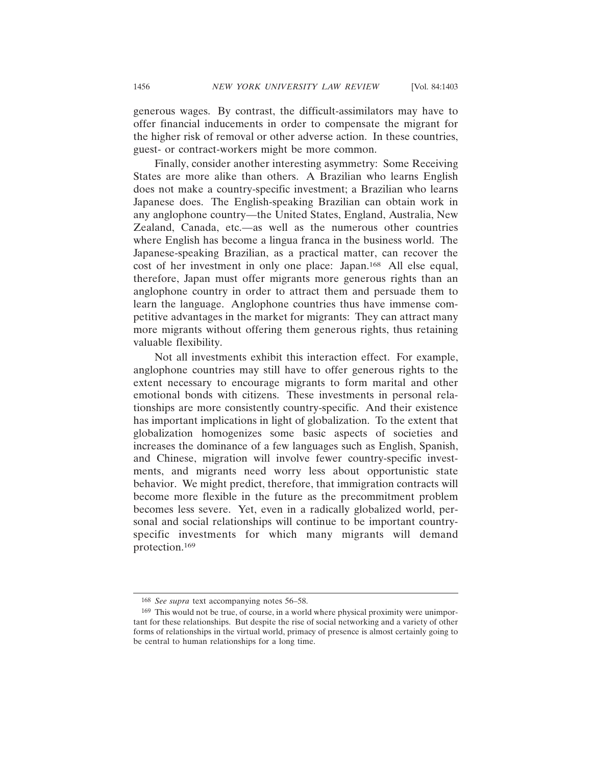generous wages. By contrast, the difficult-assimilators may have to offer financial inducements in order to compensate the migrant for the higher risk of removal or other adverse action. In these countries, guest- or contract-workers might be more common.

Finally, consider another interesting asymmetry: Some Receiving States are more alike than others. A Brazilian who learns English does not make a country-specific investment; a Brazilian who learns Japanese does. The English-speaking Brazilian can obtain work in any anglophone country—the United States, England, Australia, New Zealand, Canada, etc.—as well as the numerous other countries where English has become a lingua franca in the business world. The Japanese-speaking Brazilian, as a practical matter, can recover the cost of her investment in only one place: Japan.[168] All else equal, therefore, Japan must offer migrants more generous rights than an anglophone country in order to attract them and persuade them to learn the language. Anglophone countries thus have immense competitive advantages in the market for migrants: They can attract many more migrants without offering them generous rights, thus retaining valuable flexibility.

Not all investments exhibit this interaction effect. For example, anglophone countries may still have to offer generous rights to the extent necessary to encourage migrants to form marital and other emotional bonds with citizens. These investments in personal relationships are more consistently country-specific. And their existence has important implications in light of globalization. To the extent that globalization homogenizes some basic aspects of societies and increases the dominance of a few languages such as English, Spanish, and Chinese, migration will involve fewer country-specific investments, and migrants need worry less about opportunistic state behavior. We might predict, therefore, that immigration contracts will become more flexible in the future as the precommitment problem becomes less severe. Yet, even in a radically globalized world, personal and social relationships will continue to be important country-specific investments for which many migrants will demand protection.[169]

---

[168] *See supra* text accompanying notes 56–58.

[169] This would not be true, of course, in a world where physical proximity were unimportant for these relationships. But despite the rise of social networking and a variety of other forms of relationships in the virtual world, primacy of presence is almost certainly going to be central to human relationships for a long time.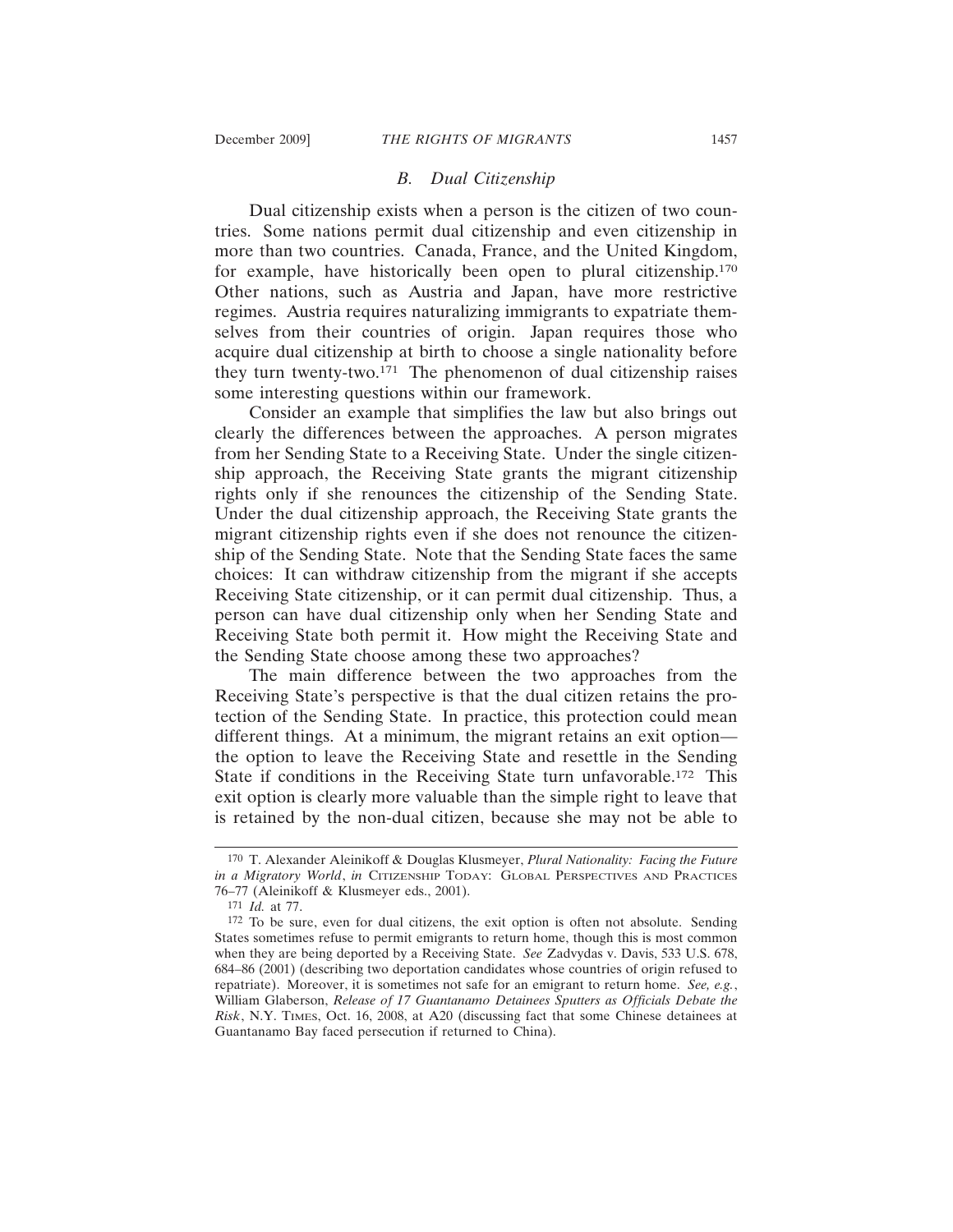### B. Dual Citizenship

Dual citizenship exists when a person is the citizen of two countries. Some nations permit dual citizenship and even citizenship in more than two countries. Canada, France, and the United Kingdom, for example, have historically been open to plural citizenship.[170] Other nations, such as Austria and Japan, have more restrictive regimes. Austria requires naturalizing immigrants to expatriate themselves from their countries of origin. Japan requires those who acquire dual citizenship at birth to choose a single nationality before they turn twenty-two.[171] The phenomenon of dual citizenship raises some interesting questions within our framework.

Consider an example that simplifies the law but also brings out clearly the differences between the approaches. A person migrates from her Sending State to a Receiving State. Under the single citizenship approach, the Receiving State grants the migrant citizenship rights only if she renounces the citizenship of the Sending State. Under the dual citizenship approach, the Receiving State grants the migrant citizenship rights even if she does not renounce the citizenship of the Sending State. Note that the Sending State faces the same choices: It can withdraw citizenship from the migrant if she accepts Receiving State citizenship, or it can permit dual citizenship. Thus, a person can have dual citizenship only when her Sending State and Receiving State both permit it. How might the Receiving State and the Sending State choose among these two approaches?

The main difference between the two approaches from the Receiving State's perspective is that the dual citizen retains the protection of the Sending State. In practice, this protection could mean different things. At a minimum, the migrant retains an exit option—the option to leave the Receiving State and resettle in the Sending State if conditions in the Receiving State turn unfavorable.[172] This exit option is clearly more valuable than the simple right to leave that is retained by the non-dual citizen, because she may not be able to

---

[170] T. Alexander Aleinikoff & Douglas Klusmeyer, *Plural Nationality: Facing the Future in a Migratory World*, *in* CITIZENSHIP TODAY: GLOBAL PERSPECTIVES AND PRACTICES 76–77 (Aleinikoff & Klusmeyer eds., 2001).

[171] *Id.* at 77.

[172] To be sure, even for dual citizens, the exit option is often not absolute. Sending States sometimes refuse to permit emigrants to return home, though this is most common when they are being deported by a Receiving State. *See* Zadvydas v. Davis, 533 U.S. 678, 684–86 (2001) (describing two deportation candidates whose countries of origin refused to repatriate). Moreover, it is sometimes not safe for an emigrant to return home. *See, e.g.*, William Glaberson, *Release of 17 Guantanamo Detainees Sputters as Officials Debate the Risk*, N.Y. TIMES, Oct. 16, 2008, at A20 (discussing fact that some Chinese detainees at Guantanamo Bay faced persecution if returned to China).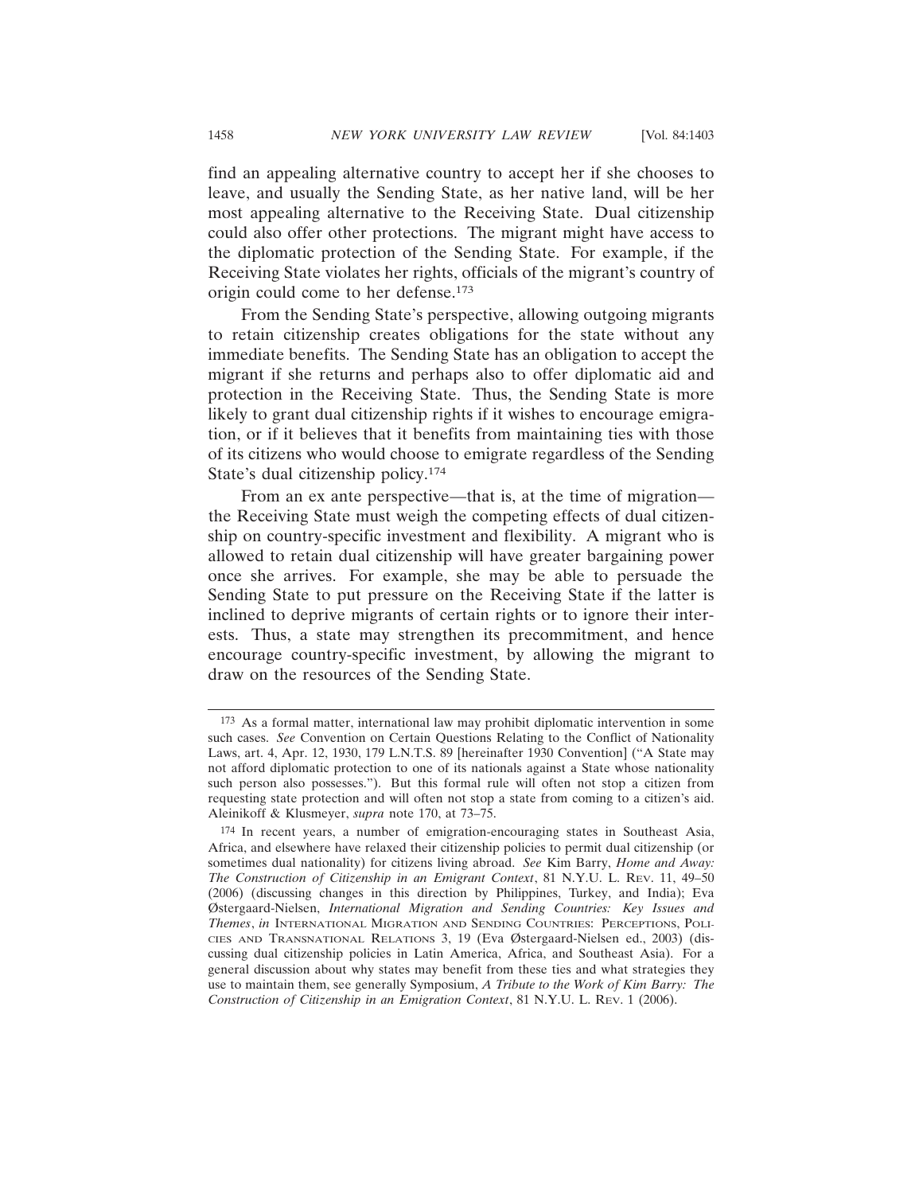find an appealing alternative country to accept her if she chooses to leave, and usually the Sending State, as her native land, will be her most appealing alternative to the Receiving State. Dual citizenship could also offer other protections. The migrant might have access to the diplomatic protection of the Sending State. For example, if the Receiving State violates her rights, officials of the migrant's country of origin could come to her defense.[173]

From the Sending State's perspective, allowing outgoing migrants to retain citizenship creates obligations for the state without any immediate benefits. The Sending State has an obligation to accept the migrant if she returns and perhaps also to offer diplomatic aid and protection in the Receiving State. Thus, the Sending State is more likely to grant dual citizenship rights if it wishes to encourage emigration, or if it believes that it benefits from maintaining ties with those of its citizens who would choose to emigrate regardless of the Sending State's dual citizenship policy.[174]

From an ex ante perspective—that is, at the time of migration—the Receiving State must weigh the competing effects of dual citizenship on country-specific investment and flexibility. A migrant who is allowed to retain dual citizenship will have greater bargaining power once she arrives. For example, she may be able to persuade the Sending State to put pressure on the Receiving State if the latter is inclined to deprive migrants of certain rights or to ignore their interests. Thus, a state may strengthen its precommitment, and hence encourage country-specific investment, by allowing the migrant to draw on the resources of the Sending State.

---

[173] As a formal matter, international law may prohibit diplomatic intervention in some such cases. *See* Convention on Certain Questions Relating to the Conflict of Nationality Laws, art. 4, Apr. 12, 1930, 179 L.N.T.S. 89 [hereinafter 1930 Convention] ("A State may not afford diplomatic protection to one of its nationals against a State whose nationality such person also possesses."). But this formal rule will often not stop a citizen from requesting state protection and will often not stop a state from coming to a citizen's aid. Aleinikoff & Klusmeyer, *supra* note 170, at 73–75.

[174] In recent years, a number of emigration-encouraging states in Southeast Asia, Africa, and elsewhere have relaxed their citizenship policies to permit dual citizenship (or sometimes dual nationality) for citizens living abroad. *See* Kim Barry, *Home and Away: The Construction of Citizenship in an Emigrant Context*, 81 N.Y.U. L. REV. 11, 49–50 (2006) (discussing changes in this direction by Philippines, Turkey, and India); Eva Østergaard-Nielsen, *International Migration and Sending Countries: Key Issues and Themes*, *in* INTERNATIONAL MIGRATION AND SENDING COUNTRIES: PERCEPTIONS, POLICIES AND TRANSNATIONAL RELATIONS 3, 19 (Eva Østergaard-Nielsen ed., 2003) (discussing dual citizenship policies in Latin America, Africa, and Southeast Asia). For a general discussion about why states may benefit from these ties and what strategies they use to maintain them, see generally Symposium, *A Tribute to the Work of Kim Barry: The Construction of Citizenship in an Emigration Context*, 81 N.Y.U. L. REV. 1 (2006).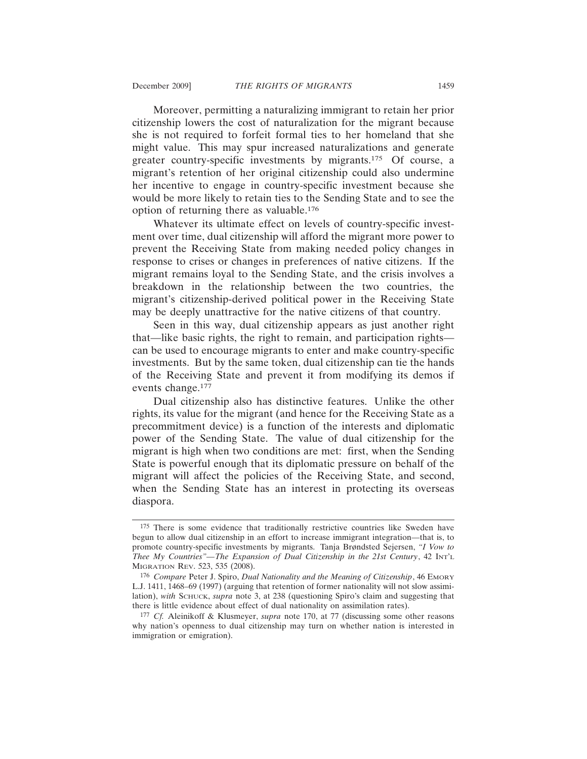Moreover, permitting a naturalizing immigrant to retain her prior citizenship lowers the cost of naturalization for the migrant because she is not required to forfeit formal ties to her homeland that she might value. This may spur increased naturalizations and generate greater country-specific investments by migrants.[175] Of course, a migrant's retention of her original citizenship could also undermine her incentive to engage in country-specific investment because she would be more likely to retain ties to the Sending State and to see the option of returning there as valuable.[176]

Whatever its ultimate effect on levels of country-specific investment over time, dual citizenship will afford the migrant more power to prevent the Receiving State from making needed policy changes in response to crises or changes in preferences of native citizens. If the migrant remains loyal to the Sending State, and the crisis involves a breakdown in the relationship between the two countries, the migrant's citizenship-derived political power in the Receiving State may be deeply unattractive for the native citizens of that country.

Seen in this way, dual citizenship appears as just another right that—like basic rights, the right to remain, and participation rights—can be used to encourage migrants to enter and make country-specific investments. But by the same token, dual citizenship can tie the hands of the Receiving State and prevent it from modifying its demos if events change.[177]

Dual citizenship also has distinctive features. Unlike the other rights, its value for the migrant (and hence for the Receiving State as a precommitment device) is a function of the interests and diplomatic power of the Sending State. The value of dual citizenship for the migrant is high when two conditions are met: first, when the Sending State is powerful enough that its diplomatic pressure on behalf of the migrant will affect the policies of the Receiving State, and second, when the Sending State has an interest in protecting its overseas diaspora.

---

[175] There is some evidence that traditionally restrictive countries like Sweden have begun to allow dual citizenship in an effort to increase immigrant integration—that is, to promote country-specific investments by migrants. Tanja Brøndsted Sejersen, *"I Vow to Thee My Countries"—The Expansion of Dual Citizenship in the 21st Century*, 42 INT'L MIGRATION REV. 523, 535 (2008).

[176] *Compare* Peter J. Spiro, *Dual Nationality and the Meaning of Citizenship*, 46 EMORY L.J. 1411, 1468–69 (1997) (arguing that retention of former nationality will not slow assimilation), *with* SCHUCK, *supra* note 3, at 238 (questioning Spiro's claim and suggesting that there is little evidence about effect of dual nationality on assimilation rates).

[177] *Cf.* Aleinikoff & Klusmeyer, *supra* note 170, at 77 (discussing some other reasons why nation's openness to dual citizenship may turn on whether nation is interested in immigration or emigration).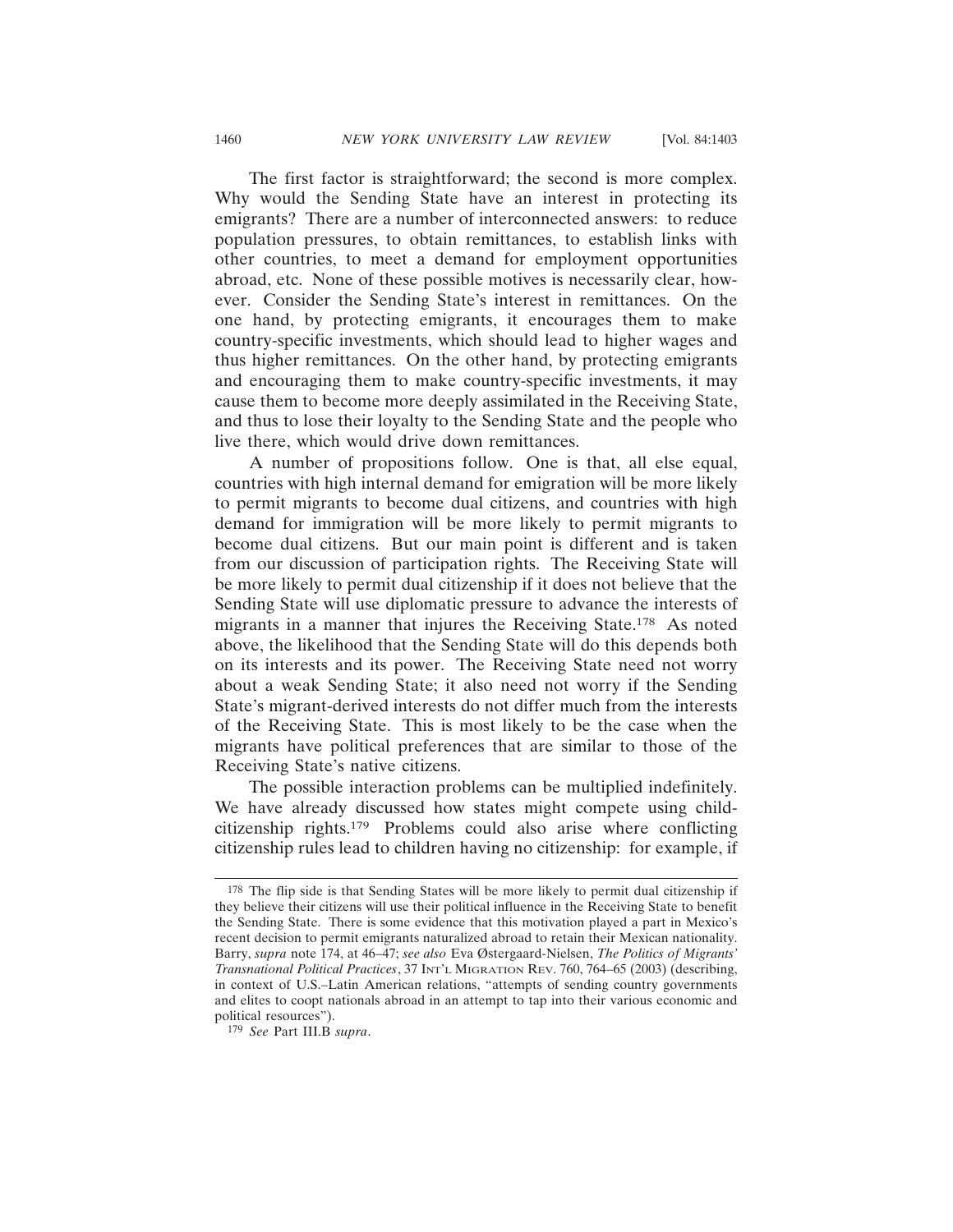The first factor is straightforward; the second is more complex. Why would the Sending State have an interest in protecting its emigrants? There are a number of interconnected answers: to reduce population pressures, to obtain remittances, to establish links with other countries, to meet a demand for employment opportunities abroad, etc. None of these possible motives is necessarily clear, however. Consider the Sending State's interest in remittances. On the one hand, by protecting emigrants, it encourages them to make country-specific investments, which should lead to higher wages and thus higher remittances. On the other hand, by protecting emigrants and encouraging them to make country-specific investments, it may cause them to become more deeply assimilated in the Receiving State, and thus to lose their loyalty to the Sending State and the people who live there, which would drive down remittances.

A number of propositions follow. One is that, all else equal, countries with high internal demand for emigration will be more likely to permit migrants to become dual citizens, and countries with high demand for immigration will be more likely to permit migrants to become dual citizens. But our main point is different and is taken from our discussion of participation rights. The Receiving State will be more likely to permit dual citizenship if it does not believe that the Sending State will use diplomatic pressure to advance the interests of migrants in a manner that injures the Receiving State.[178] As noted above, the likelihood that the Sending State will do this depends both on its interests and its power. The Receiving State need not worry about a weak Sending State; it also need not worry if the Sending State's migrant-derived interests do not differ much from the interests of the Receiving State. This is most likely to be the case when the migrants have political preferences that are similar to those of the Receiving State's native citizens.

The possible interaction problems can be multiplied indefinitely. We have already discussed how states might compete using child-citizenship rights.[179] Problems could also arise where conflicting citizenship rules lead to children having no citizenship: for example, if

---

[178] The flip side is that Sending States will be more likely to permit dual citizenship if they believe their citizens will use their political influence in the Receiving State to benefit the Sending State. There is some evidence that this motivation played a part in Mexico's recent decision to permit emigrants naturalized abroad to retain their Mexican nationality. Barry, *supra* note 174, at 46–47; *see also* Eva Østergaard-Nielsen, *The Politics of Migrants' Transnational Political Practices*, 37 INT'L MIGRATION REV. 760, 764–65 (2003) (describing, in context of U.S.–Latin American relations, "attempts of sending country governments and elites to coopt nationals abroad in an attempt to tap into their various economic and political resources").

[179] *See* Part III.B *supra*.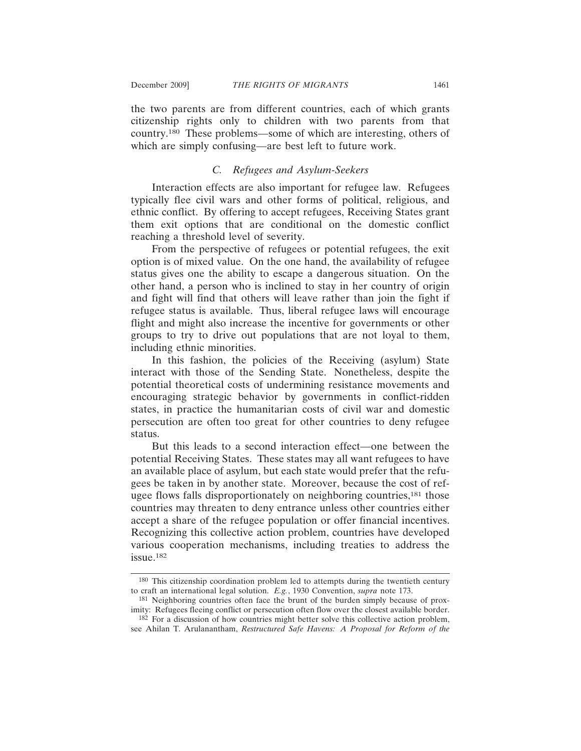the two parents are from different countries, each of which grants citizenship rights only to children with two parents from that country.[180] These problems—some of which are interesting, others of which are simply confusing—are best left to future work.

### *C. Refugees and Asylum-Seekers*

Interaction effects are also important for refugee law. Refugees typically flee civil wars and other forms of political, religious, and ethnic conflict. By offering to accept refugees, Receiving States grant them exit options that are conditional on the domestic conflict reaching a threshold level of severity.

From the perspective of refugees or potential refugees, the exit option is of mixed value. On the one hand, the availability of refugee status gives one the ability to escape a dangerous situation. On the other hand, a person who is inclined to stay in her country of origin and fight will find that others will leave rather than join the fight if refugee status is available. Thus, liberal refugee laws will encourage flight and might also increase the incentive for governments or other groups to try to drive out populations that are not loyal to them, including ethnic minorities.

In this fashion, the policies of the Receiving (asylum) State interact with those of the Sending State. Nonetheless, despite the potential theoretical costs of undermining resistance movements and encouraging strategic behavior by governments in conflict-ridden states, in practice the humanitarian costs of civil war and domestic persecution are often too great for other countries to deny refugee status.

But this leads to a second interaction effect—one between the potential Receiving States. These states may all want refugees to have an available place of asylum, but each state would prefer that the refugees be taken in by another state. Moreover, because the cost of refugee flows falls disproportionately on neighboring countries,[181] those countries may threaten to deny entrance unless other countries either accept a share of the refugee population or offer financial incentives. Recognizing this collective action problem, countries have developed various cooperation mechanisms, including treaties to address the issue.[182]

---

[180] This citizenship coordination problem led to attempts during the twentieth century to craft an international legal solution. *E.g.*, 1930 Convention, *supra* note 173.

[181] Neighboring countries often face the brunt of the burden simply because of proximity: Refugees fleeing conflict or persecution often flow over the closest available border.

[182] For a discussion of how countries might better solve this collective action problem, see Ahilan T. Arulanantham, *Restructured Safe Havens: A Proposal for Reform of the*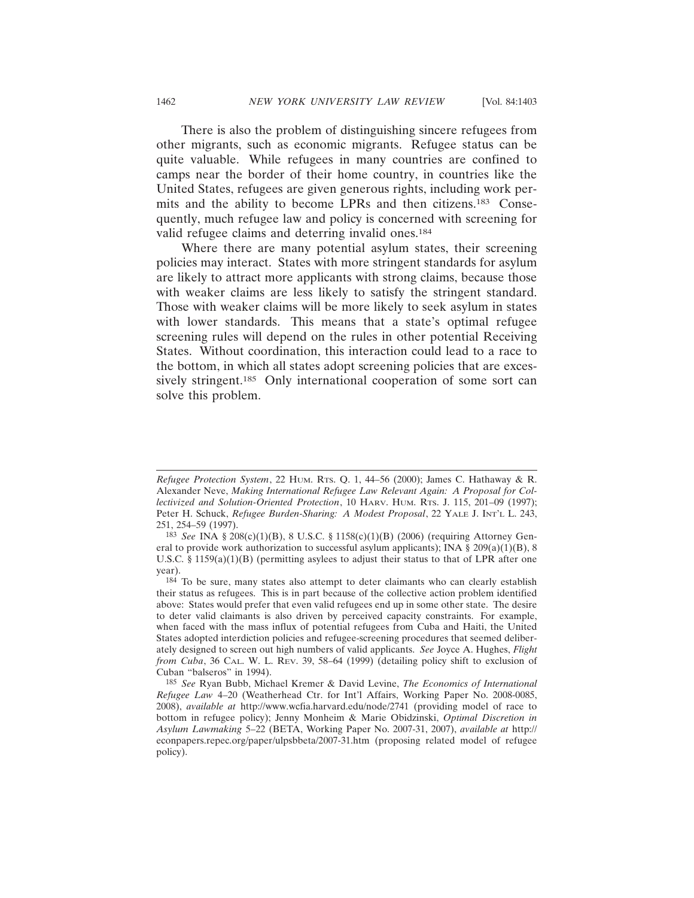There is also the problem of distinguishing sincere refugees from other migrants, such as economic migrants. Refugee status can be quite valuable. While refugees in many countries are confined to camps near the border of their home country, in countries like the United States, refugees are given generous rights, including work permits and the ability to become LPRs and then citizens.[183] Consequently, much refugee law and policy is concerned with screening for valid refugee claims and deterring invalid ones.[184]

Where there are many potential asylum states, their screening policies may interact. States with more stringent standards for asylum are likely to attract more applicants with strong claims, because those with weaker claims are less likely to satisfy the stringent standard. Those with weaker claims will be more likely to seek asylum in states with lower standards. This means that a state's optimal refugee screening rules will depend on the rules in other potential Receiving States. Without coordination, this interaction could lead to a race to the bottom, in which all states adopt screening policies that are excessively stringent.[185] Only international cooperation of some sort can solve this problem.

---

*Refugee Protection System*, 22 HUM. RTS. Q. 1, 44–56 (2000); James C. Hathaway & R. Alexander Neve, *Making International Refugee Law Relevant Again: A Proposal for Collectivized and Solution-Oriented Protection*, 10 HARV. HUM. RTS. J. 115, 201–09 (1997); Peter H. Schuck, *Refugee Burden-Sharing: A Modest Proposal*, 22 YALE J. INT'L L. 243, 251, 254–59 (1997).

[183] *See* INA § 208(c)(1)(B), 8 U.S.C. § 1158(c)(1)(B) (2006) (requiring Attorney General to provide work authorization to successful asylum applicants); INA § 209(a)(1)(B), 8 U.S.C. § 1159(a)(1)(B) (permitting asylees to adjust their status to that of LPR after one year).

[184] To be sure, many states also attempt to deter claimants who can clearly establish their status as refugees. This is in part because of the collective action problem identified above: States would prefer that even valid refugees end up in some other state. The desire to deter valid claimants is also driven by perceived capacity constraints. For example, when faced with the mass influx of potential refugees from Cuba and Haiti, the United States adopted interdiction policies and refugee-screening procedures that seemed deliberately designed to screen out high numbers of valid applicants. *See* Joyce A. Hughes, *Flight from Cuba*, 36 CAL. W. L. REV. 39, 58–64 (1999) (detailing policy shift to exclusion of Cuban "balseros" in 1994).

[185] *See* Ryan Bubb, Michael Kremer & David Levine, *The Economics of International Refugee Law* 4–20 (Weatherhead Ctr. for Int'l Affairs, Working Paper No. 2008-0085, 2008), *available at* http://www.wcfia.harvard.edu/node/2741 (providing model of race to bottom in refugee policy); Jenny Monheim & Marie Obidzinski, *Optimal Discretion in Asylum Lawmaking* 5–22 (BETA, Working Paper No. 2007-31, 2007), *available at* http://econpapers.repec.org/paper/ulpsbbeta/2007-31.htm (proposing related model of refugee policy).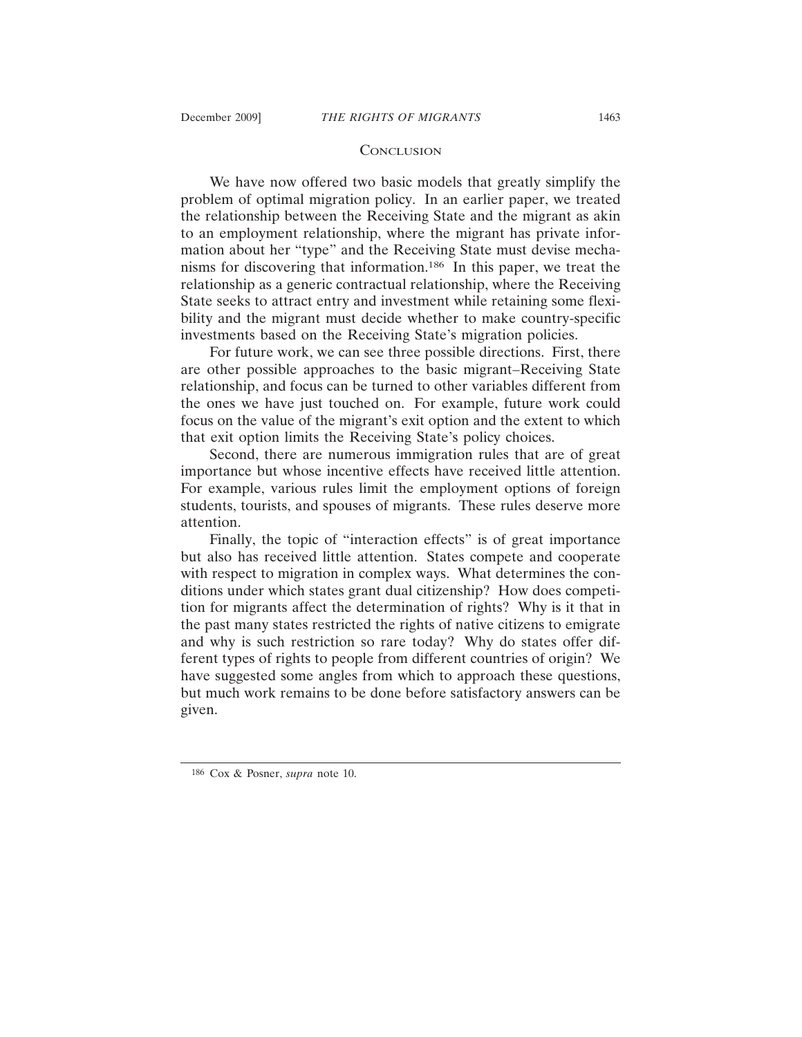## Conclusion

We have now offered two basic models that greatly simplify the problem of optimal migration policy. In an earlier paper, we treated the relationship between the Receiving State and the migrant as akin to an employment relationship, where the migrant has private information about her "type" and the Receiving State must devise mechanisms for discovering that information.[186] In this paper, we treat the relationship as a generic contractual relationship, where the Receiving State seeks to attract entry and investment while retaining some flexibility and the migrant must decide whether to make country-specific investments based on the Receiving State's migration policies.

For future work, we can see three possible directions. First, there are other possible approaches to the basic migrant–Receiving State relationship, and focus can be turned to other variables different from the ones we have just touched on. For example, future work could focus on the value of the migrant's exit option and the extent to which that exit option limits the Receiving State's policy choices.

Second, there are numerous immigration rules that are of great importance but whose incentive effects have received little attention. For example, various rules limit the employment options of foreign students, tourists, and spouses of migrants. These rules deserve more attention.

Finally, the topic of "interaction effects" is of great importance but also has received little attention. States compete and cooperate with respect to migration in complex ways. What determines the conditions under which states grant dual citizenship? How does competition for migrants affect the determination of rights? Why is it that in the past many states restricted the rights of native citizens to emigrate and why is such restriction so rare today? Why do states offer different types of rights to people from different countries of origin? We have suggested some angles from which to approach these questions, but much work remains to be done before satisfactory answers can be given.

---

[186] Cox & Posner, *supra* note 10.